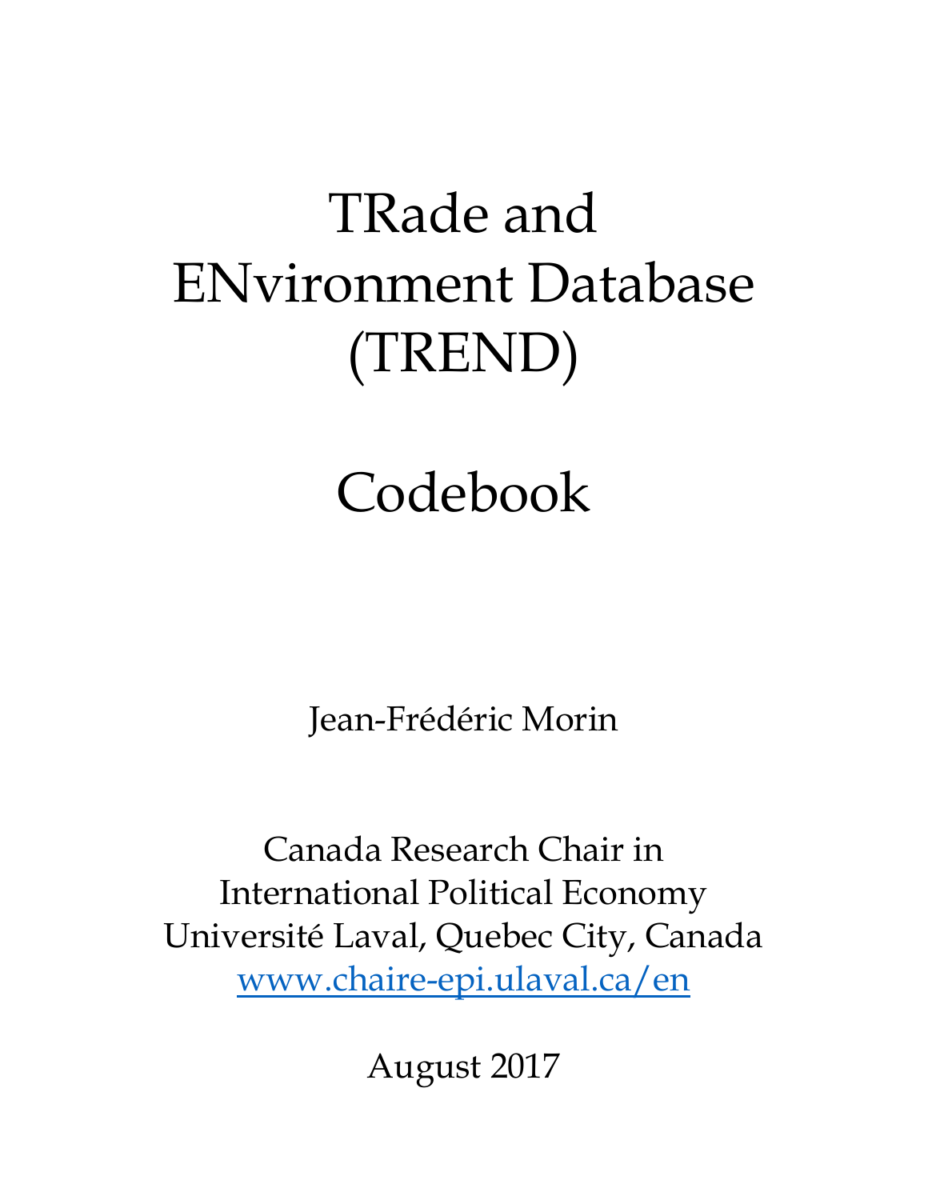# TRade and ENvironment Database (TREND)

# Codebook

Jean-Frédéric Morin

Canada Research Chair in
International Political Economy
Université Laval, Quebec City, Canada
[www.chaire-epi.ulaval.ca/en](http://www.chaire-epi.ulaval.ca/en)

August 2017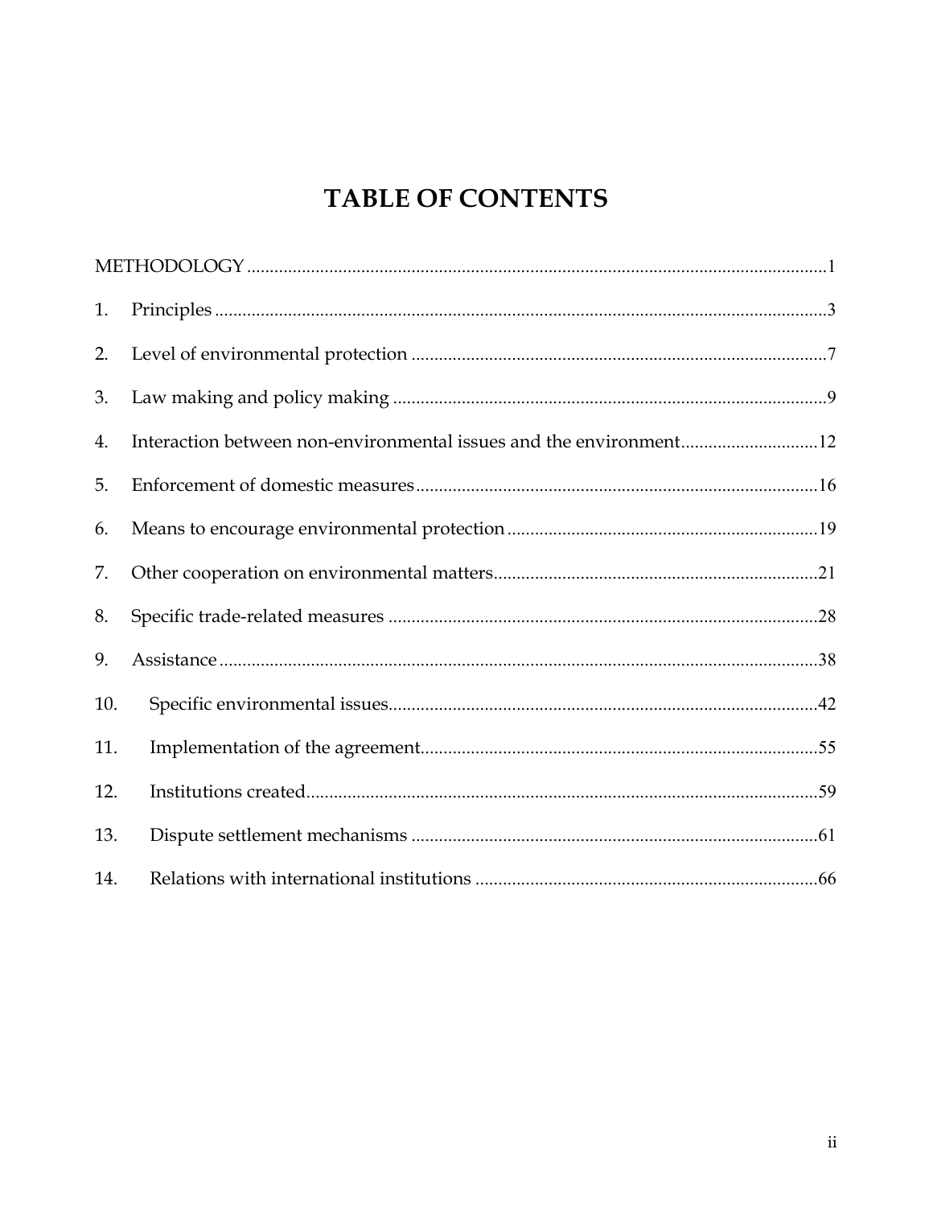# TABLE OF CONTENTS

METHODOLOGY .......... 1

1. Principles .......... 3
2. Level of environmental protection .......... 7
3. Law making and policy making .......... 9
4. Interaction between non-environmental issues and the environment .......... 12
5. Enforcement of domestic measures .......... 16
6. Means to encourage environmental protection .......... 19
7. Other cooperation on environmental matters .......... 21
8. Specific trade-related measures .......... 28
9. Assistance .......... 38
10. Specific environmental issues .......... 42
11. Implementation of the agreement .......... 55
12. Institutions created .......... 59
13. Dispute settlement mechanisms .......... 61
14. Relations with international institutions .......... 66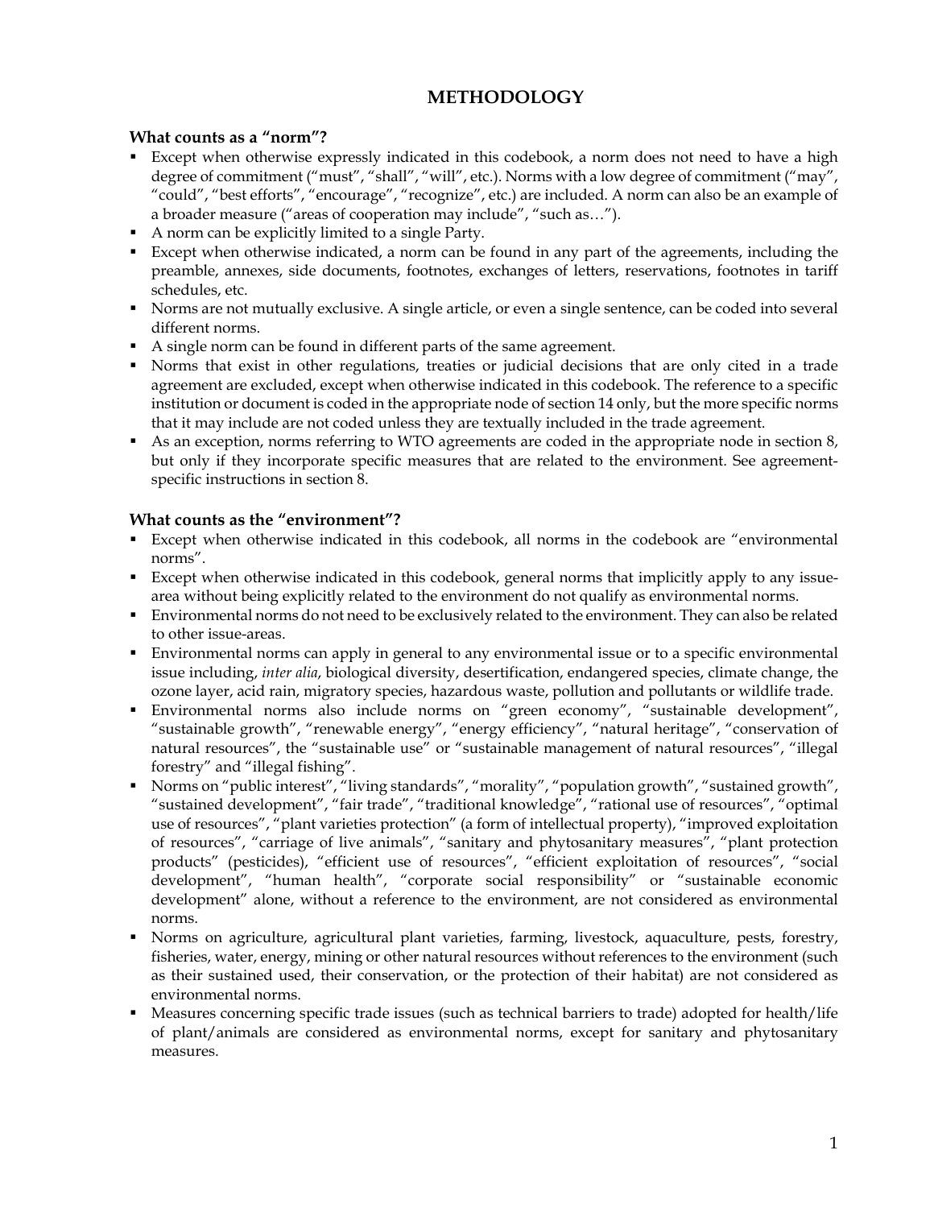# METHODOLOGY

### What counts as a "norm"?

- Except when otherwise expressly indicated in this codebook, a norm does not need to have a high degree of commitment ("must", "shall", "will", etc.). Norms with a low degree of commitment ("may", "could", "best efforts", "encourage", "recognize", etc.) are included. A norm can also be an example of a broader measure ("areas of cooperation may include", "such as…").
- A norm can be explicitly limited to a single Party.
- Except when otherwise indicated, a norm can be found in any part of the agreements, including the preamble, annexes, side documents, footnotes, exchanges of letters, reservations, footnotes in tariff schedules, etc.
- Norms are not mutually exclusive. A single article, or even a single sentence, can be coded into several different norms.
- A single norm can be found in different parts of the same agreement.
- Norms that exist in other regulations, treaties or judicial decisions that are only cited in a trade agreement are excluded, except when otherwise indicated in this codebook. The reference to a specific institution or document is coded in the appropriate node of section 14 only, but the more specific norms that it may include are not coded unless they are textually included in the trade agreement.
- As an exception, norms referring to WTO agreements are coded in the appropriate node in section 8, but only if they incorporate specific measures that are related to the environment. See agreement-specific instructions in section 8.

### What counts as the "environment"?

- Except when otherwise indicated in this codebook, all norms in the codebook are "environmental norms".
- Except when otherwise indicated in this codebook, general norms that implicitly apply to any issue-area without being explicitly related to the environment do not qualify as environmental norms.
- Environmental norms do not need to be exclusively related to the environment. They can also be related to other issue-areas.
- Environmental norms can apply in general to any environmental issue or to a specific environmental issue including, *inter alia*, biological diversity, desertification, endangered species, climate change, the ozone layer, acid rain, migratory species, hazardous waste, pollution and pollutants or wildlife trade.
- Environmental norms also include norms on "green economy", "sustainable development", "sustainable growth", "renewable energy", "energy efficiency", "natural heritage", "conservation of natural resources", the "sustainable use" or "sustainable management of natural resources", "illegal forestry" and "illegal fishing".
- Norms on "public interest", "living standards", "morality", "population growth", "sustained growth", "sustained development", "fair trade", "traditional knowledge", "rational use of resources", "optimal use of resources", "plant varieties protection" (a form of intellectual property), "improved exploitation of resources", "carriage of live animals", "sanitary and phytosanitary measures", "plant protection products" (pesticides), "efficient use of resources", "efficient exploitation of resources", "social development", "human health", "corporate social responsibility" or "sustainable economic development" alone, without a reference to the environment, are not considered as environmental norms.
- Norms on agriculture, agricultural plant varieties, farming, livestock, aquaculture, pests, forestry, fisheries, water, energy, mining or other natural resources without references to the environment (such as their sustained used, their conservation, or the protection of their habitat) are not considered as environmental norms.
- Measures concerning specific trade issues (such as technical barriers to trade) adopted for health/life of plant/animals are considered as environmental norms, except for sanitary and phytosanitary measures.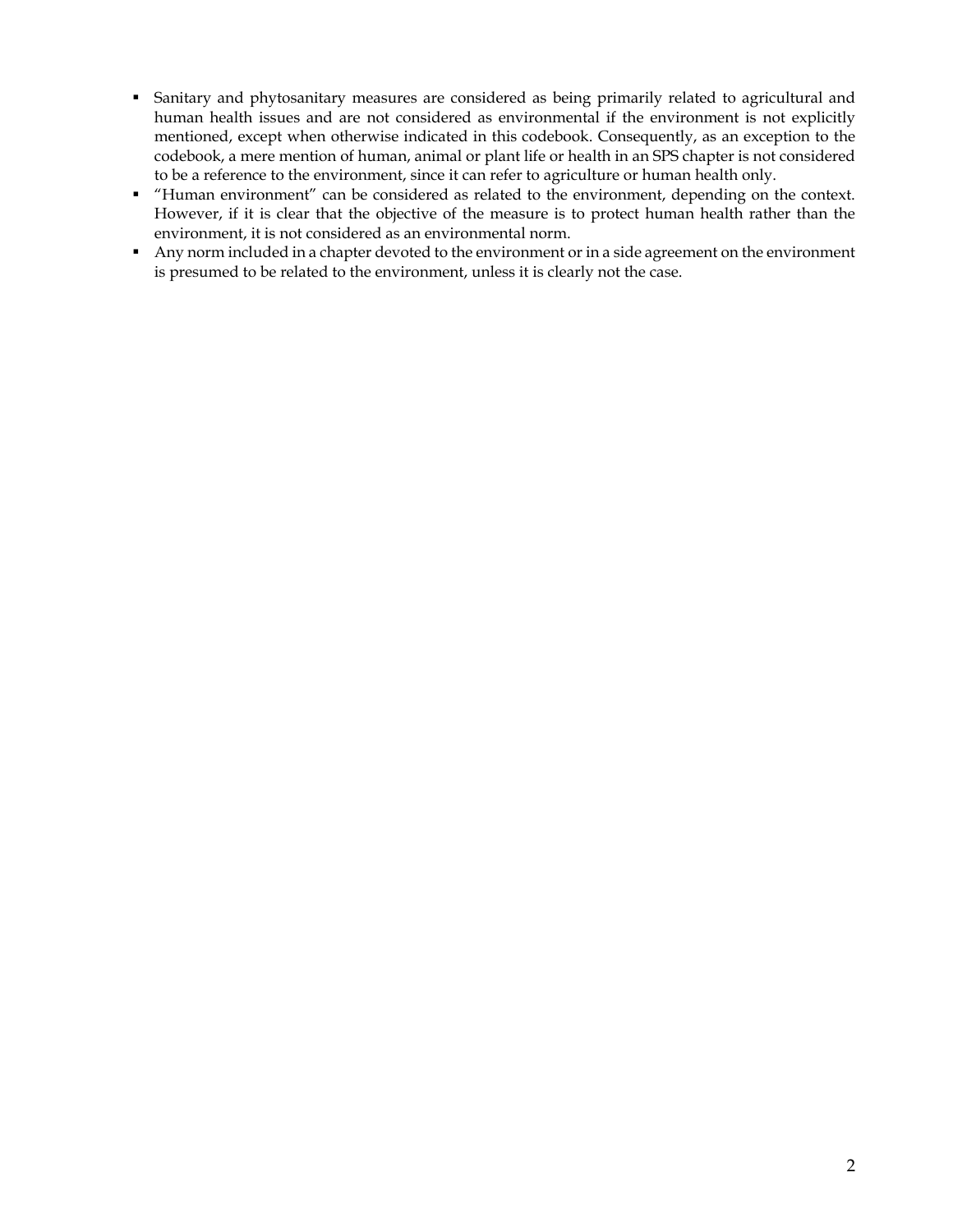- Sanitary and phytosanitary measures are considered as being primarily related to agricultural and human health issues and are not considered as environmental if the environment is not explicitly mentioned, except when otherwise indicated in this codebook. Consequently, as an exception to the codebook, a mere mention of human, animal or plant life or health in an SPS chapter is not considered to be a reference to the environment, since it can refer to agriculture or human health only.
- "Human environment" can be considered as related to the environment, depending on the context. However, if it is clear that the objective of the measure is to protect human health rather than the environment, it is not considered as an environmental norm.
- Any norm included in a chapter devoted to the environment or in a side agreement on the environment is presumed to be related to the environment, unless it is clearly not the case.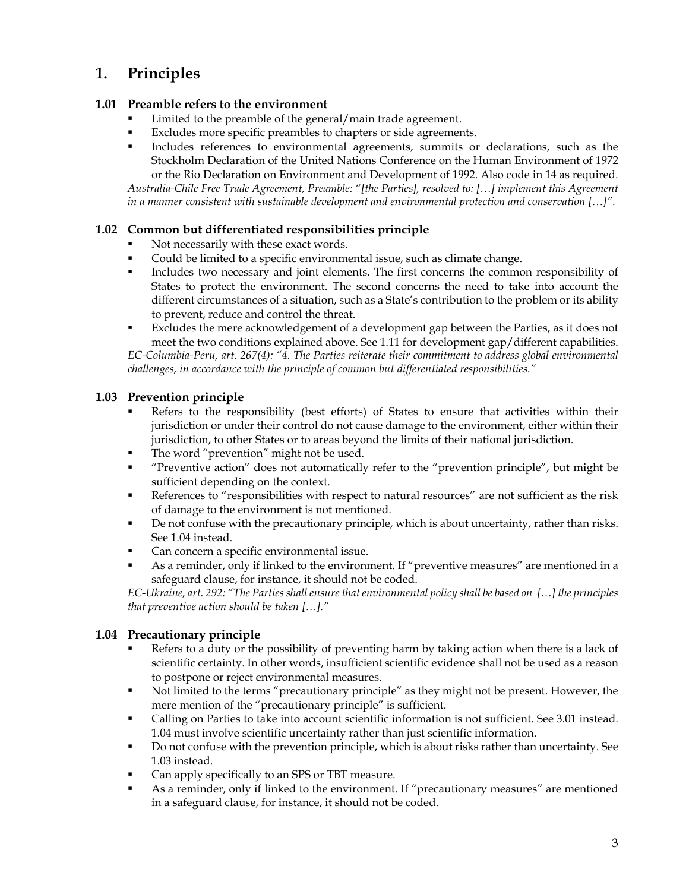# 1. Principles

### 1.01 Preamble refers to the environment

- Limited to the preamble of the general/main trade agreement.
- Excludes more specific preambles to chapters or side agreements.
- Includes references to environmental agreements, summits or declarations, such as the Stockholm Declaration of the United Nations Conference on the Human Environment of 1972 or the Rio Declaration on Environment and Development of 1992. Also code in 14 as required.

*Australia-Chile Free Trade Agreement, Preamble: "[the Parties], resolved to: […] implement this Agreement in a manner consistent with sustainable development and environmental protection and conservation […]".*

### 1.02 Common but differentiated responsibilities principle

- Not necessarily with these exact words.
- Could be limited to a specific environmental issue, such as climate change.
- Includes two necessary and joint elements. The first concerns the common responsibility of States to protect the environment. The second concerns the need to take into account the different circumstances of a situation, such as a State's contribution to the problem or its ability to prevent, reduce and control the threat.
- Excludes the mere acknowledgement of a development gap between the Parties, as it does not meet the two conditions explained above. See 1.11 for development gap/different capabilities.

*EC-Columbia-Peru, art. 267(4): "4. The Parties reiterate their commitment to address global environmental challenges, in accordance with the principle of common but differentiated responsibilities."*

### 1.03 Prevention principle

- Refers to the responsibility (best efforts) of States to ensure that activities within their jurisdiction or under their control do not cause damage to the environment, either within their jurisdiction, to other States or to areas beyond the limits of their national jurisdiction.
- The word "prevention" might not be used.
- "Preventive action" does not automatically refer to the "prevention principle", but might be sufficient depending on the context.
- References to "responsibilities with respect to natural resources" are not sufficient as the risk of damage to the environment is not mentioned.
- De not confuse with the precautionary principle, which is about uncertainty, rather than risks. See 1.04 instead.
- Can concern a specific environmental issue.
- As a reminder, only if linked to the environment. If "preventive measures" are mentioned in a safeguard clause, for instance, it should not be coded.

*EC-Ukraine, art. 292: "The Parties shall ensure that environmental policy shall be based on […] the principles that preventive action should be taken […]."*

### 1.04 Precautionary principle

- Refers to a duty or the possibility of preventing harm by taking action when there is a lack of scientific certainty. In other words, insufficient scientific evidence shall not be used as a reason to postpone or reject environmental measures.
- Not limited to the terms "precautionary principle" as they might not be present. However, the mere mention of the "precautionary principle" is sufficient.
- Calling on Parties to take into account scientific information is not sufficient. See 3.01 instead. 1.04 must involve scientific uncertainty rather than just scientific information.
- Do not confuse with the prevention principle, which is about risks rather than uncertainty. See 1.03 instead.
- Can apply specifically to an SPS or TBT measure.
- As a reminder, only if linked to the environment. If "precautionary measures" are mentioned in a safeguard clause, for instance, it should not be coded.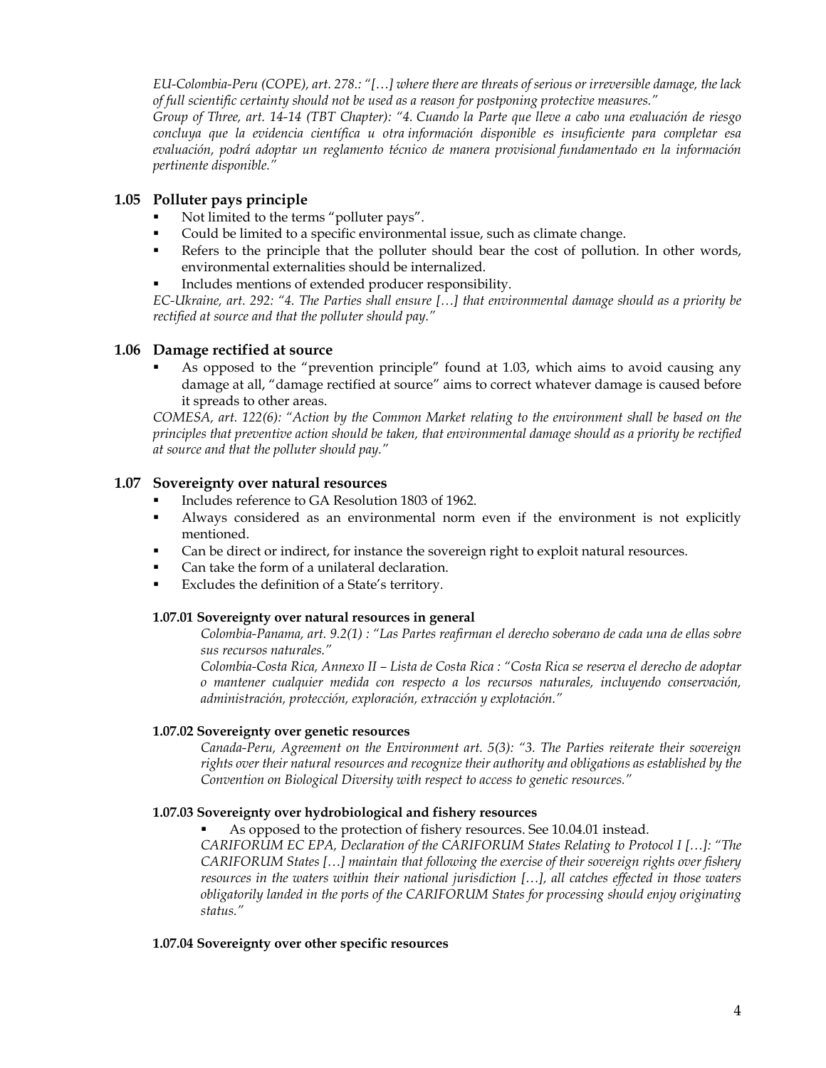*EU-Colombia-Peru (COPE), art. 278.: "[…] where there are threats of serious or irreversible damage, the lack of full scientific certainty should not be used as a reason for postponing protective measures."*
*Group of Three, art. 14-14 (TBT Chapter): "4. Cuando la Parte que lleve a cabo una evaluación de riesgo concluya que la evidencia científica u otra información disponible es insuficiente para completar esa evaluación, podrá adoptar un reglamento técnico de manera provisional fundamentado en la información pertinente disponible."*

### 1.05 Polluter pays principle

- Not limited to the terms "polluter pays".
- Could be limited to a specific environmental issue, such as climate change.
- Refers to the principle that the polluter should bear the cost of pollution. In other words, environmental externalities should be internalized.
- Includes mentions of extended producer responsibility.

*EC-Ukraine, art. 292: "4. The Parties shall ensure […] that environmental damage should as a priority be rectified at source and that the polluter should pay."*

### 1.06 Damage rectified at source

- As opposed to the "prevention principle" found at 1.03, which aims to avoid causing any damage at all, "damage rectified at source" aims to correct whatever damage is caused before it spreads to other areas.

*COMESA, art. 122(6): "Action by the Common Market relating to the environment shall be based on the principles that preventive action should be taken, that environmental damage should as a priority be rectified at source and that the polluter should pay."*

### 1.07 Sovereignty over natural resources

- Includes reference to GA Resolution 1803 of 1962.
- Always considered as an environmental norm even if the environment is not explicitly mentioned.
- Can be direct or indirect, for instance the sovereign right to exploit natural resources.
- Can take the form of a unilateral declaration.
- Excludes the definition of a State's territory.

#### 1.07.01 Sovereignty over natural resources in general

*Colombia-Panama, art. 9.2(1) : "Las Partes reafirman el derecho soberano de cada una de ellas sobre sus recursos naturales."*
*Colombia-Costa Rica, Annexo II – Lista de Costa Rica : "Costa Rica se reserva el derecho de adoptar o mantener cualquier medida con respecto a los recursos naturales, incluyendo conservación, administración, protección, exploración, extracción y explotación."*

#### 1.07.02 Sovereignty over genetic resources

*Canada-Peru, Agreement on the Environment art. 5(3): "3. The Parties reiterate their sovereign rights over their natural resources and recognize their authority and obligations as established by the Convention on Biological Diversity with respect to access to genetic resources."*

#### 1.07.03 Sovereignty over hydrobiological and fishery resources

- As opposed to the protection of fishery resources. See 10.04.01 instead.

*CARIFORUM EC EPA, Declaration of the CARIFORUM States Relating to Protocol I […]: "The CARIFORUM States […] maintain that following the exercise of their sovereign rights over fishery resources in the waters within their national jurisdiction […], all catches effected in those waters obligatorily landed in the ports of the CARIFORUM States for processing should enjoy originating status."*

#### 1.07.04 Sovereignty over other specific resources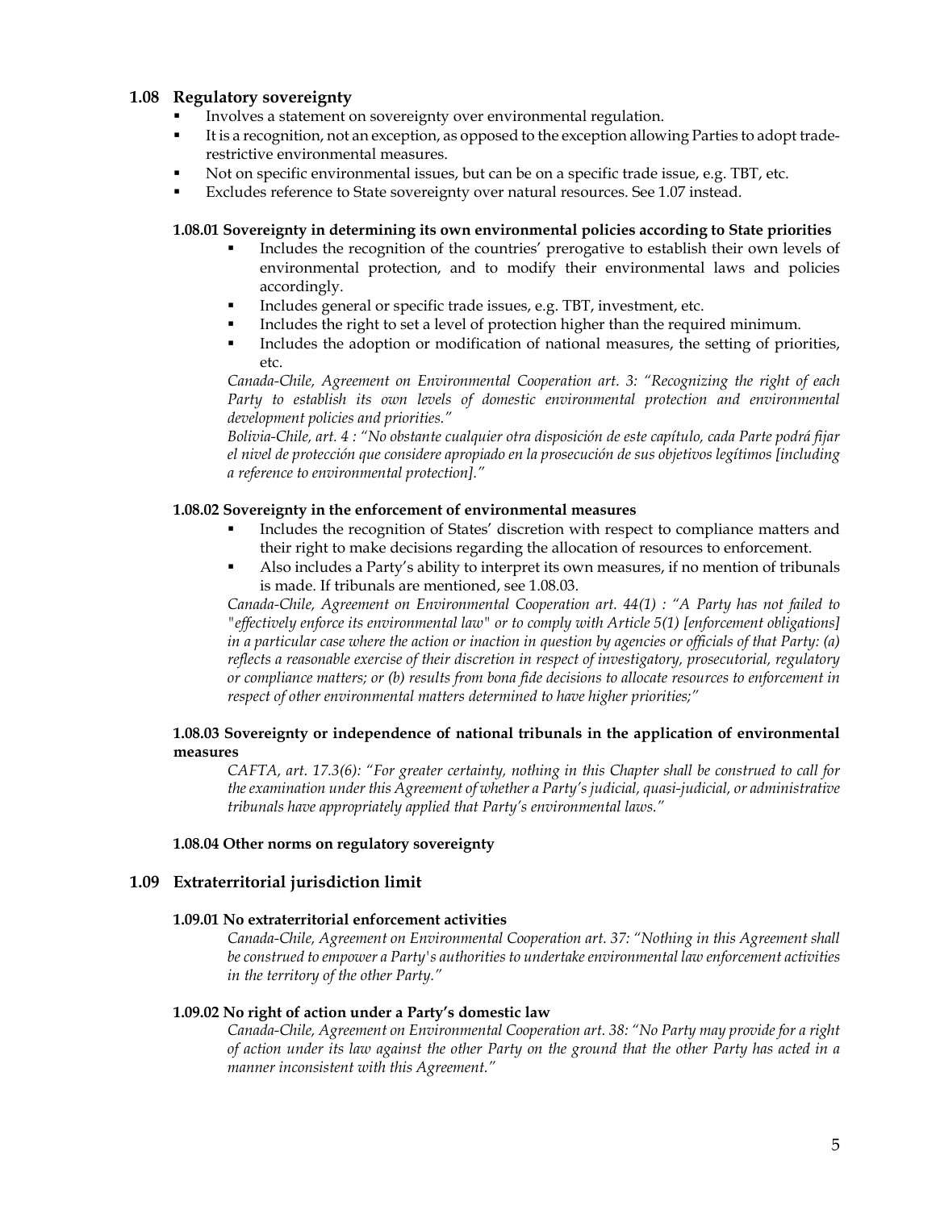## 1.08 Regulatory sovereignty

- Involves a statement on sovereignty over environmental regulation.
- It is a recognition, not an exception, as opposed to the exception allowing Parties to adopt trade-restrictive environmental measures.
- Not on specific environmental issues, but can be on a specific trade issue, e.g. TBT, etc.
- Excludes reference to State sovereignty over natural resources. See 1.07 instead.

### 1.08.01 Sovereignty in determining its own environmental policies according to State priorities

- Includes the recognition of the countries' prerogative to establish their own levels of environmental protection, and to modify their environmental laws and policies accordingly.
- Includes general or specific trade issues, e.g. TBT, investment, etc.
- Includes the right to set a level of protection higher than the required minimum.
- Includes the adoption or modification of national measures, the setting of priorities, etc.

*Canada-Chile, Agreement on Environmental Cooperation art. 3: "Recognizing the right of each Party to establish its own levels of domestic environmental protection and environmental development policies and priorities."*

*Bolivia-Chile, art. 4 : "No obstante cualquier otra disposición de este capítulo, cada Parte podrá fijar el nivel de protección que considere apropiado en la prosecución de sus objetivos legítimos [including a reference to environmental protection]."*

### 1.08.02 Sovereignty in the enforcement of environmental measures

- Includes the recognition of States' discretion with respect to compliance matters and their right to make decisions regarding the allocation of resources to enforcement.
- Also includes a Party's ability to interpret its own measures, if no mention of tribunals is made. If tribunals are mentioned, see 1.08.03.

*Canada-Chile, Agreement on Environmental Cooperation art. 44(1) : "A Party has not failed to "effectively enforce its environmental law" or to comply with Article 5(1) [enforcement obligations] in a particular case where the action or inaction in question by agencies or officials of that Party: (a) reflects a reasonable exercise of their discretion in respect of investigatory, prosecutorial, regulatory or compliance matters; or (b) results from bona fide decisions to allocate resources to enforcement in respect of other environmental matters determined to have higher priorities;"*

### 1.08.03 Sovereignty or independence of national tribunals in the application of environmental measures

*CAFTA, art. 17.3(6): "For greater certainty, nothing in this Chapter shall be construed to call for the examination under this Agreement of whether a Party's judicial, quasi-judicial, or administrative tribunals have appropriately applied that Party's environmental laws."*

### 1.08.04 Other norms on regulatory sovereignty

## 1.09 Extraterritorial jurisdiction limit

### 1.09.01 No extraterritorial enforcement activities

*Canada-Chile, Agreement on Environmental Cooperation art. 37: "Nothing in this Agreement shall be construed to empower a Party's authorities to undertake environmental law enforcement activities in the territory of the other Party."*

### 1.09.02 No right of action under a Party's domestic law

*Canada-Chile, Agreement on Environmental Cooperation art. 38: "No Party may provide for a right of action under its law against the other Party on the ground that the other Party has acted in a manner inconsistent with this Agreement."*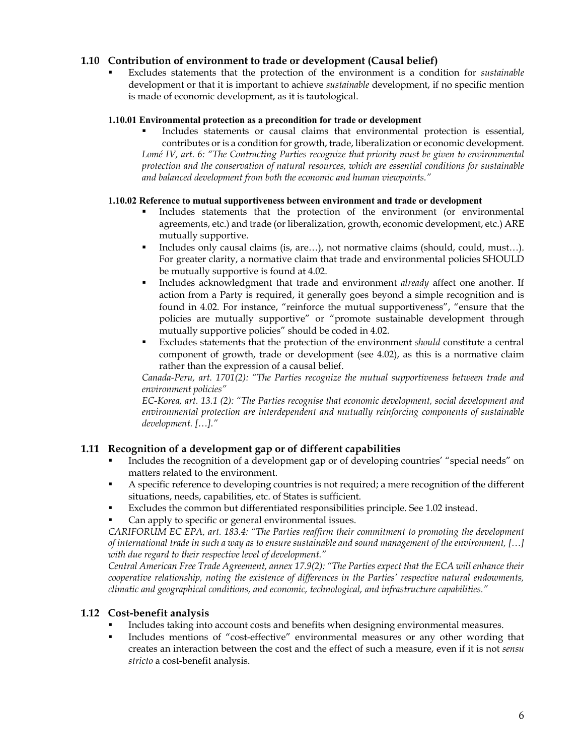## 1.10 Contribution of environment to trade or development (Causal belief)

- Excludes statements that the protection of the environment is a condition for *sustainable* development or that it is important to achieve *sustainable* development, if no specific mention is made of economic development, as it is tautological.

#### 1.10.01 Environmental protection as a precondition for trade or development

- Includes statements or causal claims that environmental protection is essential, contributes or is a condition for growth, trade, liberalization or economic development.

*Lomé IV, art. 6: "The Contracting Parties recognize that priority must be given to environmental protection and the conservation of natural resources, which are essential conditions for sustainable and balanced development from both the economic and human viewpoints."*

#### 1.10.02 Reference to mutual supportiveness between environment and trade or development

- Includes statements that the protection of the environment (or environmental agreements, etc.) and trade (or liberalization, growth, economic development, etc.) ARE mutually supportive.
- Includes only causal claims (is, are…), not normative claims (should, could, must…). For greater clarity, a normative claim that trade and environmental policies SHOULD be mutually supportive is found at 4.02.
- Includes acknowledgment that trade and environment *already* affect one another. If action from a Party is required, it generally goes beyond a simple recognition and is found in 4.02. For instance, "reinforce the mutual supportiveness", "ensure that the policies are mutually supportive" or "promote sustainable development through mutually supportive policies" should be coded in 4.02.
- Excludes statements that the protection of the environment *should* constitute a central component of growth, trade or development (see 4.02), as this is a normative claim rather than the expression of a causal belief.

*Canada-Peru, art. 1701(2): "The Parties recognize the mutual supportiveness between trade and environment policies"*

*EC-Korea, art. 13.1 (2): "The Parties recognise that economic development, social development and environmental protection are interdependent and mutually reinforcing components of sustainable development. […]."*

## 1.11 Recognition of a development gap or of different capabilities

- Includes the recognition of a development gap or of developing countries' "special needs" on matters related to the environment.
- A specific reference to developing countries is not required; a mere recognition of the different situations, needs, capabilities, etc. of States is sufficient.
- Excludes the common but differentiated responsibilities principle. See 1.02 instead.
- Can apply to specific or general environmental issues.

*CARIFORUM EC EPA, art. 183.4: "The Parties reaffirm their commitment to promoting the development of international trade in such a way as to ensure sustainable and sound management of the environment, […] with due regard to their respective level of development."*

*Central American Free Trade Agreement, annex 17.9(2): "The Parties expect that the ECA will enhance their cooperative relationship, noting the existence of differences in the Parties' respective natural endowments, climatic and geographical conditions, and economic, technological, and infrastructure capabilities."*

## 1.12 Cost-benefit analysis

- Includes taking into account costs and benefits when designing environmental measures.
- Includes mentions of "cost-effective" environmental measures or any other wording that creates an interaction between the cost and the effect of such a measure, even if it is not *sensu stricto* a cost-benefit analysis.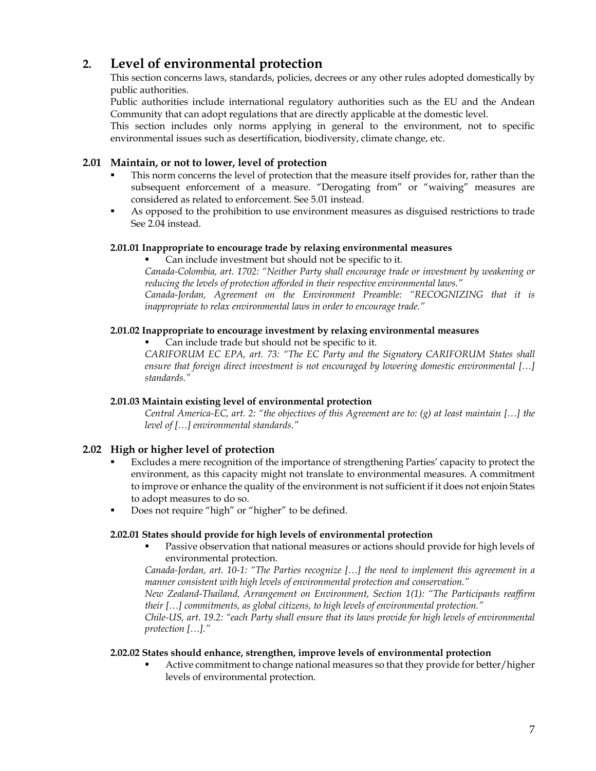## 2. Level of environmental protection

This section concerns laws, standards, policies, decrees or any other rules adopted domestically by public authorities.

Public authorities include international regulatory authorities such as the EU and the Andean Community that can adopt regulations that are directly applicable at the domestic level.

This section includes only norms applying in general to the environment, not to specific environmental issues such as desertification, biodiversity, climate change, etc.

### 2.01 Maintain, or not to lower, level of protection

- This norm concerns the level of protection that the measure itself provides for, rather than the subsequent enforcement of a measure. "Derogating from" or "waiving" measures are considered as related to enforcement. See 5.01 instead.
- As opposed to the prohibition to use environment measures as disguised restrictions to trade See 2.04 instead.

#### 2.01.01 Inappropriate to encourage trade by relaxing environmental measures

- Can include investment but should not be specific to it.

*Canada-Colombia, art. 1702: "Neither Party shall encourage trade or investment by weakening or reducing the levels of protection afforded in their respective environmental laws."*

*Canada-Jordan, Agreement on the Environment Preamble: "RECOGNIZING that it is inappropriate to relax environmental laws in order to encourage trade."*

#### 2.01.02 Inappropriate to encourage investment by relaxing environmental measures

- Can include trade but should not be specific to it.

*CARIFORUM EC EPA, art. 73: "The EC Party and the Signatory CARIFORUM States shall ensure that foreign direct investment is not encouraged by lowering domestic environmental […] standards."*

#### 2.01.03 Maintain existing level of environmental protection

*Central America-EC, art. 2: "the objectives of this Agreement are to: (g) at least maintain […] the level of […] environmental standards."*

### 2.02 High or higher level of protection

- Excludes a mere recognition of the importance of strengthening Parties' capacity to protect the environment, as this capacity might not translate to environmental measures. A commitment to improve or enhance the quality of the environment is not sufficient if it does not enjoin States to adopt measures to do so.
- Does not require "high" or "higher" to be defined.

#### 2.02.01 States should provide for high levels of environmental protection

- Passive observation that national measures or actions should provide for high levels of environmental protection.

*Canada-Jordan, art. 10-1: "The Parties recognize […] the need to implement this agreement in a manner consistent with high levels of environmental protection and conservation."*

*New Zealand-Thailand, Arrangement on Environment, Section 1(1): "The Participants reaffirm their […] commitments, as global citizens, to high levels of environmental protection."*

*Chile-US, art. 19.2: "each Party shall ensure that its laws provide for high levels of environmental protection […]."*

#### 2.02.02 States should enhance, strengthen, improve levels of environmental protection

- Active commitment to change national measures so that they provide for better/higher levels of environmental protection.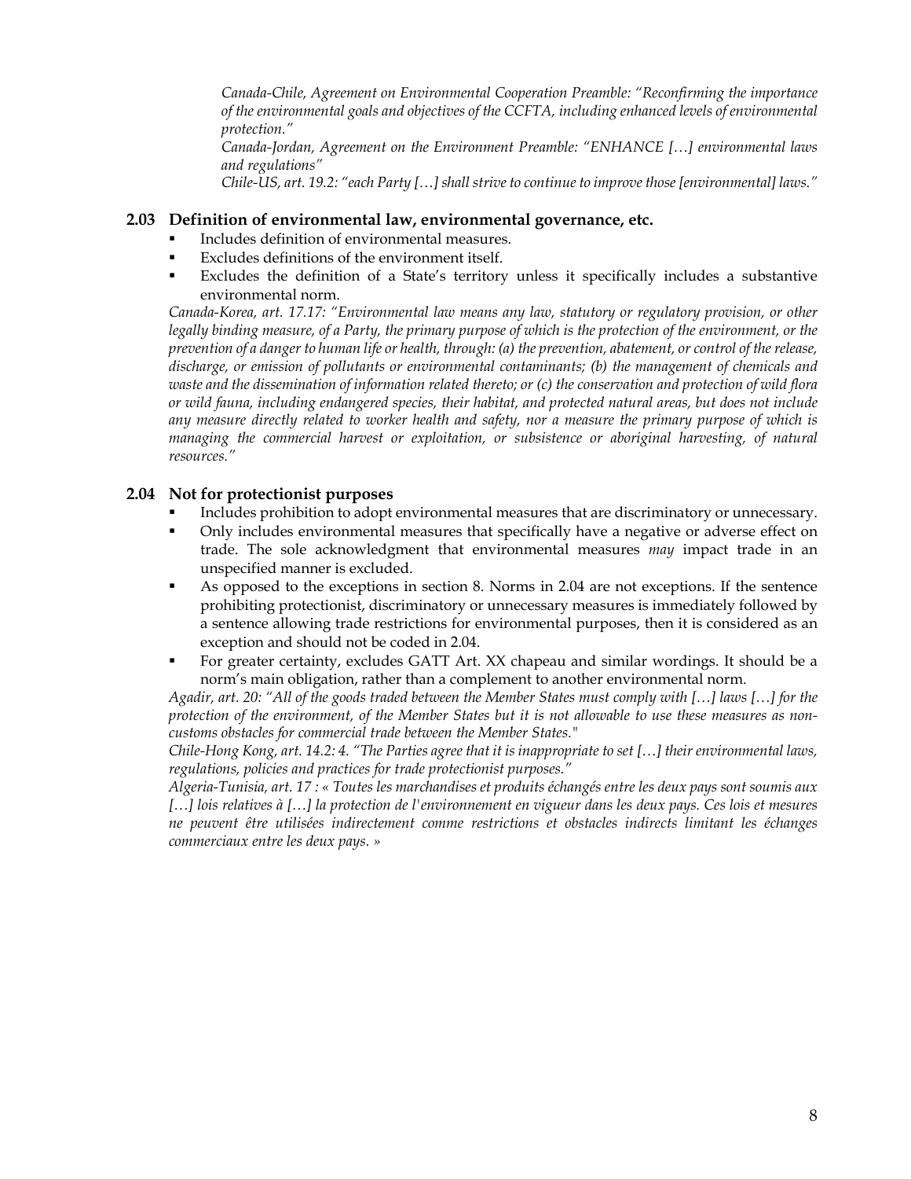*Canada-Chile, Agreement on Environmental Cooperation Preamble: "Reconfirming the importance of the environmental goals and objectives of the CCFTA, including enhanced levels of environmental protection."*
*Canada-Jordan, Agreement on the Environment Preamble: "ENHANCE […] environmental laws and regulations"*
*Chile-US, art. 19.2: "each Party […] shall strive to continue to improve those [environmental] laws."*

### 2.03 Definition of environmental law, environmental governance, etc.

- Includes definition of environmental measures.
- Excludes definitions of the environment itself.
- Excludes the definition of a State's territory unless it specifically includes a substantive environmental norm.

*Canada-Korea, art. 17.17: "Environmental law means any law, statutory or regulatory provision, or other legally binding measure, of a Party, the primary purpose of which is the protection of the environment, or the prevention of a danger to human life or health, through: (a) the prevention, abatement, or control of the release, discharge, or emission of pollutants or environmental contaminants; (b) the management of chemicals and waste and the dissemination of information related thereto; or (c) the conservation and protection of wild flora or wild fauna, including endangered species, their habitat, and protected natural areas, but does not include any measure directly related to worker health and safety, nor a measure the primary purpose of which is managing the commercial harvest or exploitation, or subsistence or aboriginal harvesting, of natural resources."*

### 2.04 Not for protectionist purposes

- Includes prohibition to adopt environmental measures that are discriminatory or unnecessary.
- Only includes environmental measures that specifically have a negative or adverse effect on trade. The sole acknowledgment that environmental measures *may* impact trade in an unspecified manner is excluded.
- As opposed to the exceptions in section 8. Norms in 2.04 are not exceptions. If the sentence prohibiting protectionist, discriminatory or unnecessary measures is immediately followed by a sentence allowing trade restrictions for environmental purposes, then it is considered as an exception and should not be coded in 2.04.
- For greater certainty, excludes GATT Art. XX chapeau and similar wordings. It should be a norm's main obligation, rather than a complement to another environmental norm.

*Agadir, art. 20: "All of the goods traded between the Member States must comply with […] laws […] for the protection of the environment, of the Member States but it is not allowable to use these measures as non-customs obstacles for commercial trade between the Member States."*
*Chile-Hong Kong, art. 14.2: 4. "The Parties agree that it is inappropriate to set […] their environmental laws, regulations, policies and practices for trade protectionist purposes."*
*Algeria-Tunisia, art. 17 : « Toutes les marchandises et produits échangés entre les deux pays sont soumis aux […] lois relatives à […] la protection de l'environnement en vigueur dans les deux pays. Ces lois et mesures ne peuvent être utilisées indirectement comme restrictions et obstacles indirects limitant les échanges commerciaux entre les deux pays. »*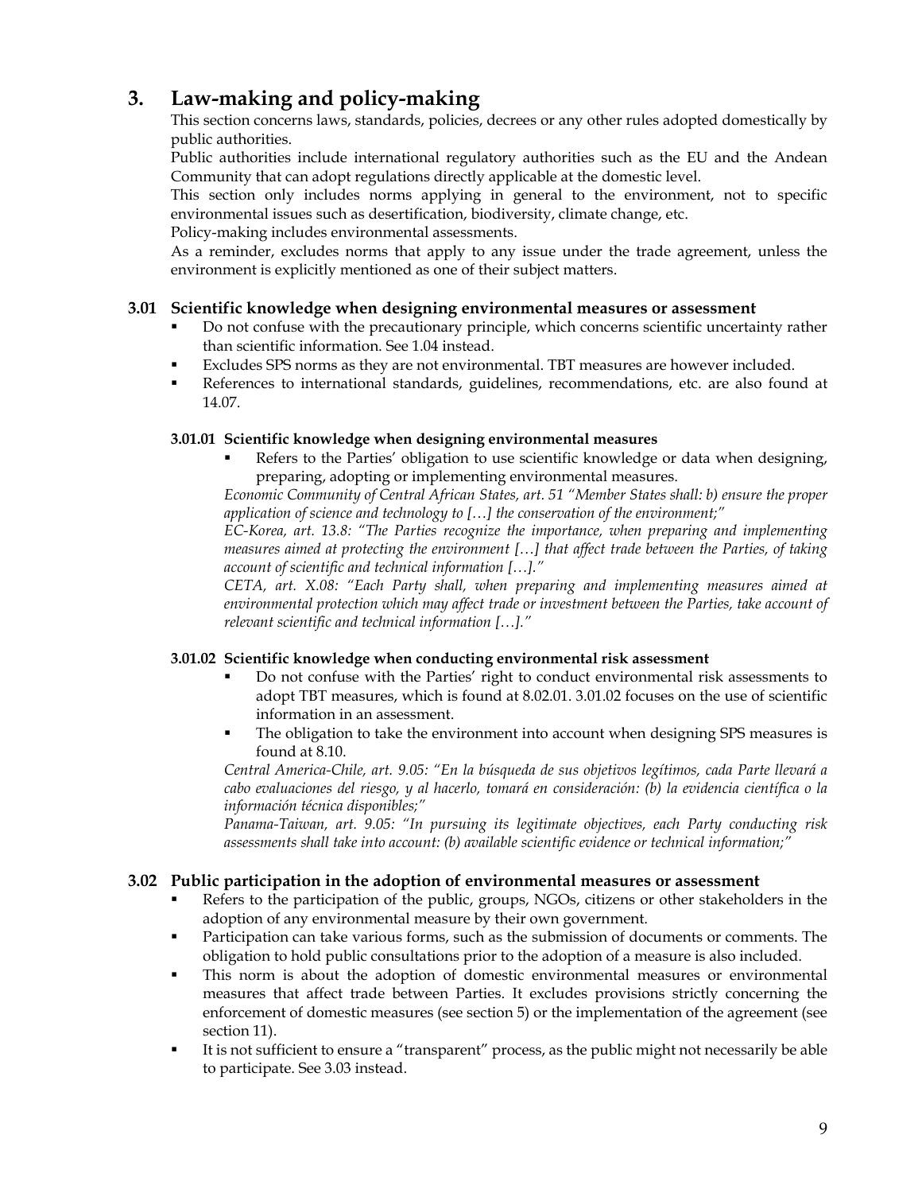# 3. Law-making and policy-making

This section concerns laws, standards, policies, decrees or any other rules adopted domestically by public authorities.

Public authorities include international regulatory authorities such as the EU and the Andean Community that can adopt regulations directly applicable at the domestic level.

This section only includes norms applying in general to the environment, not to specific environmental issues such as desertification, biodiversity, climate change, etc.

Policy-making includes environmental assessments.

As a reminder, excludes norms that apply to any issue under the trade agreement, unless the environment is explicitly mentioned as one of their subject matters.

## 3.01 Scientific knowledge when designing environmental measures or assessment

- Do not confuse with the precautionary principle, which concerns scientific uncertainty rather than scientific information. See 1.04 instead.
- Excludes SPS norms as they are not environmental. TBT measures are however included.
- References to international standards, guidelines, recommendations, etc. are also found at 14.07.

### 3.01.01 Scientific knowledge when designing environmental measures

- Refers to the Parties' obligation to use scientific knowledge or data when designing, preparing, adopting or implementing environmental measures.

*Economic Community of Central African States, art. 51 "Member States shall: b) ensure the proper application of science and technology to […] the conservation of the environment;"*

*EC-Korea, art. 13.8: "The Parties recognize the importance, when preparing and implementing measures aimed at protecting the environment […] that affect trade between the Parties, of taking account of scientific and technical information […]."*

*CETA, art. X.08: "Each Party shall, when preparing and implementing measures aimed at environmental protection which may affect trade or investment between the Parties, take account of relevant scientific and technical information […]."*

### 3.01.02 Scientific knowledge when conducting environmental risk assessment

- Do not confuse with the Parties' right to conduct environmental risk assessments to adopt TBT measures, which is found at 8.02.01. 3.01.02 focuses on the use of scientific information in an assessment.
- The obligation to take the environment into account when designing SPS measures is found at 8.10.

*Central America-Chile, art. 9.05: "En la búsqueda de sus objetivos legítimos, cada Parte llevará a cabo evaluaciones del riesgo, y al hacerlo, tomará en consideración: (b) la evidencia científica o la información técnica disponibles;"*

*Panama-Taiwan, art. 9.05: "In pursuing its legitimate objectives, each Party conducting risk assessments shall take into account: (b) available scientific evidence or technical information;"*

## 3.02 Public participation in the adoption of environmental measures or assessment

- Refers to the participation of the public, groups, NGOs, citizens or other stakeholders in the adoption of any environmental measure by their own government.
- Participation can take various forms, such as the submission of documents or comments. The obligation to hold public consultations prior to the adoption of a measure is also included.
- This norm is about the adoption of domestic environmental measures or environmental measures that affect trade between Parties. It excludes provisions strictly concerning the enforcement of domestic measures (see section 5) or the implementation of the agreement (see section 11).
- It is not sufficient to ensure a "transparent" process, as the public might not necessarily be able to participate. See 3.03 instead.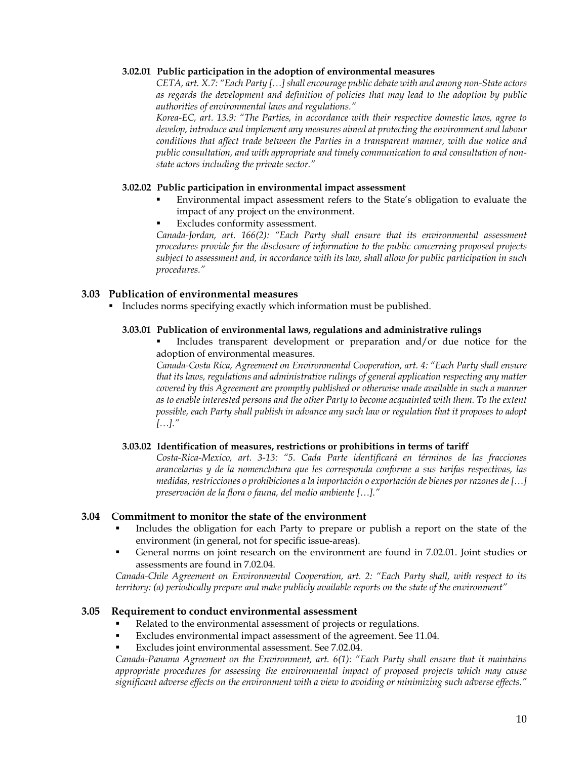#### 3.02.01 Public participation in the adoption of environmental measures

*CETA, art. X.7: "Each Party […] shall encourage public debate with and among non-State actors as regards the development and definition of policies that may lead to the adoption by public authorities of environmental laws and regulations."*

*Korea-EC, art. 13.9: "The Parties, in accordance with their respective domestic laws, agree to develop, introduce and implement any measures aimed at protecting the environment and labour conditions that affect trade between the Parties in a transparent manner, with due notice and public consultation, and with appropriate and timely communication to and consultation of non-state actors including the private sector."*

#### 3.02.02 Public participation in environmental impact assessment

- Environmental impact assessment refers to the State's obligation to evaluate the impact of any project on the environment.
- Excludes conformity assessment.

*Canada-Jordan, art. 166(2): "Each Party shall ensure that its environmental assessment procedures provide for the disclosure of information to the public concerning proposed projects subject to assessment and, in accordance with its law, shall allow for public participation in such procedures."*

### 3.03 Publication of environmental measures

- Includes norms specifying exactly which information must be published.

#### 3.03.01 Publication of environmental laws, regulations and administrative rulings

- Includes transparent development or preparation and/or due notice for the adoption of environmental measures.

*Canada-Costa Rica, Agreement on Environmental Cooperation, art. 4: "Each Party shall ensure that its laws, regulations and administrative rulings of general application respecting any matter covered by this Agreement are promptly published or otherwise made available in such a manner as to enable interested persons and the other Party to become acquainted with them. To the extent possible, each Party shall publish in advance any such law or regulation that it proposes to adopt […]."*

#### 3.03.02 Identification of measures, restrictions or prohibitions in terms of tariff

*Costa-Rica-Mexico, art. 3-13: "5. Cada Parte identificará en términos de las fracciones arancelarias y de la nomenclatura que les corresponda conforme a sus tarifas respectivas, las medidas, restricciones o prohibiciones a la importación o exportación de bienes por razones de […] preservación de la flora o fauna, del medio ambiente […]."*

### 3.04 Commitment to monitor the state of the environment

- Includes the obligation for each Party to prepare or publish a report on the state of the environment (in general, not for specific issue-areas).
- General norms on joint research on the environment are found in 7.02.01. Joint studies or assessments are found in 7.02.04.

*Canada-Chile Agreement on Environmental Cooperation, art. 2: "Each Party shall, with respect to its territory: (a) periodically prepare and make publicly available reports on the state of the environment"*

### 3.05 Requirement to conduct environmental assessment

- Related to the environmental assessment of projects or regulations.
- Excludes environmental impact assessment of the agreement. See 11.04.
- Excludes joint environmental assessment. See 7.02.04.

*Canada-Panama Agreement on the Environment, art. 6(1): "Each Party shall ensure that it maintains appropriate procedures for assessing the environmental impact of proposed projects which may cause significant adverse effects on the environment with a view to avoiding or minimizing such adverse effects."*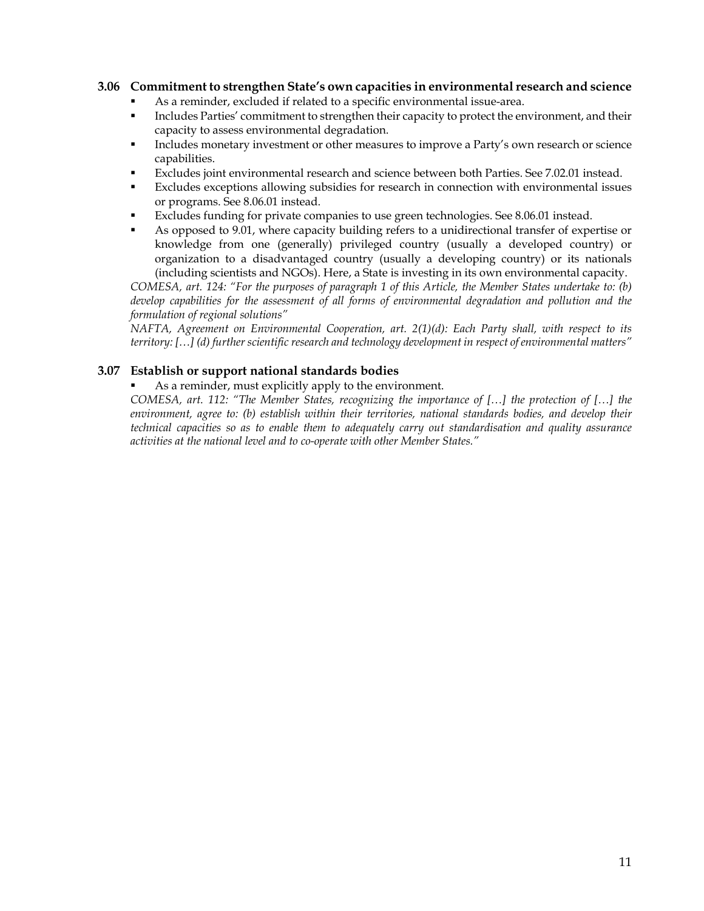### 3.06 Commitment to strengthen State's own capacities in environmental research and science

- As a reminder, excluded if related to a specific environmental issue-area.
- Includes Parties' commitment to strengthen their capacity to protect the environment, and their capacity to assess environmental degradation.
- Includes monetary investment or other measures to improve a Party's own research or science capabilities.
- Excludes joint environmental research and science between both Parties. See 7.02.01 instead.
- Excludes exceptions allowing subsidies for research in connection with environmental issues or programs. See 8.06.01 instead.
- Excludes funding for private companies to use green technologies. See 8.06.01 instead.
- As opposed to 9.01, where capacity building refers to a unidirectional transfer of expertise or knowledge from one (generally) privileged country (usually a developed country) or organization to a disadvantaged country (usually a developing country) or its nationals (including scientists and NGOs). Here, a State is investing in its own environmental capacity.

*COMESA, art. 124: "For the purposes of paragraph 1 of this Article, the Member States undertake to: (b) develop capabilities for the assessment of all forms of environmental degradation and pollution and the formulation of regional solutions"*

*NAFTA, Agreement on Environmental Cooperation, art. 2(1)(d): Each Party shall, with respect to its territory: […] (d) further scientific research and technology development in respect of environmental matters"*

### 3.07 Establish or support national standards bodies

- As a reminder, must explicitly apply to the environment.

*COMESA, art. 112: "The Member States, recognizing the importance of […] the protection of […] the environment, agree to: (b) establish within their territories, national standards bodies, and develop their technical capacities so as to enable them to adequately carry out standardisation and quality assurance activities at the national level and to co-operate with other Member States."*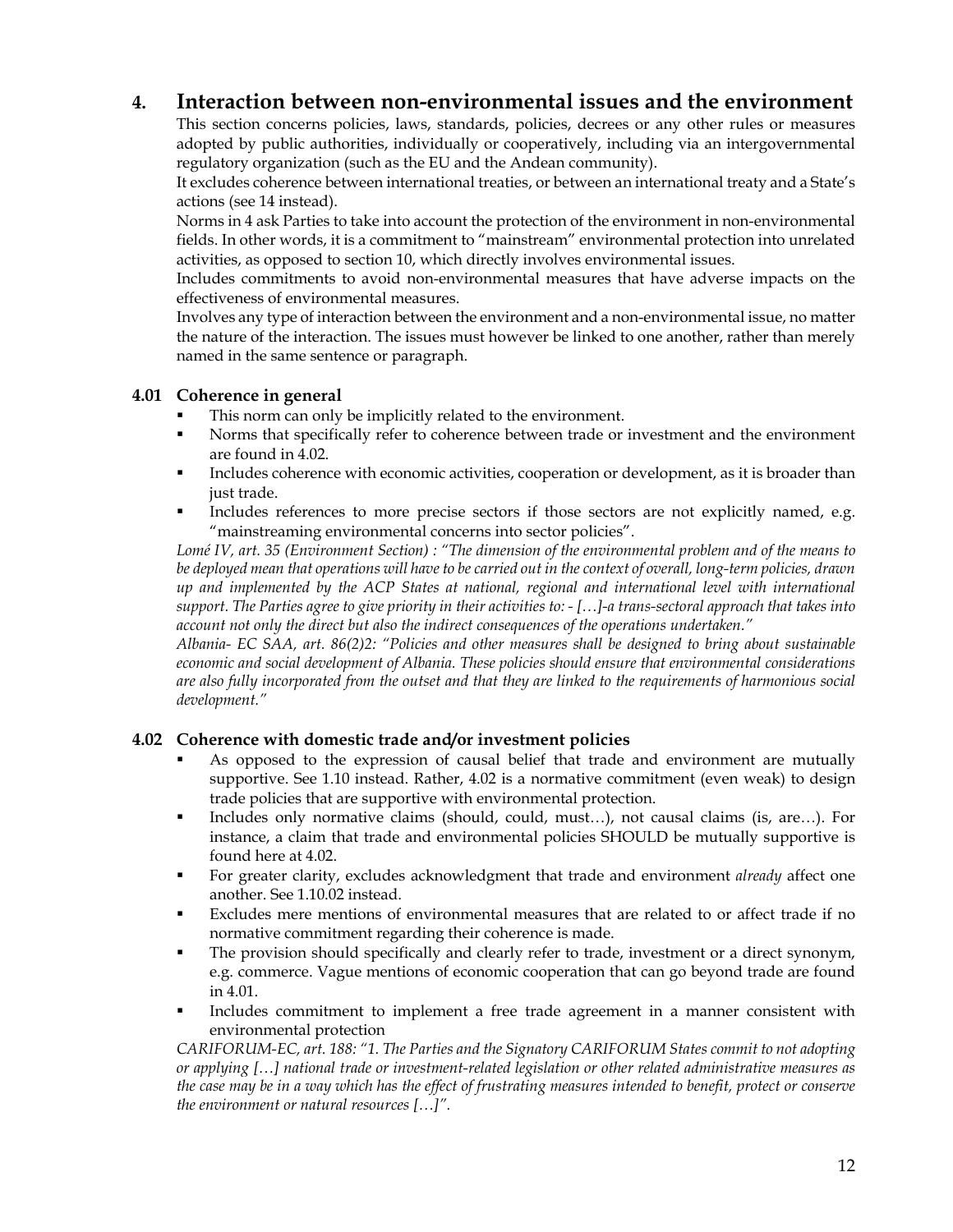## 4. Interaction between non-environmental issues and the environment

This section concerns policies, laws, standards, policies, decrees or any other rules or measures adopted by public authorities, individually or cooperatively, including via an intergovernmental regulatory organization (such as the EU and the Andean community).

It excludes coherence between international treaties, or between an international treaty and a State's actions (see 14 instead).

Norms in 4 ask Parties to take into account the protection of the environment in non-environmental fields. In other words, it is a commitment to "mainstream" environmental protection into unrelated activities, as opposed to section 10, which directly involves environmental issues.

Includes commitments to avoid non-environmental measures that have adverse impacts on the effectiveness of environmental measures.

Involves any type of interaction between the environment and a non-environmental issue, no matter the nature of the interaction. The issues must however be linked to one another, rather than merely named in the same sentence or paragraph.

### 4.01 Coherence in general

- This norm can only be implicitly related to the environment.
- Norms that specifically refer to coherence between trade or investment and the environment are found in 4.02.
- Includes coherence with economic activities, cooperation or development, as it is broader than just trade.
- Includes references to more precise sectors if those sectors are not explicitly named, e.g. "mainstreaming environmental concerns into sector policies".

*Lomé IV, art. 35 (Environment Section) : "The dimension of the environmental problem and of the means to be deployed mean that operations will have to be carried out in the context of overall, long-term policies, drawn up and implemented by the ACP States at national, regional and international level with international support. The Parties agree to give priority in their activities to: - […]-a trans-sectoral approach that takes into account not only the direct but also the indirect consequences of the operations undertaken."*

*Albania- EC SAA, art. 86(2)2: "Policies and other measures shall be designed to bring about sustainable economic and social development of Albania. These policies should ensure that environmental considerations are also fully incorporated from the outset and that they are linked to the requirements of harmonious social development."*

### 4.02 Coherence with domestic trade and/or investment policies

- As opposed to the expression of causal belief that trade and environment are mutually supportive. See 1.10 instead. Rather, 4.02 is a normative commitment (even weak) to design trade policies that are supportive with environmental protection.
- Includes only normative claims (should, could, must…), not causal claims (is, are…). For instance, a claim that trade and environmental policies SHOULD be mutually supportive is found here at 4.02.
- For greater clarity, excludes acknowledgment that trade and environment *already* affect one another. See 1.10.02 instead.
- Excludes mere mentions of environmental measures that are related to or affect trade if no normative commitment regarding their coherence is made.
- The provision should specifically and clearly refer to trade, investment or a direct synonym, e.g. commerce. Vague mentions of economic cooperation that can go beyond trade are found in 4.01.
- Includes commitment to implement a free trade agreement in a manner consistent with environmental protection

*CARIFORUM-EC, art. 188: "1. The Parties and the Signatory CARIFORUM States commit to not adopting or applying […] national trade or investment-related legislation or other related administrative measures as the case may be in a way which has the effect of frustrating measures intended to benefit, protect or conserve the environment or natural resources […]".*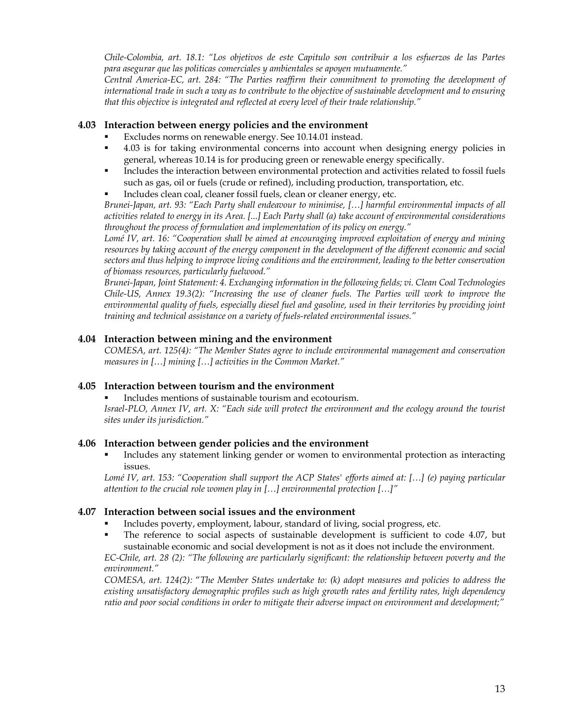*Chile-Colombia, art. 18.1: "Los objetivos de este Capitulo son contribuir a los esfuerzos de las Partes para asegurar que las politicas comerciales y ambientales se apoyen mutuamente."*
*Central America-EC, art. 284: "The Parties reaffirm their commitment to promoting the development of international trade in such a way as to contribute to the objective of sustainable development and to ensuring that this objective is integrated and reflected at every level of their trade relationship."*

### 4.03 Interaction between energy policies and the environment

- Excludes norms on renewable energy. See 10.14.01 instead.
- 4.03 is for taking environmental concerns into account when designing energy policies in general, whereas 10.14 is for producing green or renewable energy specifically.
- Includes the interaction between environmental protection and activities related to fossil fuels such as gas, oil or fuels (crude or refined), including production, transportation, etc.
- Includes clean coal, cleaner fossil fuels, clean or cleaner energy, etc.

*Brunei-Japan, art. 93: "Each Party shall endeavour to minimise, […] harmful environmental impacts of all activities related to energy in its Area. [...] Each Party shall (a) take account of environmental considerations throughout the process of formulation and implementation of its policy on energy."*
*Lomé IV, art. 16: "Cooperation shall be aimed at encouraging improved exploitation of energy and mining resources by taking account of the energy component in the development of the different economic and social sectors and thus helping to improve living conditions and the environment, leading to the better conservation of biomass resources, particularly fuelwood."*
*Brunei-Japan, Joint Statement: 4. Exchanging information in the following fields; vi. Clean Coal Technologies*
*Chile-US, Annex 19.3(2): "Increasing the use of cleaner fuels. The Parties will work to improve the environmental quality of fuels, especially diesel fuel and gasoline, used in their territories by providing joint training and technical assistance on a variety of fuels-related environmental issues."*

### 4.04 Interaction between mining and the environment

*COMESA, art. 125(4): "The Member States agree to include environmental management and conservation measures in […] mining […] activities in the Common Market."*

### 4.05 Interaction between tourism and the environment

- Includes mentions of sustainable tourism and ecotourism.

*Israel-PLO, Annex IV, art. X: "Each side will protect the environment and the ecology around the tourist sites under its jurisdiction."*

### 4.06 Interaction between gender policies and the environment

- Includes any statement linking gender or women to environmental protection as interacting issues.

*Lomé IV, art. 153: "Cooperation shall support the ACP States' efforts aimed at: […] (e) paying particular attention to the crucial role women play in […] environmental protection […]"*

### 4.07 Interaction between social issues and the environment

- Includes poverty, employment, labour, standard of living, social progress, etc.
- The reference to social aspects of sustainable development is sufficient to code 4.07, but sustainable economic and social development is not as it does not include the environment.

*EC-Chile, art. 28 (2): "The following are particularly significant: the relationship between poverty and the environment."*
*COMESA, art. 124(2): "The Member States undertake to: (k) adopt measures and policies to address the existing unsatisfactory demographic profiles such as high growth rates and fertility rates, high dependency ratio and poor social conditions in order to mitigate their adverse impact on environment and development;"*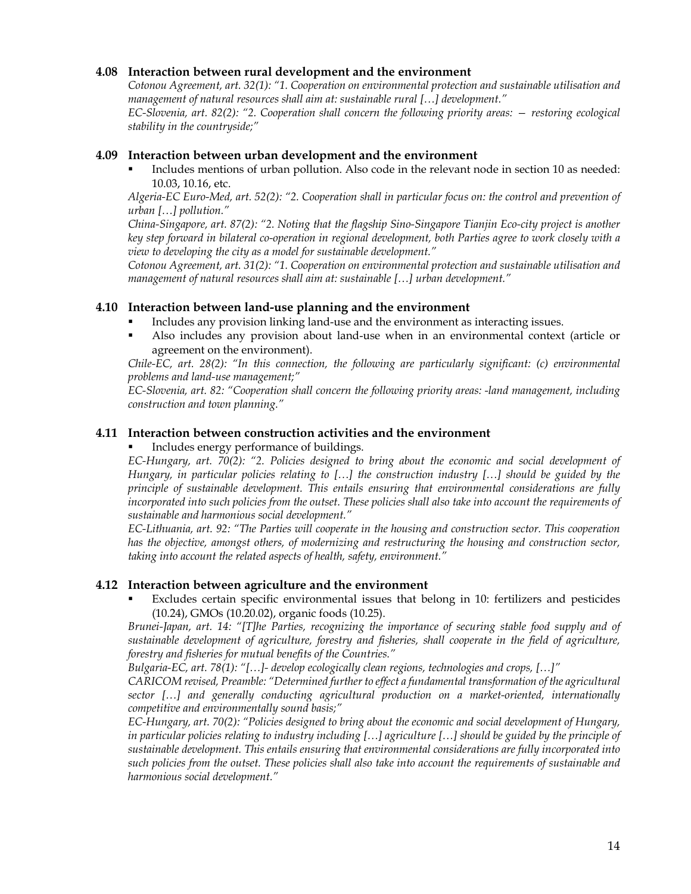### 4.08 Interaction between rural development and the environment

*Cotonou Agreement, art. 32(1): "1. Cooperation on environmental protection and sustainable utilisation and management of natural resources shall aim at: sustainable rural […] development."*
*EC-Slovenia, art. 82(2): "2. Cooperation shall concern the following priority areas: — restoring ecological stability in the countryside;"*

### 4.09 Interaction between urban development and the environment

- Includes mentions of urban pollution. Also code in the relevant node in section 10 as needed: 10.03, 10.16, etc.

*Algeria-EC Euro-Med, art. 52(2): "2. Cooperation shall in particular focus on: the control and prevention of urban […] pollution."*
*China-Singapore, art. 87(2): "2. Noting that the flagship Sino-Singapore Tianjin Eco-city project is another key step forward in bilateral co-operation in regional development, both Parties agree to work closely with a view to developing the city as a model for sustainable development."*
*Cotonou Agreement, art. 31(2): "1. Cooperation on environmental protection and sustainable utilisation and management of natural resources shall aim at: sustainable […] urban development."*

### 4.10 Interaction between land-use planning and the environment

- Includes any provision linking land-use and the environment as interacting issues.
- Also includes any provision about land-use when in an environmental context (article or agreement on the environment).

*Chile-EC, art. 28(2): "In this connection, the following are particularly significant: (c) environmental problems and land-use management;"*
*EC-Slovenia, art. 82: "Cooperation shall concern the following priority areas: -land management, including construction and town planning."*

### 4.11 Interaction between construction activities and the environment

- Includes energy performance of buildings.

*EC-Hungary, art. 70(2): "2. Policies designed to bring about the economic and social development of Hungary, in particular policies relating to […] the construction industry […] should be guided by the principle of sustainable development. This entails ensuring that environmental considerations are fully incorporated into such policies from the outset. These policies shall also take into account the requirements of sustainable and harmonious social development."*
*EC-Lithuania, art. 92: "The Parties will cooperate in the housing and construction sector. This cooperation has the objective, amongst others, of modernizing and restructuring the housing and construction sector, taking into account the related aspects of health, safety, environment."*

### 4.12 Interaction between agriculture and the environment

- Excludes certain specific environmental issues that belong in 10: fertilizers and pesticides (10.24), GMOs (10.20.02), organic foods (10.25).

*Brunei-Japan, art. 14: "[T]he Parties, recognizing the importance of securing stable food supply and of sustainable development of agriculture, forestry and fisheries, shall cooperate in the field of agriculture, forestry and fisheries for mutual benefits of the Countries."*
*Bulgaria-EC, art. 78(1): "[…]- develop ecologically clean regions, technologies and crops, […]"*
*CARICOM revised, Preamble: "Determined further to effect a fundamental transformation of the agricultural sector […] and generally conducting agricultural production on a market-oriented, internationally competitive and environmentally sound basis;"*
*EC-Hungary, art. 70(2): "Policies designed to bring about the economic and social development of Hungary, in particular policies relating to industry including […] agriculture […] should be guided by the principle of sustainable development. This entails ensuring that environmental considerations are fully incorporated into such policies from the outset. These policies shall also take into account the requirements of sustainable and harmonious social development."*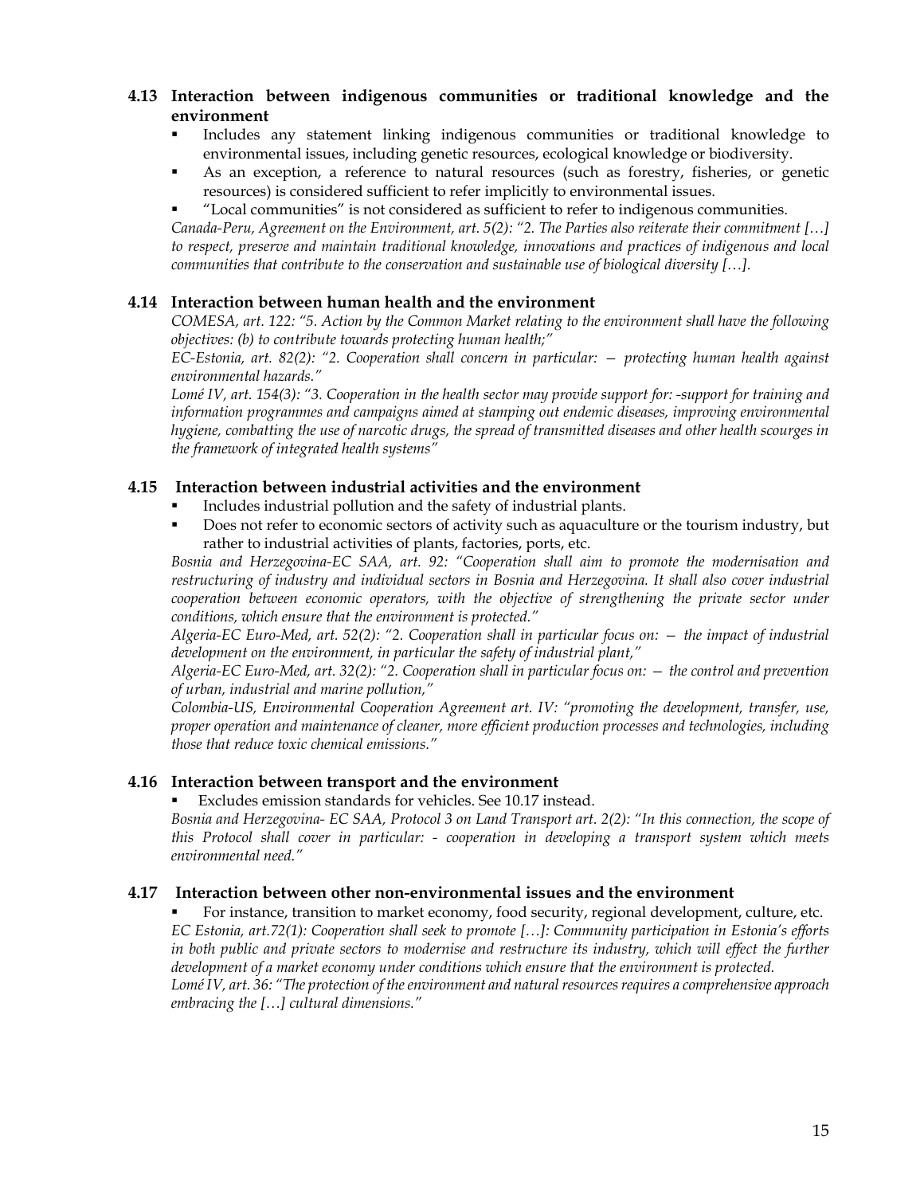### 4.13 Interaction between indigenous communities or traditional knowledge and the environment

- Includes any statement linking indigenous communities or traditional knowledge to environmental issues, including genetic resources, ecological knowledge or biodiversity.
- As an exception, a reference to natural resources (such as forestry, fisheries, or genetic resources) is considered sufficient to refer implicitly to environmental issues.
- "Local communities" is not considered as sufficient to refer to indigenous communities.

*Canada-Peru, Agreement on the Environment, art. 5(2): "2. The Parties also reiterate their commitment […] to respect, preserve and maintain traditional knowledge, innovations and practices of indigenous and local communities that contribute to the conservation and sustainable use of biological diversity […].*

### 4.14 Interaction between human health and the environment

*COMESA, art. 122: "5. Action by the Common Market relating to the environment shall have the following objectives: (b) to contribute towards protecting human health;"*

*EC-Estonia, art. 82(2): "2. Cooperation shall concern in particular: — protecting human health against environmental hazards."*

*Lomé IV, art. 154(3): "3. Cooperation in the health sector may provide support for: -support for training and information programmes and campaigns aimed at stamping out endemic diseases, improving environmental hygiene, combatting the use of narcotic drugs, the spread of transmitted diseases and other health scourges in the framework of integrated health systems"*

### 4.15 Interaction between industrial activities and the environment

- Includes industrial pollution and the safety of industrial plants.
- Does not refer to economic sectors of activity such as aquaculture or the tourism industry, but rather to industrial activities of plants, factories, ports, etc.

*Bosnia and Herzegovina-EC SAA, art. 92: "Cooperation shall aim to promote the modernisation and restructuring of industry and individual sectors in Bosnia and Herzegovina. It shall also cover industrial cooperation between economic operators, with the objective of strengthening the private sector under conditions, which ensure that the environment is protected."*

*Algeria-EC Euro-Med, art. 52(2): "2. Cooperation shall in particular focus on: — the impact of industrial development on the environment, in particular the safety of industrial plant,"*

*Algeria-EC Euro-Med, art. 32(2): "2. Cooperation shall in particular focus on: — the control and prevention of urban, industrial and marine pollution,"*

*Colombia-US, Environmental Cooperation Agreement art. IV: "promoting the development, transfer, use, proper operation and maintenance of cleaner, more efficient production processes and technologies, including those that reduce toxic chemical emissions."*

### 4.16 Interaction between transport and the environment

- Excludes emission standards for vehicles. See 10.17 instead.

*Bosnia and Herzegovina- EC SAA, Protocol 3 on Land Transport art. 2(2): "In this connection, the scope of this Protocol shall cover in particular: - cooperation in developing a transport system which meets environmental need."*

### 4.17 Interaction between other non-environmental issues and the environment

- For instance, transition to market economy, food security, regional development, culture, etc.

*EC Estonia, art.72(1): Cooperation shall seek to promote […]: Community participation in Estonia's efforts in both public and private sectors to modernise and restructure its industry, which will effect the further development of a market economy under conditions which ensure that the environment is protected.*

*Lomé IV, art. 36: "The protection of the environment and natural resources requires a comprehensive approach embracing the […] cultural dimensions."*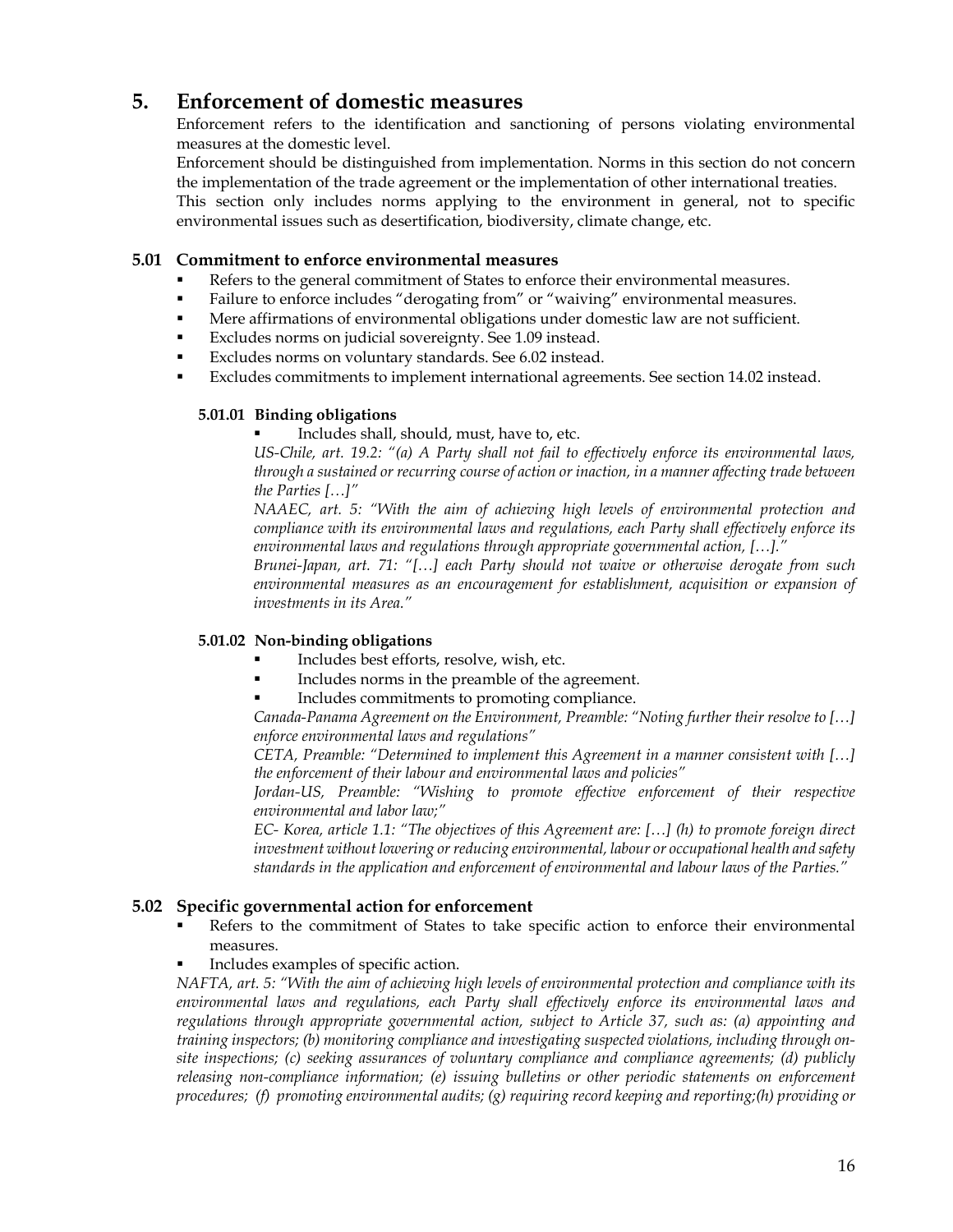## 5. Enforcement of domestic measures

Enforcement refers to the identification and sanctioning of persons violating environmental measures at the domestic level.

Enforcement should be distinguished from implementation. Norms in this section do not concern the implementation of the trade agreement or the implementation of other international treaties.

This section only includes norms applying to the environment in general, not to specific environmental issues such as desertification, biodiversity, climate change, etc.

### 5.01 Commitment to enforce environmental measures

- Refers to the general commitment of States to enforce their environmental measures.
- Failure to enforce includes "derogating from" or "waiving" environmental measures.
- Mere affirmations of environmental obligations under domestic law are not sufficient.
- Excludes norms on judicial sovereignty. See 1.09 instead.
- Excludes norms on voluntary standards. See 6.02 instead.
- Excludes commitments to implement international agreements. See section 14.02 instead.

#### 5.01.01 Binding obligations

- Includes shall, should, must, have to, etc.

*US-Chile, art. 19.2: "(a) A Party shall not fail to effectively enforce its environmental laws, through a sustained or recurring course of action or inaction, in a manner affecting trade between the Parties […]"*

*NAAEC, art. 5: "With the aim of achieving high levels of environmental protection and compliance with its environmental laws and regulations, each Party shall effectively enforce its environmental laws and regulations through appropriate governmental action, […]."*

*Brunei-Japan, art. 71: "[…] each Party should not waive or otherwise derogate from such environmental measures as an encouragement for establishment, acquisition or expansion of investments in its Area."*

#### 5.01.02 Non-binding obligations

- Includes best efforts, resolve, wish, etc.
- Includes norms in the preamble of the agreement.
- Includes commitments to promoting compliance.

*Canada-Panama Agreement on the Environment, Preamble: "Noting further their resolve to […] enforce environmental laws and regulations"*

*CETA, Preamble: "Determined to implement this Agreement in a manner consistent with […] the enforcement of their labour and environmental laws and policies"*

*Jordan-US, Preamble: "Wishing to promote effective enforcement of their respective environmental and labor law;"*

*EC- Korea, article 1.1: "The objectives of this Agreement are: […] (h) to promote foreign direct investment without lowering or reducing environmental, labour or occupational health and safety standards in the application and enforcement of environmental and labour laws of the Parties."*

### 5.02 Specific governmental action for enforcement

- Refers to the commitment of States to take specific action to enforce their environmental measures.
- Includes examples of specific action.

*NAFTA, art. 5: "With the aim of achieving high levels of environmental protection and compliance with its environmental laws and regulations, each Party shall effectively enforce its environmental laws and regulations through appropriate governmental action, subject to Article 37, such as: (a) appointing and training inspectors; (b) monitoring compliance and investigating suspected violations, including through on-site inspections; (c) seeking assurances of voluntary compliance and compliance agreements; (d) publicly releasing non-compliance information; (e) issuing bulletins or other periodic statements on enforcement procedures; (f) promoting environmental audits; (g) requiring record keeping and reporting;(h) providing or*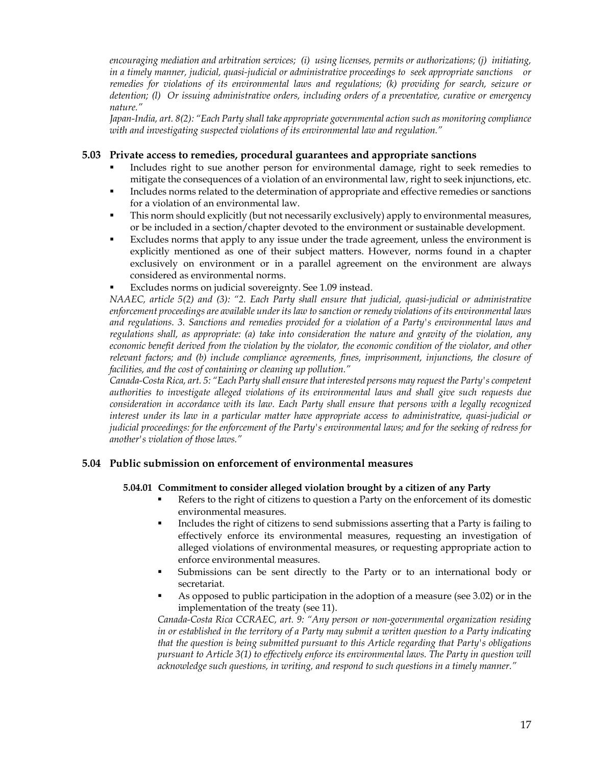*encouraging mediation and arbitration services; (i) using licenses, permits or authorizations; (j) initiating, in a timely manner, judicial, quasi-judicial or administrative proceedings to seek appropriate sanctions or remedies for violations of its environmental laws and regulations; (k) providing for search, seizure or detention; (l) Or issuing administrative orders, including orders of a preventative, curative or emergency nature."*

*Japan-India, art. 8(2): "Each Party shall take appropriate governmental action such as monitoring compliance with and investigating suspected violations of its environmental law and regulation."*

### 5.03 Private access to remedies, procedural guarantees and appropriate sanctions

- Includes right to sue another person for environmental damage, right to seek remedies to mitigate the consequences of a violation of an environmental law, right to seek injunctions, etc.
- Includes norms related to the determination of appropriate and effective remedies or sanctions for a violation of an environmental law.
- This norm should explicitly (but not necessarily exclusively) apply to environmental measures, or be included in a section/chapter devoted to the environment or sustainable development.
- Excludes norms that apply to any issue under the trade agreement, unless the environment is explicitly mentioned as one of their subject matters. However, norms found in a chapter exclusively on environment or in a parallel agreement on the environment are always considered as environmental norms.
- Excludes norms on judicial sovereignty. See 1.09 instead.

*NAAEC, article 5(2) and (3): "2. Each Party shall ensure that judicial, quasi-judicial or administrative enforcement proceedings are available under its law to sanction or remedy violations of its environmental laws and regulations. 3. Sanctions and remedies provided for a violation of a Party's environmental laws and regulations shall, as appropriate: (a) take into consideration the nature and gravity of the violation, any economic benefit derived from the violation by the violator, the economic condition of the violator, and other relevant factors; and (b) include compliance agreements, fines, imprisonment, injunctions, the closure of facilities, and the cost of containing or cleaning up pollution."*

*Canada-Costa Rica, art. 5: "Each Party shall ensure that interested persons may request the Party's competent authorities to investigate alleged violations of its environmental laws and shall give such requests due consideration in accordance with its law. Each Party shall ensure that persons with a legally recognized interest under its law in a particular matter have appropriate access to administrative, quasi-judicial or judicial proceedings: for the enforcement of the Party's environmental laws; and for the seeking of redress for another's violation of those laws."*

### 5.04 Public submission on enforcement of environmental measures

#### 5.04.01 Commitment to consider alleged violation brought by a citizen of any Party

- Refers to the right of citizens to question a Party on the enforcement of its domestic environmental measures.
- Includes the right of citizens to send submissions asserting that a Party is failing to effectively enforce its environmental measures, requesting an investigation of alleged violations of environmental measures, or requesting appropriate action to enforce environmental measures.
- Submissions can be sent directly to the Party or to an international body or secretariat.
- As opposed to public participation in the adoption of a measure (see 3.02) or in the implementation of the treaty (see 11).

*Canada-Costa Rica CCRAEC, art. 9: "Any person or non-governmental organization residing in or established in the territory of a Party may submit a written question to a Party indicating that the question is being submitted pursuant to this Article regarding that Party's obligations pursuant to Article 3(1) to effectively enforce its environmental laws. The Party in question will acknowledge such questions, in writing, and respond to such questions in a timely manner."*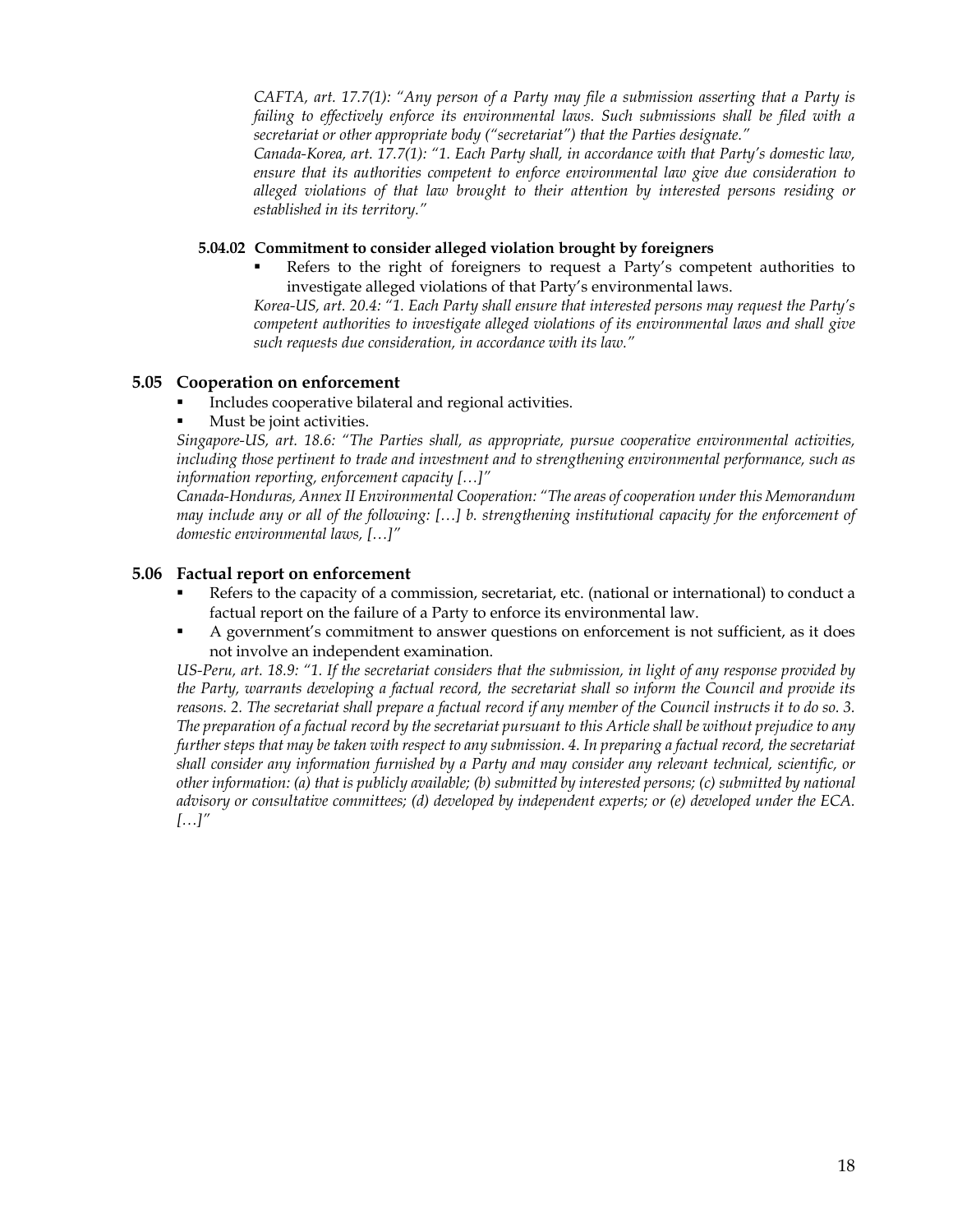*CAFTA, art. 17.7(1): "Any person of a Party may file a submission asserting that a Party is failing to effectively enforce its environmental laws. Such submissions shall be filed with a secretariat or other appropriate body ("secretariat") that the Parties designate."*

*Canada-Korea, art. 17.7(1): "1. Each Party shall, in accordance with that Party's domestic law, ensure that its authorities competent to enforce environmental law give due consideration to alleged violations of that law brought to their attention by interested persons residing or established in its territory."*

#### 5.04.02 Commitment to consider alleged violation brought by foreigners

- Refers to the right of foreigners to request a Party's competent authorities to investigate alleged violations of that Party's environmental laws.

*Korea-US, art. 20.4: "1. Each Party shall ensure that interested persons may request the Party's competent authorities to investigate alleged violations of its environmental laws and shall give such requests due consideration, in accordance with its law."*

### 5.05 Cooperation on enforcement

- Includes cooperative bilateral and regional activities.
- Must be joint activities.

*Singapore-US, art. 18.6: "The Parties shall, as appropriate, pursue cooperative environmental activities, including those pertinent to trade and investment and to strengthening environmental performance, such as information reporting, enforcement capacity […]"*

*Canada-Honduras, Annex II Environmental Cooperation: "The areas of cooperation under this Memorandum may include any or all of the following: […] b. strengthening institutional capacity for the enforcement of domestic environmental laws, […]"*

### 5.06 Factual report on enforcement

- Refers to the capacity of a commission, secretariat, etc. (national or international) to conduct a factual report on the failure of a Party to enforce its environmental law.
- A government's commitment to answer questions on enforcement is not sufficient, as it does not involve an independent examination.

*US-Peru, art. 18.9: "1. If the secretariat considers that the submission, in light of any response provided by the Party, warrants developing a factual record, the secretariat shall so inform the Council and provide its reasons. 2. The secretariat shall prepare a factual record if any member of the Council instructs it to do so. 3. The preparation of a factual record by the secretariat pursuant to this Article shall be without prejudice to any further steps that may be taken with respect to any submission. 4. In preparing a factual record, the secretariat shall consider any information furnished by a Party and may consider any relevant technical, scientific, or other information: (a) that is publicly available; (b) submitted by interested persons; (c) submitted by national advisory or consultative committees; (d) developed by independent experts; or (e) developed under the ECA. […]"*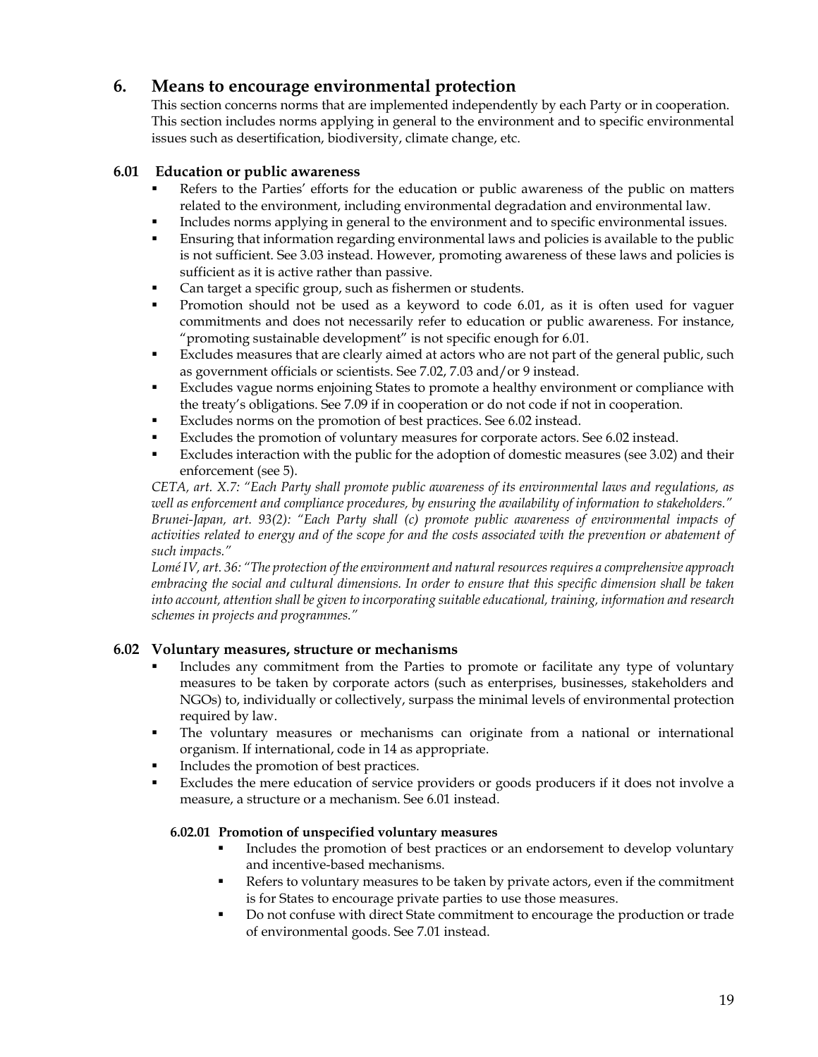## 6. Means to encourage environmental protection

This section concerns norms that are implemented independently by each Party or in cooperation. This section includes norms applying in general to the environment and to specific environmental issues such as desertification, biodiversity, climate change, etc.

### 6.01 Education or public awareness

- Refers to the Parties' efforts for the education or public awareness of the public on matters related to the environment, including environmental degradation and environmental law.
- Includes norms applying in general to the environment and to specific environmental issues.
- Ensuring that information regarding environmental laws and policies is available to the public is not sufficient. See 3.03 instead. However, promoting awareness of these laws and policies is sufficient as it is active rather than passive.
- Can target a specific group, such as fishermen or students.
- Promotion should not be used as a keyword to code 6.01, as it is often used for vaguer commitments and does not necessarily refer to education or public awareness. For instance, "promoting sustainable development" is not specific enough for 6.01.
- Excludes measures that are clearly aimed at actors who are not part of the general public, such as government officials or scientists. See 7.02, 7.03 and/or 9 instead.
- Excludes vague norms enjoining States to promote a healthy environment or compliance with the treaty's obligations. See 7.09 if in cooperation or do not code if not in cooperation.
- Excludes norms on the promotion of best practices. See 6.02 instead.
- Excludes the promotion of voluntary measures for corporate actors. See 6.02 instead.
- Excludes interaction with the public for the adoption of domestic measures (see 3.02) and their enforcement (see 5).

*CETA, art. X.7: "Each Party shall promote public awareness of its environmental laws and regulations, as well as enforcement and compliance procedures, by ensuring the availability of information to stakeholders."*
*Brunei-Japan, art. 93(2): "Each Party shall (c) promote public awareness of environmental impacts of activities related to energy and of the scope for and the costs associated with the prevention or abatement of such impacts."*
*Lomé IV, art. 36: "The protection of the environment and natural resources requires a comprehensive approach embracing the social and cultural dimensions. In order to ensure that this specific dimension shall be taken into account, attention shall be given to incorporating suitable educational, training, information and research schemes in projects and programmes."*

### 6.02 Voluntary measures, structure or mechanisms

- Includes any commitment from the Parties to promote or facilitate any type of voluntary measures to be taken by corporate actors (such as enterprises, businesses, stakeholders and NGOs) to, individually or collectively, surpass the minimal levels of environmental protection required by law.
- The voluntary measures or mechanisms can originate from a national or international organism. If international, code in 14 as appropriate.
- Includes the promotion of best practices.
- Excludes the mere education of service providers or goods producers if it does not involve a measure, a structure or a mechanism. See 6.01 instead.

#### 6.02.01 Promotion of unspecified voluntary measures

- Includes the promotion of best practices or an endorsement to develop voluntary and incentive-based mechanisms.
- Refers to voluntary measures to be taken by private actors, even if the commitment is for States to encourage private parties to use those measures.
- Do not confuse with direct State commitment to encourage the production or trade of environmental goods. See 7.01 instead.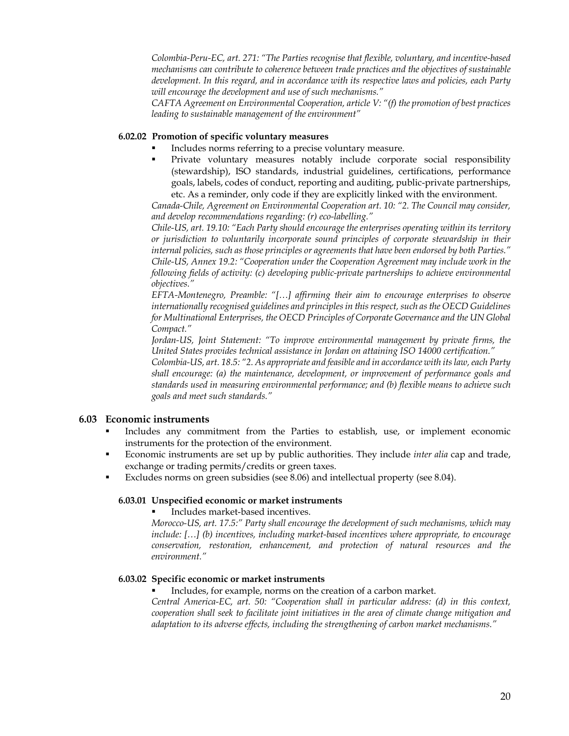*Colombia-Peru-EC, art. 271: "The Parties recognise that flexible, voluntary, and incentive-based mechanisms can contribute to coherence between trade practices and the objectives of sustainable development. In this regard, and in accordance with its respective laws and policies, each Party will encourage the development and use of such mechanisms."*

*CAFTA Agreement on Environmental Cooperation, article V: "(f) the promotion of best practices leading to sustainable management of the environment"*

#### 6.02.02 Promotion of specific voluntary measures

- Includes norms referring to a precise voluntary measure.
- Private voluntary measures notably include corporate social responsibility (stewardship), ISO standards, industrial guidelines, certifications, performance goals, labels, codes of conduct, reporting and auditing, public-private partnerships, etc. As a reminder, only code if they are explicitly linked with the environment.

*Canada-Chile, Agreement on Environmental Cooperation art. 10: "2. The Council may consider, and develop recommendations regarding: (r) eco-labelling."*

*Chile-US, art. 19.10: "Each Party should encourage the enterprises operating within its territory or jurisdiction to voluntarily incorporate sound principles of corporate stewardship in their internal policies, such as those principles or agreements that have been endorsed by both Parties."*

*Chile-US, Annex 19.2: "Cooperation under the Cooperation Agreement may include work in the following fields of activity: (c) developing public-private partnerships to achieve environmental objectives."*

*EFTA-Montenegro, Preamble: "[…] affirming their aim to encourage enterprises to observe internationally recognised guidelines and principles in this respect, such as the OECD Guidelines for Multinational Enterprises, the OECD Principles of Corporate Governance and the UN Global Compact."*

*Jordan-US, Joint Statement: "To improve environmental management by private firms, the United States provides technical assistance in Jordan on attaining ISO 14000 certification."*

*Colombia-US, art. 18.5: "2. As appropriate and feasible and in accordance with its law, each Party shall encourage: (a) the maintenance, development, or improvement of performance goals and standards used in measuring environmental performance; and (b) flexible means to achieve such goals and meet such standards."*

### 6.03 Economic instruments

- Includes any commitment from the Parties to establish, use, or implement economic instruments for the protection of the environment.
- Economic instruments are set up by public authorities. They include *inter alia* cap and trade, exchange or trading permits/credits or green taxes.
- Excludes norms on green subsidies (see 8.06) and intellectual property (see 8.04).

#### 6.03.01 Unspecified economic or market instruments

- Includes market-based incentives.

*Morocco-US, art. 17.5:" Party shall encourage the development of such mechanisms, which may include: […] (b) incentives, including market-based incentives where appropriate, to encourage conservation, restoration, enhancement, and protection of natural resources and the environment."*

#### 6.03.02 Specific economic or market instruments

- Includes, for example, norms on the creation of a carbon market.

*Central America-EC, art. 50: "Cooperation shall in particular address: (d) in this context, cooperation shall seek to facilitate joint initiatives in the area of climate change mitigation and adaptation to its adverse effects, including the strengthening of carbon market mechanisms."*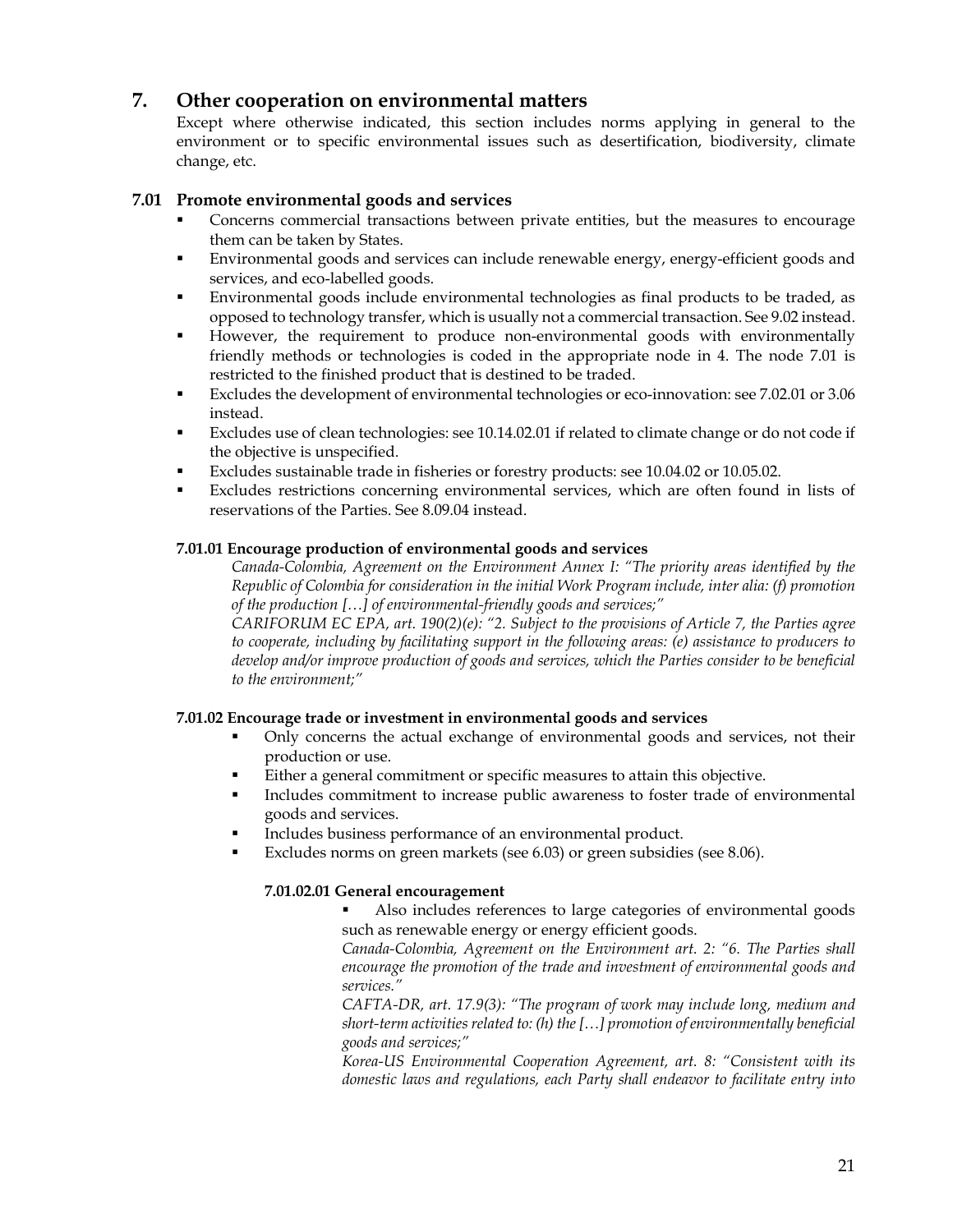## 7. Other cooperation on environmental matters

Except where otherwise indicated, this section includes norms applying in general to the environment or to specific environmental issues such as desertification, biodiversity, climate change, etc.

### 7.01 Promote environmental goods and services

- Concerns commercial transactions between private entities, but the measures to encourage them can be taken by States.
- Environmental goods and services can include renewable energy, energy-efficient goods and services, and eco-labelled goods.
- Environmental goods include environmental technologies as final products to be traded, as opposed to technology transfer, which is usually not a commercial transaction. See 9.02 instead.
- However, the requirement to produce non-environmental goods with environmentally friendly methods or technologies is coded in the appropriate node in 4. The node 7.01 is restricted to the finished product that is destined to be traded.
- Excludes the development of environmental technologies or eco-innovation: see 7.02.01 or 3.06 instead.
- Excludes use of clean technologies: see 10.14.02.01 if related to climate change or do not code if the objective is unspecified.
- Excludes sustainable trade in fisheries or forestry products: see 10.04.02 or 10.05.02.
- Excludes restrictions concerning environmental services, which are often found in lists of reservations of the Parties. See 8.09.04 instead.

#### 7.01.01 Encourage production of environmental goods and services

*Canada-Colombia, Agreement on the Environment Annex I: "The priority areas identified by the Republic of Colombia for consideration in the initial Work Program include, inter alia: (f) promotion of the production […] of environmental-friendly goods and services;"*

*CARIFORUM EC EPA, art. 190(2)(e): "2. Subject to the provisions of Article 7, the Parties agree to cooperate, including by facilitating support in the following areas: (e) assistance to producers to develop and/or improve production of goods and services, which the Parties consider to be beneficial to the environment;"*

#### 7.01.02 Encourage trade or investment in environmental goods and services

- Only concerns the actual exchange of environmental goods and services, not their production or use.
- Either a general commitment or specific measures to attain this objective.
- Includes commitment to increase public awareness to foster trade of environmental goods and services.
- Includes business performance of an environmental product.
- Excludes norms on green markets (see 6.03) or green subsidies (see 8.06).

##### 7.01.02.01 General encouragement

- Also includes references to large categories of environmental goods such as renewable energy or energy efficient goods.

*Canada-Colombia, Agreement on the Environment art. 2: "6. The Parties shall encourage the promotion of the trade and investment of environmental goods and services."*

*CAFTA-DR, art. 17.9(3): "The program of work may include long, medium and short-term activities related to: (h) the […] promotion of environmentally beneficial goods and services;"*

*Korea-US Environmental Cooperation Agreement, art. 8: "Consistent with its domestic laws and regulations, each Party shall endeavor to facilitate entry into*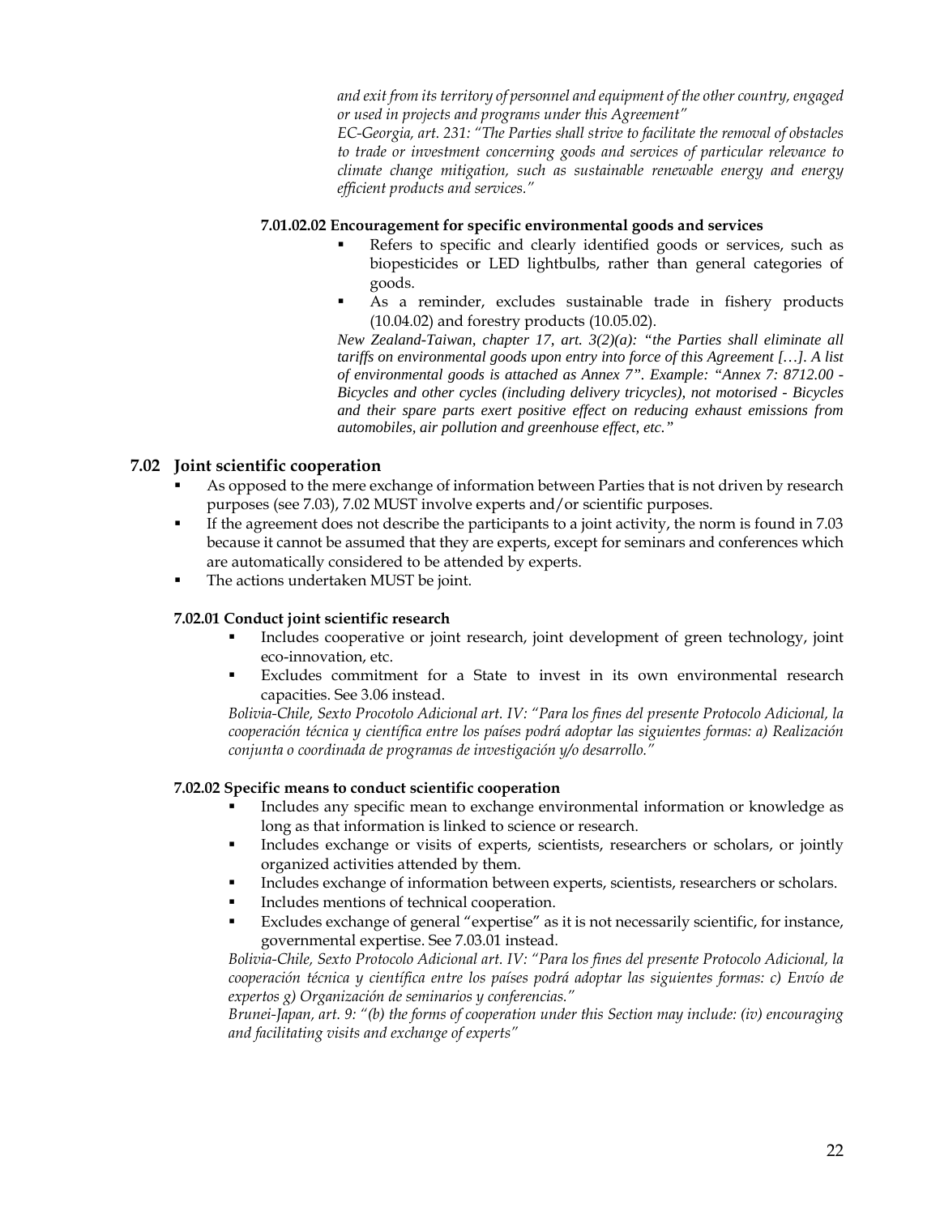*and exit from its territory of personnel and equipment of the other country, engaged or used in projects and programs under this Agreement"*

*EC-Georgia, art. 231: "The Parties shall strive to facilitate the removal of obstacles to trade or investment concerning goods and services of particular relevance to climate change mitigation, such as sustainable renewable energy and energy efficient products and services."*

#### 7.01.02.02 Encouragement for specific environmental goods and services

- Refers to specific and clearly identified goods or services, such as biopesticides or LED lightbulbs, rather than general categories of goods.
- As a reminder, excludes sustainable trade in fishery products (10.04.02) and forestry products (10.05.02).

*New Zealand-Taiwan, chapter 17, art. 3(2)(a): "the Parties shall eliminate all tariffs on environmental goods upon entry into force of this Agreement […]. A list of environmental goods is attached as Annex 7". Example: "Annex 7: 8712.00 - Bicycles and other cycles (including delivery tricycles), not motorised - Bicycles and their spare parts exert positive effect on reducing exhaust emissions from automobiles, air pollution and greenhouse effect, etc."*

## 7.02 Joint scientific cooperation

- As opposed to the mere exchange of information between Parties that is not driven by research purposes (see 7.03), 7.02 MUST involve experts and/or scientific purposes.
- If the agreement does not describe the participants to a joint activity, the norm is found in 7.03 because it cannot be assumed that they are experts, except for seminars and conferences which are automatically considered to be attended by experts.
- The actions undertaken MUST be joint.

### 7.02.01 Conduct joint scientific research

- Includes cooperative or joint research, joint development of green technology, joint eco-innovation, etc.
- Excludes commitment for a State to invest in its own environmental research capacities. See 3.06 instead.

*Bolivia-Chile, Sexto Procotolo Adicional art. IV: "Para los fines del presente Protocolo Adicional, la cooperación técnica y científica entre los países podrá adoptar las siguientes formas: a) Realización conjunta o coordinada de programas de investigación y/o desarrollo."*

### 7.02.02 Specific means to conduct scientific cooperation

- Includes any specific mean to exchange environmental information or knowledge as long as that information is linked to science or research.
- Includes exchange or visits of experts, scientists, researchers or scholars, or jointly organized activities attended by them.
- Includes exchange of information between experts, scientists, researchers or scholars.
- Includes mentions of technical cooperation.
- Excludes exchange of general "expertise" as it is not necessarily scientific, for instance, governmental expertise. See 7.03.01 instead.

*Bolivia-Chile, Sexto Protocolo Adicional art. IV: "Para los fines del presente Protocolo Adicional, la cooperación técnica y científica entre los países podrá adoptar las siguientes formas: c) Envío de expertos g) Organización de seminarios y conferencias."*

*Brunei-Japan, art. 9: "(b) the forms of cooperation under this Section may include: (iv) encouraging and facilitating visits and exchange of experts"*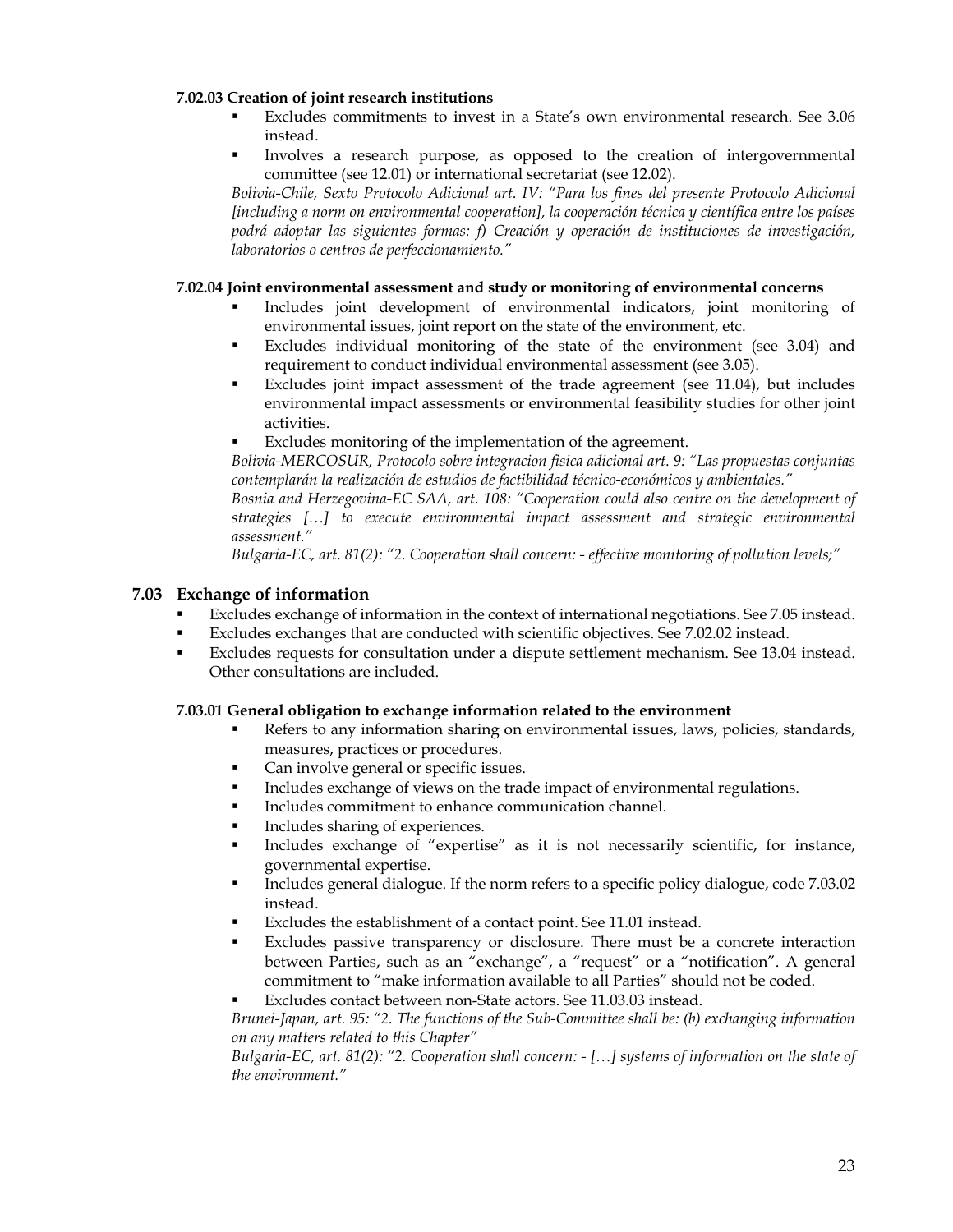#### 7.02.03 Creation of joint research institutions

- Excludes commitments to invest in a State's own environmental research. See 3.06 instead.
- Involves a research purpose, as opposed to the creation of intergovernmental committee (see 12.01) or international secretariat (see 12.02).

*Bolivia-Chile, Sexto Protocolo Adicional art. IV: "Para los fines del presente Protocolo Adicional [including a norm on environmental cooperation], la cooperación técnica y científica entre los países podrá adoptar las siguientes formas: f) Creación y operación de instituciones de investigación, laboratorios o centros de perfeccionamiento."*

#### 7.02.04 Joint environmental assessment and study or monitoring of environmental concerns

- Includes joint development of environmental indicators, joint monitoring of environmental issues, joint report on the state of the environment, etc.
- Excludes individual monitoring of the state of the environment (see 3.04) and requirement to conduct individual environmental assessment (see 3.05).
- Excludes joint impact assessment of the trade agreement (see 11.04), but includes environmental impact assessments or environmental feasibility studies for other joint activities.
- Excludes monitoring of the implementation of the agreement.

*Bolivia-MERCOSUR, Protocolo sobre integracion fisica adicional art. 9: "Las propuestas conjuntas contemplarán la realización de estudios de factibilidad técnico-económicos y ambientales."*

*Bosnia and Herzegovina-EC SAA, art. 108: "Cooperation could also centre on the development of strategies […] to execute environmental impact assessment and strategic environmental assessment."*

*Bulgaria-EC, art. 81(2): "2. Cooperation shall concern: - effective monitoring of pollution levels;"*

### 7.03 Exchange of information

- Excludes exchange of information in the context of international negotiations. See 7.05 instead.
- Excludes exchanges that are conducted with scientific objectives. See 7.02.02 instead.
- Excludes requests for consultation under a dispute settlement mechanism. See 13.04 instead. Other consultations are included.

#### 7.03.01 General obligation to exchange information related to the environment

- Refers to any information sharing on environmental issues, laws, policies, standards, measures, practices or procedures.
- Can involve general or specific issues.
- Includes exchange of views on the trade impact of environmental regulations.
- Includes commitment to enhance communication channel.
- Includes sharing of experiences.
- Includes exchange of "expertise" as it is not necessarily scientific, for instance, governmental expertise.
- Includes general dialogue. If the norm refers to a specific policy dialogue, code 7.03.02 instead.
- Excludes the establishment of a contact point. See 11.01 instead.
- Excludes passive transparency or disclosure. There must be a concrete interaction between Parties, such as an "exchange", a "request" or a "notification". A general commitment to "make information available to all Parties" should not be coded.
- Excludes contact between non-State actors. See 11.03.03 instead.

*Brunei-Japan, art. 95: "2. The functions of the Sub-Committee shall be: (b) exchanging information on any matters related to this Chapter"*

*Bulgaria-EC, art. 81(2): "2. Cooperation shall concern: - […] systems of information on the state of the environment."*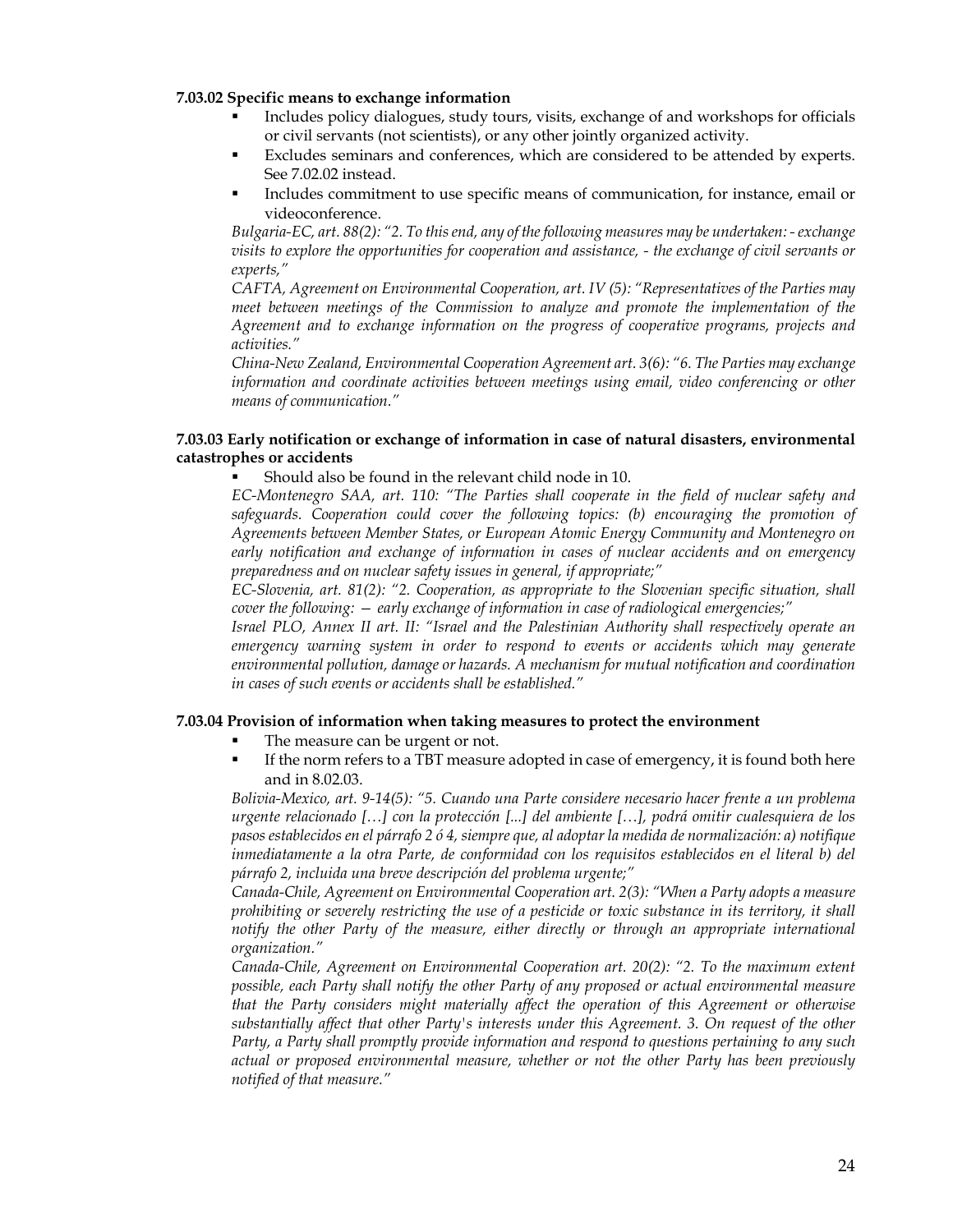**7.03.02 Specific means to exchange information**

- Includes policy dialogues, study tours, visits, exchange of and workshops for officials or civil servants (not scientists), or any other jointly organized activity.
- Excludes seminars and conferences, which are considered to be attended by experts. See 7.02.02 instead.
- Includes commitment to use specific means of communication, for instance, email or videoconference.

*Bulgaria-EC, art. 88(2): "2. To this end, any of the following measures may be undertaken: - exchange visits to explore the opportunities for cooperation and assistance, - the exchange of civil servants or experts,"*

*CAFTA, Agreement on Environmental Cooperation, art. IV (5): "Representatives of the Parties may meet between meetings of the Commission to analyze and promote the implementation of the Agreement and to exchange information on the progress of cooperative programs, projects and activities."*

*China-New Zealand, Environmental Cooperation Agreement art. 3(6): "6. The Parties may exchange information and coordinate activities between meetings using email, video conferencing or other means of communication."*

**7.03.03 Early notification or exchange of information in case of natural disasters, environmental catastrophes or accidents**

- Should also be found in the relevant child node in 10.

*EC-Montenegro SAA, art. 110: "The Parties shall cooperate in the field of nuclear safety and safeguards. Cooperation could cover the following topics: (b) encouraging the promotion of Agreements between Member States, or European Atomic Energy Community and Montenegro on early notification and exchange of information in cases of nuclear accidents and on emergency preparedness and on nuclear safety issues in general, if appropriate;"*

*EC-Slovenia, art. 81(2): "2. Cooperation, as appropriate to the Slovenian specific situation, shall cover the following: — early exchange of information in case of radiological emergencies;"*

*Israel PLO, Annex II art. II: "Israel and the Palestinian Authority shall respectively operate an emergency warning system in order to respond to events or accidents which may generate environmental pollution, damage or hazards. A mechanism for mutual notification and coordination in cases of such events or accidents shall be established."*

**7.03.04 Provision of information when taking measures to protect the environment**

- The measure can be urgent or not.
- If the norm refers to a TBT measure adopted in case of emergency, it is found both here and in 8.02.03.

*Bolivia-Mexico, art. 9-14(5): "5. Cuando una Parte considere necesario hacer frente a un problema urgente relacionado […] con la protección [...] del ambiente […], podrá omitir cualesquiera de los pasos establecidos en el párrafo 2 ó 4, siempre que, al adoptar la medida de normalización: a) notifique inmediatamente a la otra Parte, de conformidad con los requisitos establecidos en el literal b) del párrafo 2, incluida una breve descripción del problema urgente;"*

*Canada-Chile, Agreement on Environmental Cooperation art. 2(3): "When a Party adopts a measure prohibiting or severely restricting the use of a pesticide or toxic substance in its territory, it shall notify the other Party of the measure, either directly or through an appropriate international organization."*

*Canada-Chile, Agreement on Environmental Cooperation art. 20(2): "2. To the maximum extent possible, each Party shall notify the other Party of any proposed or actual environmental measure that the Party considers might materially affect the operation of this Agreement or otherwise substantially affect that other Party's interests under this Agreement. 3. On request of the other Party, a Party shall promptly provide information and respond to questions pertaining to any such actual or proposed environmental measure, whether or not the other Party has been previously notified of that measure."*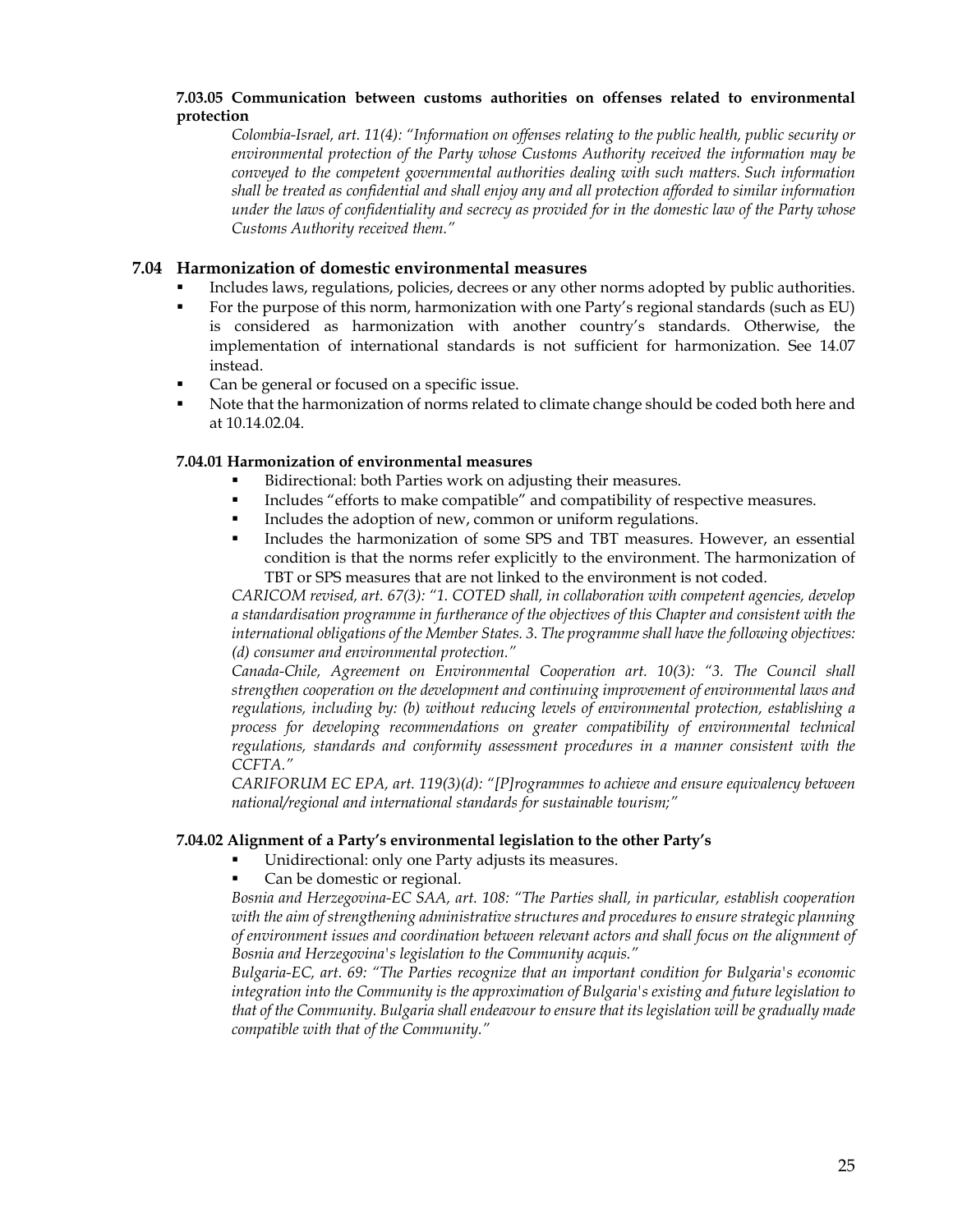#### 7.03.05 Communication between customs authorities on offenses related to environmental protection

*Colombia-Israel, art. 11(4): "Information on offenses relating to the public health, public security or environmental protection of the Party whose Customs Authority received the information may be conveyed to the competent governmental authorities dealing with such matters. Such information shall be treated as confidential and shall enjoy any and all protection afforded to similar information under the laws of confidentiality and secrecy as provided for in the domestic law of the Party whose Customs Authority received them."*

### 7.04 Harmonization of domestic environmental measures

- Includes laws, regulations, policies, decrees or any other norms adopted by public authorities.
- For the purpose of this norm, harmonization with one Party's regional standards (such as EU) is considered as harmonization with another country's standards. Otherwise, the implementation of international standards is not sufficient for harmonization. See 14.07 instead.
- Can be general or focused on a specific issue.
- Note that the harmonization of norms related to climate change should be coded both here and at 10.14.02.04.

#### 7.04.01 Harmonization of environmental measures

- Bidirectional: both Parties work on adjusting their measures.
- Includes "efforts to make compatible" and compatibility of respective measures.
- Includes the adoption of new, common or uniform regulations.
- Includes the harmonization of some SPS and TBT measures. However, an essential condition is that the norms refer explicitly to the environment. The harmonization of TBT or SPS measures that are not linked to the environment is not coded.

*CARICOM revised, art. 67(3): "1. COTED shall, in collaboration with competent agencies, develop a standardisation programme in furtherance of the objectives of this Chapter and consistent with the international obligations of the Member States. 3. The programme shall have the following objectives: (d) consumer and environmental protection."*

*Canada-Chile, Agreement on Environmental Cooperation art. 10(3): "3. The Council shall strengthen cooperation on the development and continuing improvement of environmental laws and regulations, including by: (b) without reducing levels of environmental protection, establishing a process for developing recommendations on greater compatibility of environmental technical regulations, standards and conformity assessment procedures in a manner consistent with the CCFTA."*

*CARIFORUM EC EPA, art. 119(3)(d): "[P]rogrammes to achieve and ensure equivalency between national/regional and international standards for sustainable tourism;"*

#### 7.04.02 Alignment of a Party's environmental legislation to the other Party's

- Unidirectional: only one Party adjusts its measures.
- Can be domestic or regional.

*Bosnia and Herzegovina-EC SAA, art. 108: "The Parties shall, in particular, establish cooperation with the aim of strengthening administrative structures and procedures to ensure strategic planning of environment issues and coordination between relevant actors and shall focus on the alignment of Bosnia and Herzegovina's legislation to the Community acquis."*

*Bulgaria-EC, art. 69: "The Parties recognize that an important condition for Bulgaria's economic integration into the Community is the approximation of Bulgaria's existing and future legislation to that of the Community. Bulgaria shall endeavour to ensure that its legislation will be gradually made compatible with that of the Community."*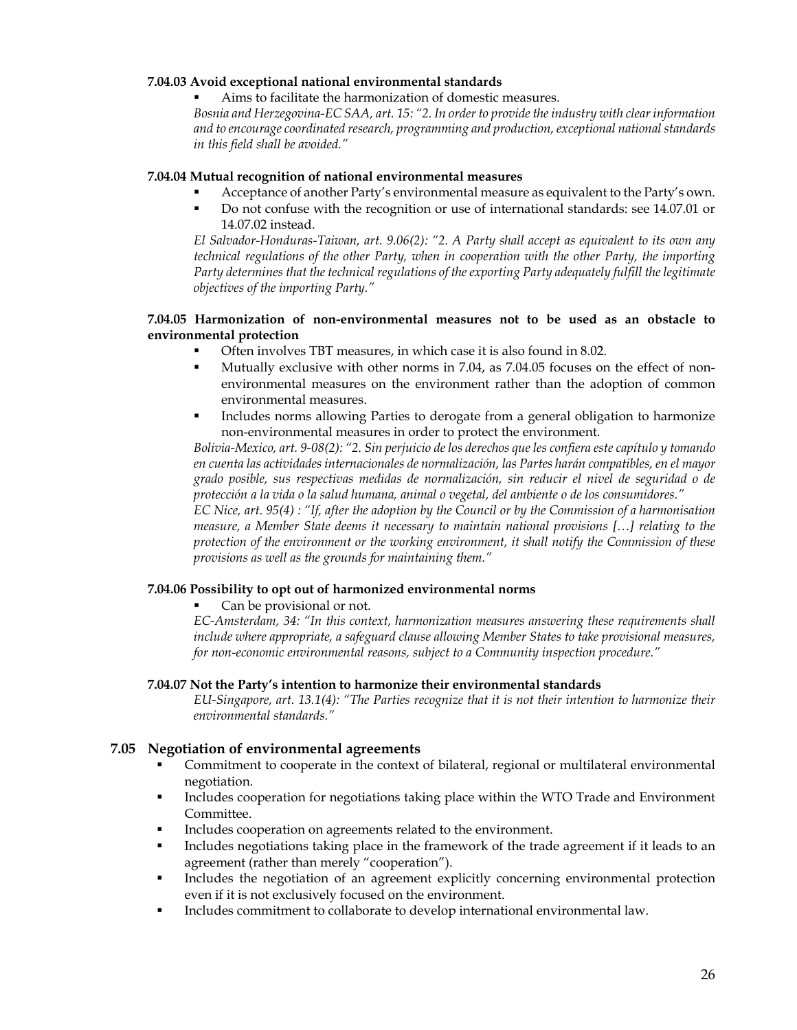**7.04.03 Avoid exceptional national environmental standards**

- Aims to facilitate the harmonization of domestic measures.

*Bosnia and Herzegovina-EC SAA, art. 15: "2. In order to provide the industry with clear information and to encourage coordinated research, programming and production, exceptional national standards in this field shall be avoided."*

**7.04.04 Mutual recognition of national environmental measures**

- Acceptance of another Party's environmental measure as equivalent to the Party's own.
- Do not confuse with the recognition or use of international standards: see 14.07.01 or 14.07.02 instead.

*El Salvador-Honduras-Taiwan, art. 9.06(2): "2. A Party shall accept as equivalent to its own any technical regulations of the other Party, when in cooperation with the other Party, the importing Party determines that the technical regulations of the exporting Party adequately fulfill the legitimate objectives of the importing Party."*

**7.04.05 Harmonization of non-environmental measures not to be used as an obstacle to environmental protection**

- Often involves TBT measures, in which case it is also found in 8.02.
- Mutually exclusive with other norms in 7.04, as 7.04.05 focuses on the effect of non-environmental measures on the environment rather than the adoption of common environmental measures.
- Includes norms allowing Parties to derogate from a general obligation to harmonize non-environmental measures in order to protect the environment.

*Bolivia-Mexico, art. 9-08(2): "2. Sin perjuicio de los derechos que les confiera este capítulo y tomando en cuenta las actividades internacionales de normalización, las Partes harán compatibles, en el mayor grado posible, sus respectivas medidas de normalización, sin reducir el nivel de seguridad o de protección a la vida o la salud humana, animal o vegetal, del ambiente o de los consumidores."*

*EC Nice, art. 95(4) : "If, after the adoption by the Council or by the Commission of a harmonisation measure, a Member State deems it necessary to maintain national provisions […] relating to the protection of the environment or the working environment, it shall notify the Commission of these provisions as well as the grounds for maintaining them."*

**7.04.06 Possibility to opt out of harmonized environmental norms**

- Can be provisional or not.

*EC-Amsterdam, 34: "In this context, harmonization measures answering these requirements shall include where appropriate, a safeguard clause allowing Member States to take provisional measures, for non-economic environmental reasons, subject to a Community inspection procedure."*

**7.04.07 Not the Party's intention to harmonize their environmental standards**

*EU-Singapore, art. 13.1(4): "The Parties recognize that it is not their intention to harmonize their environmental standards."*

## 7.05 Negotiation of environmental agreements

- Commitment to cooperate in the context of bilateral, regional or multilateral environmental negotiation.
- Includes cooperation for negotiations taking place within the WTO Trade and Environment Committee.
- Includes cooperation on agreements related to the environment.
- Includes negotiations taking place in the framework of the trade agreement if it leads to an agreement (rather than merely "cooperation").
- Includes the negotiation of an agreement explicitly concerning environmental protection even if it is not exclusively focused on the environment.
- Includes commitment to collaborate to develop international environmental law.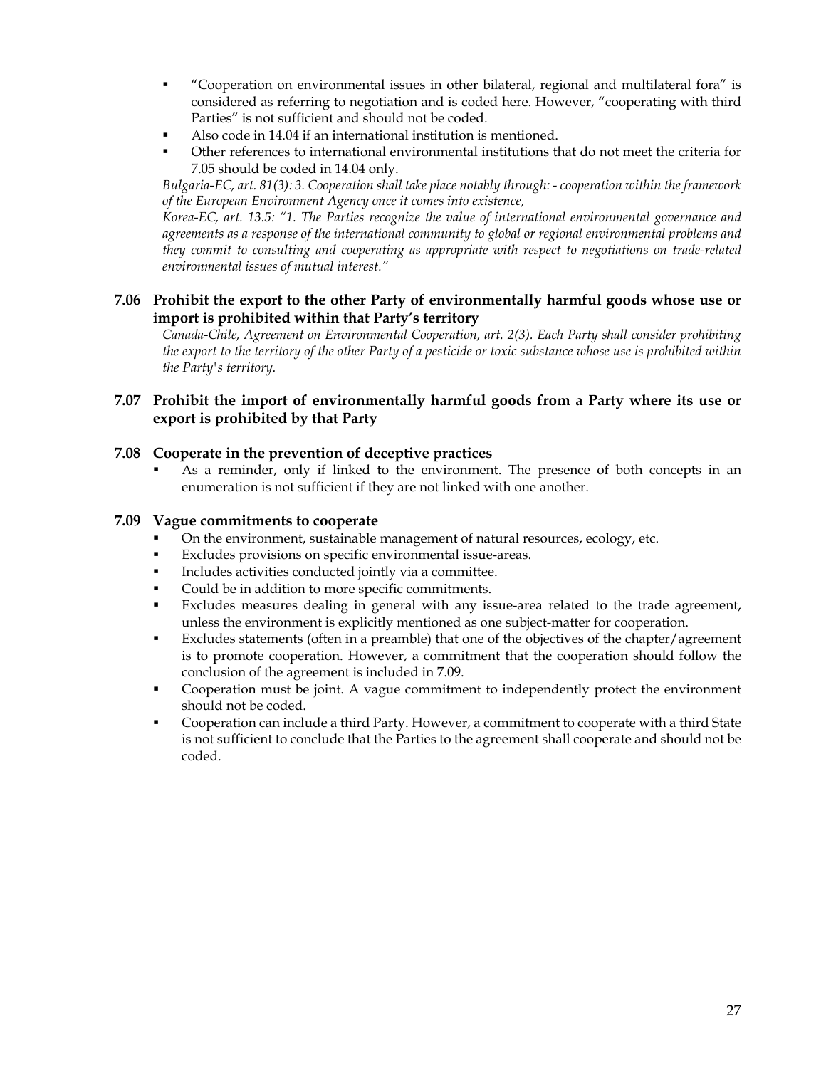- "Cooperation on environmental issues in other bilateral, regional and multilateral fora" is considered as referring to negotiation and is coded here. However, "cooperating with third Parties" is not sufficient and should not be coded.
- Also code in 14.04 if an international institution is mentioned.
- Other references to international environmental institutions that do not meet the criteria for 7.05 should be coded in 14.04 only.

*Bulgaria-EC, art. 81(3): 3. Cooperation shall take place notably through: - cooperation within the framework of the European Environment Agency once it comes into existence,*

*Korea-EC, art. 13.5: "1. The Parties recognize the value of international environmental governance and agreements as a response of the international community to global or regional environmental problems and they commit to consulting and cooperating as appropriate with respect to negotiations on trade-related environmental issues of mutual interest."*

### 7.06 Prohibit the export to the other Party of environmentally harmful goods whose use or import is prohibited within that Party's territory

*Canada-Chile, Agreement on Environmental Cooperation, art. 2(3). Each Party shall consider prohibiting the export to the territory of the other Party of a pesticide or toxic substance whose use is prohibited within the Party's territory.*

### 7.07 Prohibit the import of environmentally harmful goods from a Party where its use or export is prohibited by that Party

### 7.08 Cooperate in the prevention of deceptive practices

- As a reminder, only if linked to the environment. The presence of both concepts in an enumeration is not sufficient if they are not linked with one another.

### 7.09 Vague commitments to cooperate

- On the environment, sustainable management of natural resources, ecology, etc.
- Excludes provisions on specific environmental issue-areas.
- Includes activities conducted jointly via a committee.
- Could be in addition to more specific commitments.
- Excludes measures dealing in general with any issue-area related to the trade agreement, unless the environment is explicitly mentioned as one subject-matter for cooperation.
- Excludes statements (often in a preamble) that one of the objectives of the chapter/agreement is to promote cooperation. However, a commitment that the cooperation should follow the conclusion of the agreement is included in 7.09.
- Cooperation must be joint. A vague commitment to independently protect the environment should not be coded.
- Cooperation can include a third Party. However, a commitment to cooperate with a third State is not sufficient to conclude that the Parties to the agreement shall cooperate and should not be coded.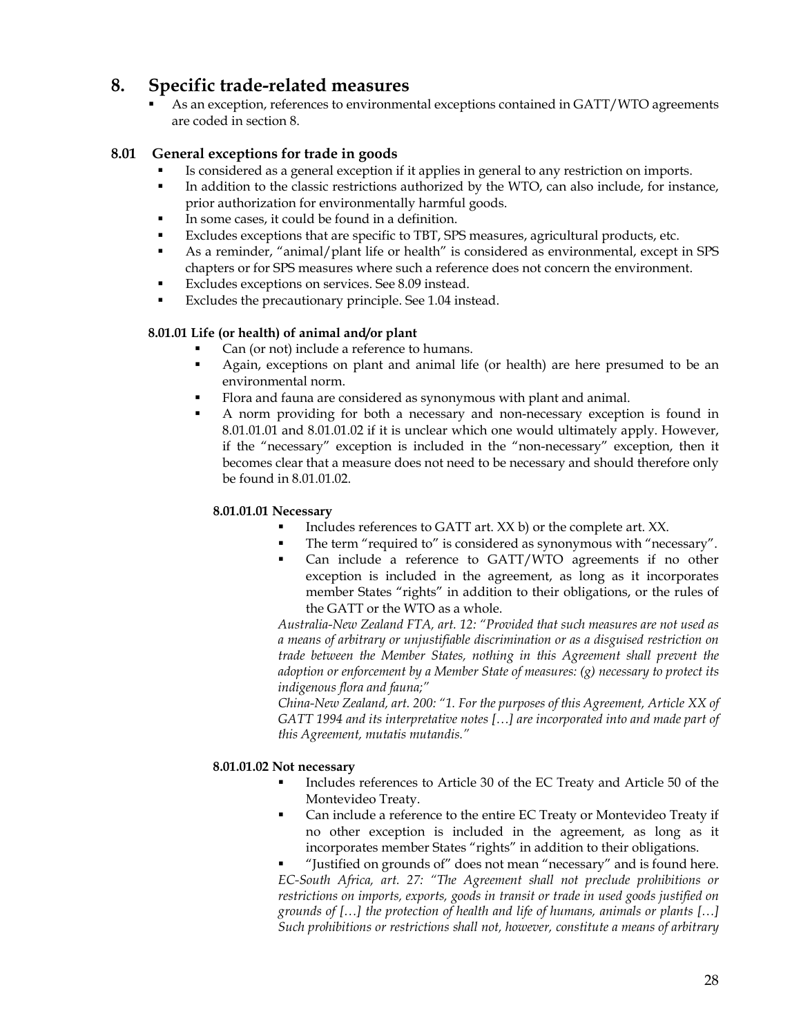# 8. Specific trade-related measures

- As an exception, references to environmental exceptions contained in GATT/WTO agreements are coded in section 8.

## 8.01 General exceptions for trade in goods

- Is considered as a general exception if it applies in general to any restriction on imports.
- In addition to the classic restrictions authorized by the WTO, can also include, for instance, prior authorization for environmentally harmful goods.
- In some cases, it could be found in a definition.
- Excludes exceptions that are specific to TBT, SPS measures, agricultural products, etc.
- As a reminder, "animal/plant life or health" is considered as environmental, except in SPS chapters or for SPS measures where such a reference does not concern the environment.
- Excludes exceptions on services. See 8.09 instead.
- Excludes the precautionary principle. See 1.04 instead.

### 8.01.01 Life (or health) of animal and/or plant

- Can (or not) include a reference to humans.
- Again, exceptions on plant and animal life (or health) are here presumed to be an environmental norm.
- Flora and fauna are considered as synonymous with plant and animal.
- A norm providing for both a necessary and non-necessary exception is found in 8.01.01.01 and 8.01.01.02 if it is unclear which one would ultimately apply. However, if the "necessary" exception is included in the "non-necessary" exception, then it becomes clear that a measure does not need to be necessary and should therefore only be found in 8.01.01.02.

#### 8.01.01.01 Necessary

- Includes references to GATT art. XX b) or the complete art. XX.
- The term "required to" is considered as synonymous with "necessary".
- Can include a reference to GATT/WTO agreements if no other exception is included in the agreement, as long as it incorporates member States "rights" in addition to their obligations, or the rules of the GATT or the WTO as a whole.

*Australia-New Zealand FTA, art. 12: "Provided that such measures are not used as a means of arbitrary or unjustifiable discrimination or as a disguised restriction on trade between the Member States, nothing in this Agreement shall prevent the adoption or enforcement by a Member State of measures: (g) necessary to protect its indigenous flora and fauna;"*

*China-New Zealand, art. 200: "1. For the purposes of this Agreement, Article XX of GATT 1994 and its interpretative notes […] are incorporated into and made part of this Agreement, mutatis mutandis."*

#### 8.01.01.02 Not necessary

- Includes references to Article 30 of the EC Treaty and Article 50 of the Montevideo Treaty.
- Can include a reference to the entire EC Treaty or Montevideo Treaty if no other exception is included in the agreement, as long as it incorporates member States "rights" in addition to their obligations.
- "Justified on grounds of" does not mean "necessary" and is found here.

*EC-South Africa, art. 27: "The Agreement shall not preclude prohibitions or restrictions on imports, exports, goods in transit or trade in used goods justified on grounds of […] the protection of health and life of humans, animals or plants […] Such prohibitions or restrictions shall not, however, constitute a means of arbitrary*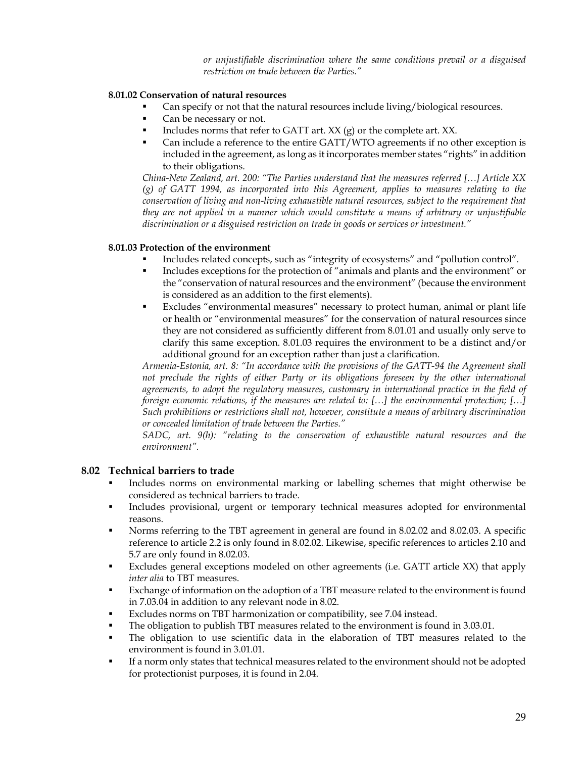*or unjustifiable discrimination where the same conditions prevail or a disguised restriction on trade between the Parties."*

#### 8.01.02 Conservation of natural resources

- Can specify or not that the natural resources include living/biological resources.
- Can be necessary or not.
- Includes norms that refer to GATT art. XX (g) or the complete art. XX.
- Can include a reference to the entire GATT/WTO agreements if no other exception is included in the agreement, as long as it incorporates member states "rights" in addition to their obligations.

*China-New Zealand, art. 200: "The Parties understand that the measures referred […] Article XX (g) of GATT 1994, as incorporated into this Agreement, applies to measures relating to the conservation of living and non-living exhaustible natural resources, subject to the requirement that they are not applied in a manner which would constitute a means of arbitrary or unjustifiable discrimination or a disguised restriction on trade in goods or services or investment."*

#### 8.01.03 Protection of the environment

- Includes related concepts, such as "integrity of ecosystems" and "pollution control".
- Includes exceptions for the protection of "animals and plants and the environment" or the "conservation of natural resources and the environment" (because the environment is considered as an addition to the first elements).
- Excludes "environmental measures" necessary to protect human, animal or plant life or health or "environmental measures" for the conservation of natural resources since they are not considered as sufficiently different from 8.01.01 and usually only serve to clarify this same exception. 8.01.03 requires the environment to be a distinct and/or additional ground for an exception rather than just a clarification.

*Armenia-Estonia, art. 8: "In accordance with the provisions of the GATT-94 the Agreement shall not preclude the rights of either Party or its obligations foreseen by the other international agreements, to adopt the regulatory measures, customary in international practice in the field of foreign economic relations, if the measures are related to: […] the environmental protection; […] Such prohibitions or restrictions shall not, however, constitute a means of arbitrary discrimination or concealed limitation of trade between the Parties."*

*SADC, art. 9(h): "relating to the conservation of exhaustible natural resources and the environment".*

### 8.02 Technical barriers to trade

- Includes norms on environmental marking or labelling schemes that might otherwise be considered as technical barriers to trade.
- Includes provisional, urgent or temporary technical measures adopted for environmental reasons.
- Norms referring to the TBT agreement in general are found in 8.02.02 and 8.02.03. A specific reference to article 2.2 is only found in 8.02.02. Likewise, specific references to articles 2.10 and 5.7 are only found in 8.02.03.
- Excludes general exceptions modeled on other agreements (i.e. GATT article XX) that apply *inter alia* to TBT measures.
- Exchange of information on the adoption of a TBT measure related to the environment is found in 7.03.04 in addition to any relevant node in 8.02.
- Excludes norms on TBT harmonization or compatibility, see 7.04 instead.
- The obligation to publish TBT measures related to the environment is found in 3.03.01.
- The obligation to use scientific data in the elaboration of TBT measures related to the environment is found in 3.01.01.
- If a norm only states that technical measures related to the environment should not be adopted for protectionist purposes, it is found in 2.04.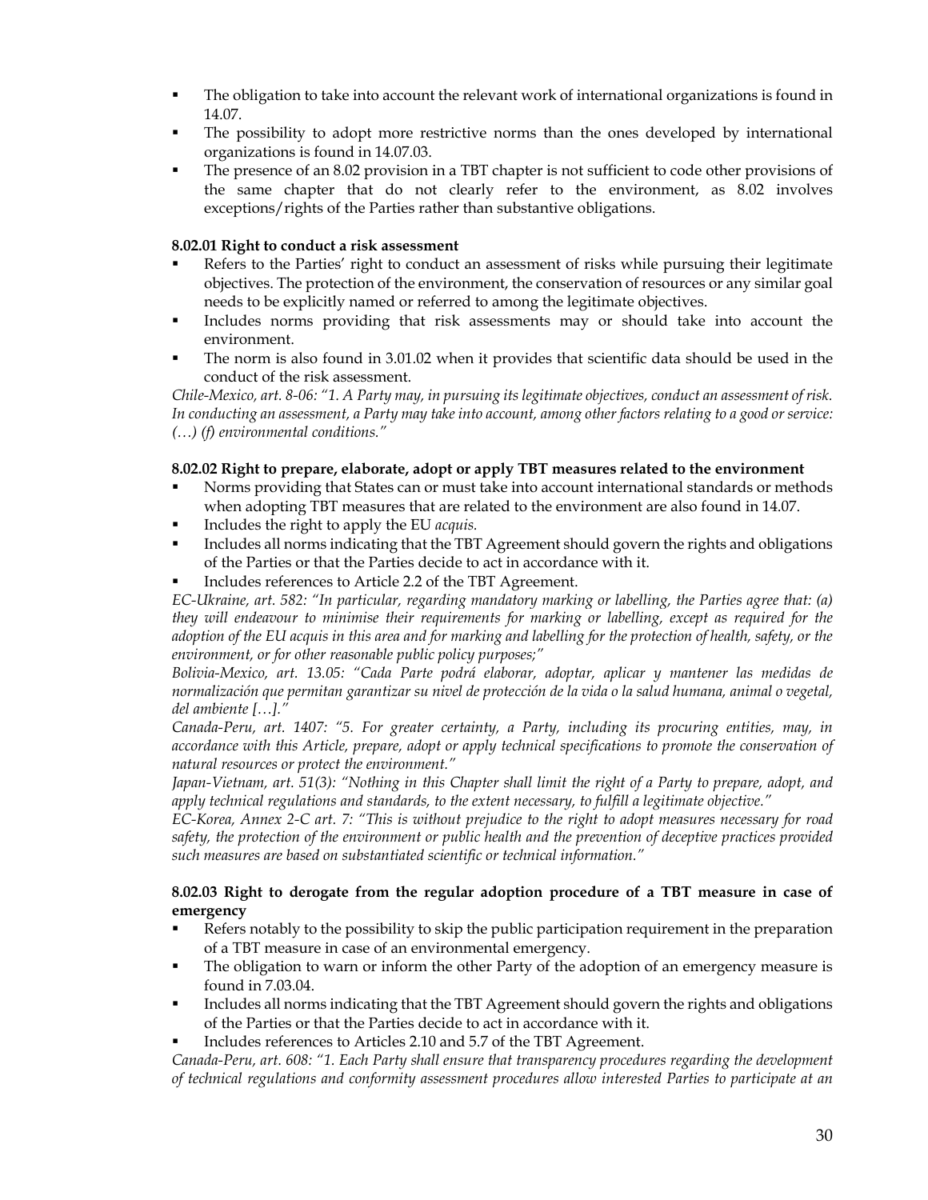- The obligation to take into account the relevant work of international organizations is found in 14.07.
- The possibility to adopt more restrictive norms than the ones developed by international organizations is found in 14.07.03.
- The presence of an 8.02 provision in a TBT chapter is not sufficient to code other provisions of the same chapter that do not clearly refer to the environment, as 8.02 involves exceptions/rights of the Parties rather than substantive obligations.

**8.02.01 Right to conduct a risk assessment**

- Refers to the Parties' right to conduct an assessment of risks while pursuing their legitimate objectives. The protection of the environment, the conservation of resources or any similar goal needs to be explicitly named or referred to among the legitimate objectives.
- Includes norms providing that risk assessments may or should take into account the environment.
- The norm is also found in 3.01.02 when it provides that scientific data should be used in the conduct of the risk assessment.

*Chile-Mexico, art. 8-06: "1. A Party may, in pursuing its legitimate objectives, conduct an assessment of risk. In conducting an assessment, a Party may take into account, among other factors relating to a good or service: (…) (f) environmental conditions."*

**8.02.02 Right to prepare, elaborate, adopt or apply TBT measures related to the environment**

- Norms providing that States can or must take into account international standards or methods when adopting TBT measures that are related to the environment are also found in 14.07.
- Includes the right to apply the EU *acquis.*
- Includes all norms indicating that the TBT Agreement should govern the rights and obligations of the Parties or that the Parties decide to act in accordance with it.
- Includes references to Article 2.2 of the TBT Agreement.

*EC-Ukraine, art. 582: "In particular, regarding mandatory marking or labelling, the Parties agree that: (a) they will endeavour to minimise their requirements for marking or labelling, except as required for the adoption of the EU acquis in this area and for marking and labelling for the protection of health, safety, or the environment, or for other reasonable public policy purposes;"*

*Bolivia-Mexico, art. 13.05: "Cada Parte podrá elaborar, adoptar, aplicar y mantener las medidas de normalización que permitan garantizar su nivel de protección de la vida o la salud humana, animal o vegetal, del ambiente […]."*

*Canada-Peru, art. 1407: "5. For greater certainty, a Party, including its procuring entities, may, in accordance with this Article, prepare, adopt or apply technical specifications to promote the conservation of natural resources or protect the environment."*

*Japan-Vietnam, art. 51(3): "Nothing in this Chapter shall limit the right of a Party to prepare, adopt, and apply technical regulations and standards, to the extent necessary, to fulfill a legitimate objective."*

*EC-Korea, Annex 2-C art. 7: "This is without prejudice to the right to adopt measures necessary for road safety, the protection of the environment or public health and the prevention of deceptive practices provided such measures are based on substantiated scientific or technical information."*

**8.02.03 Right to derogate from the regular adoption procedure of a TBT measure in case of emergency**

- Refers notably to the possibility to skip the public participation requirement in the preparation of a TBT measure in case of an environmental emergency.
- The obligation to warn or inform the other Party of the adoption of an emergency measure is found in 7.03.04.
- Includes all norms indicating that the TBT Agreement should govern the rights and obligations of the Parties or that the Parties decide to act in accordance with it.
- Includes references to Articles 2.10 and 5.7 of the TBT Agreement.

*Canada-Peru, art. 608: "1. Each Party shall ensure that transparency procedures regarding the development of technical regulations and conformity assessment procedures allow interested Parties to participate at an*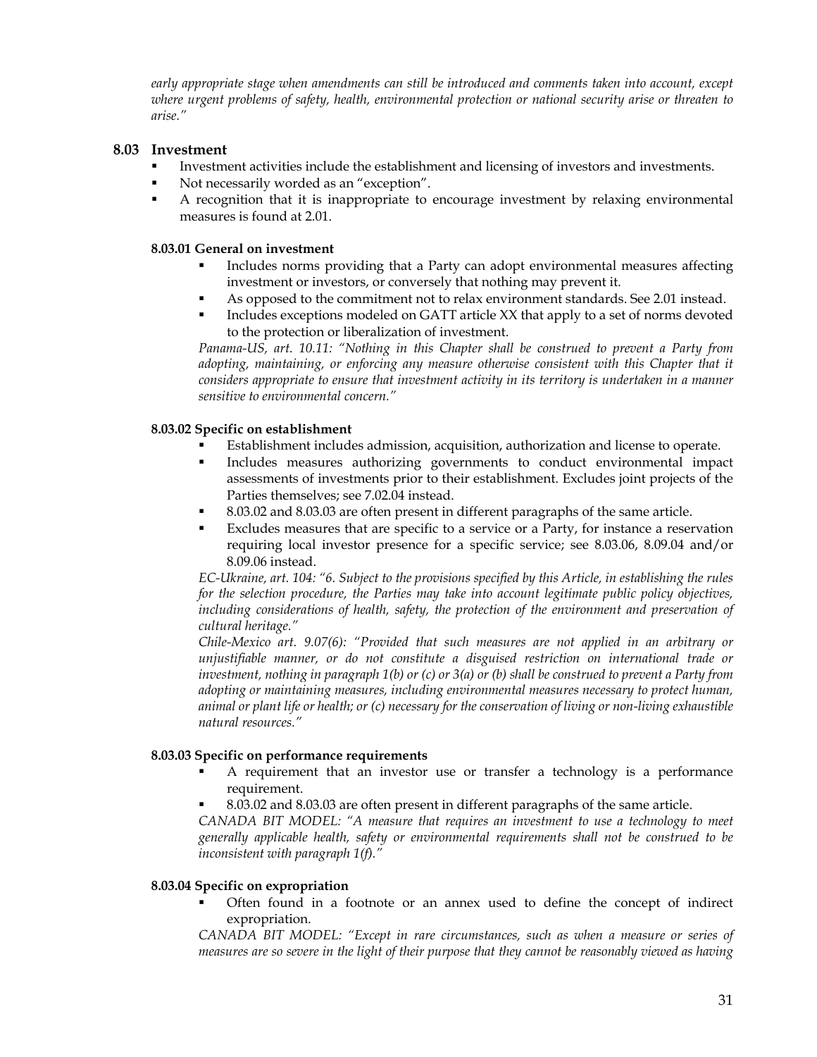*early appropriate stage when amendments can still be introduced and comments taken into account, except where urgent problems of safety, health, environmental protection or national security arise or threaten to arise."*

## 8.03 Investment

- Investment activities include the establishment and licensing of investors and investments.
- Not necessarily worded as an "exception".
- A recognition that it is inappropriate to encourage investment by relaxing environmental measures is found at 2.01.

### 8.03.01 General on investment

- Includes norms providing that a Party can adopt environmental measures affecting investment or investors, or conversely that nothing may prevent it.
- As opposed to the commitment not to relax environment standards. See 2.01 instead.
- Includes exceptions modeled on GATT article XX that apply to a set of norms devoted to the protection or liberalization of investment.

*Panama-US, art. 10.11: "Nothing in this Chapter shall be construed to prevent a Party from adopting, maintaining, or enforcing any measure otherwise consistent with this Chapter that it considers appropriate to ensure that investment activity in its territory is undertaken in a manner sensitive to environmental concern."*

### 8.03.02 Specific on establishment

- Establishment includes admission, acquisition, authorization and license to operate.
- Includes measures authorizing governments to conduct environmental impact assessments of investments prior to their establishment. Excludes joint projects of the Parties themselves; see 7.02.04 instead.
- 8.03.02 and 8.03.03 are often present in different paragraphs of the same article.
- Excludes measures that are specific to a service or a Party, for instance a reservation requiring local investor presence for a specific service; see 8.03.06, 8.09.04 and/or 8.09.06 instead.

*EC-Ukraine, art. 104: "6. Subject to the provisions specified by this Article, in establishing the rules for the selection procedure, the Parties may take into account legitimate public policy objectives, including considerations of health, safety, the protection of the environment and preservation of cultural heritage."*

*Chile-Mexico art. 9.07(6): "Provided that such measures are not applied in an arbitrary or unjustifiable manner, or do not constitute a disguised restriction on international trade or investment, nothing in paragraph 1(b) or (c) or 3(a) or (b) shall be construed to prevent a Party from adopting or maintaining measures, including environmental measures necessary to protect human, animal or plant life or health; or (c) necessary for the conservation of living or non-living exhaustible natural resources."*

### 8.03.03 Specific on performance requirements

- A requirement that an investor use or transfer a technology is a performance requirement.
- 8.03.02 and 8.03.03 are often present in different paragraphs of the same article.

*CANADA BIT MODEL: "A measure that requires an investment to use a technology to meet generally applicable health, safety or environmental requirements shall not be construed to be inconsistent with paragraph 1(f)."*

### 8.03.04 Specific on expropriation

- Often found in a footnote or an annex used to define the concept of indirect expropriation.

*CANADA BIT MODEL: "Except in rare circumstances, such as when a measure or series of measures are so severe in the light of their purpose that they cannot be reasonably viewed as having*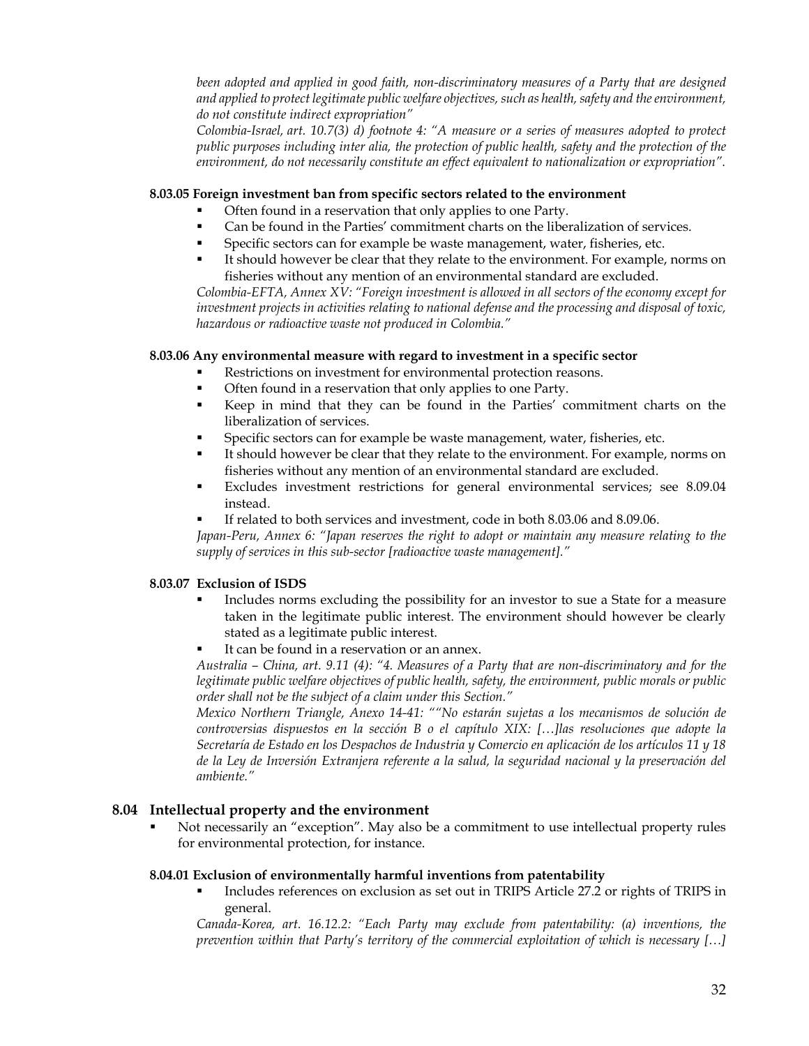*been adopted and applied in good faith, non-discriminatory measures of a Party that are designed and applied to protect legitimate public welfare objectives, such as health, safety and the environment, do not constitute indirect expropriation"*

*Colombia-Israel, art. 10.7(3) d) footnote 4: "A measure or a series of measures adopted to protect public purposes including inter alia, the protection of public health, safety and the protection of the environment, do not necessarily constitute an effect equivalent to nationalization or expropriation".*

#### 8.03.05 Foreign investment ban from specific sectors related to the environment

- Often found in a reservation that only applies to one Party.
- Can be found in the Parties' commitment charts on the liberalization of services.
- Specific sectors can for example be waste management, water, fisheries, etc.
- It should however be clear that they relate to the environment. For example, norms on fisheries without any mention of an environmental standard are excluded.

*Colombia-EFTA, Annex XV: "Foreign investment is allowed in all sectors of the economy except for investment projects in activities relating to national defense and the processing and disposal of toxic, hazardous or radioactive waste not produced in Colombia."*

#### 8.03.06 Any environmental measure with regard to investment in a specific sector

- Restrictions on investment for environmental protection reasons.
- Often found in a reservation that only applies to one Party.
- Keep in mind that they can be found in the Parties' commitment charts on the liberalization of services.
- Specific sectors can for example be waste management, water, fisheries, etc.
- It should however be clear that they relate to the environment. For example, norms on fisheries without any mention of an environmental standard are excluded.
- Excludes investment restrictions for general environmental services; see 8.09.04 instead.
- If related to both services and investment, code in both 8.03.06 and 8.09.06.

*Japan-Peru, Annex 6: "Japan reserves the right to adopt or maintain any measure relating to the supply of services in this sub-sector [radioactive waste management]."*

#### 8.03.07 Exclusion of ISDS

- Includes norms excluding the possibility for an investor to sue a State for a measure taken in the legitimate public interest. The environment should however be clearly stated as a legitimate public interest.
- It can be found in a reservation or an annex.

*Australia – China, art. 9.11 (4): "4. Measures of a Party that are non-discriminatory and for the legitimate public welfare objectives of public health, safety, the environment, public morals or public order shall not be the subject of a claim under this Section."*

*Mexico Northern Triangle, Anexo 14-41: ""No estarán sujetas a los mecanismos de solución de controversias dispuestos en la sección B o el capítulo XIX: […]las resoluciones que adopte la Secretaría de Estado en los Despachos de Industria y Comercio en aplicación de los artículos 11 y 18 de la Ley de Inversión Extranjera referente a la salud, la seguridad nacional y la preservación del ambiente."*

### 8.04 Intellectual property and the environment

- Not necessarily an "exception". May also be a commitment to use intellectual property rules for environmental protection, for instance.

#### 8.04.01 Exclusion of environmentally harmful inventions from patentability

- Includes references on exclusion as set out in TRIPS Article 27.2 or rights of TRIPS in general.

*Canada-Korea, art. 16.12.2: "Each Party may exclude from patentability: (a) inventions, the prevention within that Party's territory of the commercial exploitation of which is necessary […]*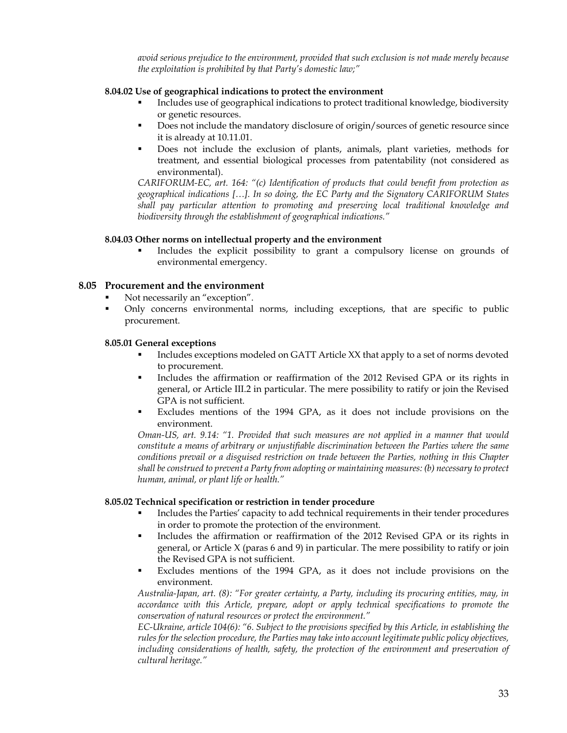*avoid serious prejudice to the environment, provided that such exclusion is not made merely because the exploitation is prohibited by that Party's domestic law;"*

#### 8.04.02 Use of geographical indications to protect the environment

- Includes use of geographical indications to protect traditional knowledge, biodiversity or genetic resources.
- Does not include the mandatory disclosure of origin/sources of genetic resource since it is already at 10.11.01.
- Does not include the exclusion of plants, animals, plant varieties, methods for treatment, and essential biological processes from patentability (not considered as environmental).

*CARIFORUM-EC, art. 164: "(c) Identification of products that could benefit from protection as geographical indications […]. In so doing, the EC Party and the Signatory CARIFORUM States shall pay particular attention to promoting and preserving local traditional knowledge and biodiversity through the establishment of geographical indications."*

#### 8.04.03 Other norms on intellectual property and the environment

- Includes the explicit possibility to grant a compulsory license on grounds of environmental emergency.

### 8.05 Procurement and the environment

- Not necessarily an "exception".
- Only concerns environmental norms, including exceptions, that are specific to public procurement.

#### 8.05.01 General exceptions

- Includes exceptions modeled on GATT Article XX that apply to a set of norms devoted to procurement.
- Includes the affirmation or reaffirmation of the 2012 Revised GPA or its rights in general, or Article III.2 in particular. The mere possibility to ratify or join the Revised GPA is not sufficient.
- Excludes mentions of the 1994 GPA, as it does not include provisions on the environment.

*Oman-US, art. 9.14: "1. Provided that such measures are not applied in a manner that would constitute a means of arbitrary or unjustifiable discrimination between the Parties where the same conditions prevail or a disguised restriction on trade between the Parties, nothing in this Chapter shall be construed to prevent a Party from adopting or maintaining measures: (b) necessary to protect human, animal, or plant life or health."*

#### 8.05.02 Technical specification or restriction in tender procedure

- Includes the Parties' capacity to add technical requirements in their tender procedures in order to promote the protection of the environment.
- Includes the affirmation or reaffirmation of the 2012 Revised GPA or its rights in general, or Article X (paras 6 and 9) in particular. The mere possibility to ratify or join the Revised GPA is not sufficient.
- Excludes mentions of the 1994 GPA, as it does not include provisions on the environment.

*Australia-Japan, art. (8): "For greater certainty, a Party, including its procuring entities, may, in accordance with this Article, prepare, adopt or apply technical specifications to promote the conservation of natural resources or protect the environment."*

*EC-Ukraine, article 104(6): "6. Subject to the provisions specified by this Article, in establishing the rules for the selection procedure, the Parties may take into account legitimate public policy objectives, including considerations of health, safety, the protection of the environment and preservation of cultural heritage."*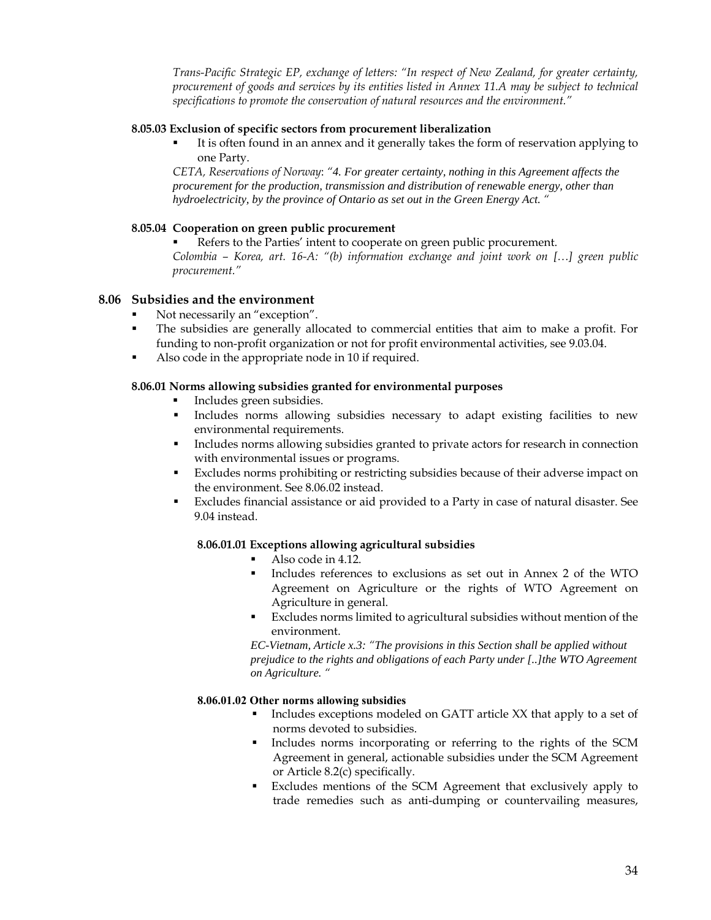*Trans-Pacific Strategic EP, exchange of letters: "In respect of New Zealand, for greater certainty, procurement of goods and services by its entities listed in Annex 11.A may be subject to technical specifications to promote the conservation of natural resources and the environment."*

#### 8.05.03 Exclusion of specific sectors from procurement liberalization

- It is often found in an annex and it generally takes the form of reservation applying to one Party.

*CETA, Reservations of Norway: "4. For greater certainty, nothing in this Agreement affects the procurement for the production, transmission and distribution of renewable energy, other than hydroelectricity, by the province of Ontario as set out in the Green Energy Act. "*

#### 8.05.04 Cooperation on green public procurement

- Refers to the Parties' intent to cooperate on green public procurement.

*Colombia – Korea, art. 16-A: "(b) information exchange and joint work on […] green public procurement."*

### 8.06 Subsidies and the environment

- Not necessarily an "exception".
- The subsidies are generally allocated to commercial entities that aim to make a profit. For funding to non-profit organization or not for profit environmental activities, see 9.03.04.
- Also code in the appropriate node in 10 if required.

#### 8.06.01 Norms allowing subsidies granted for environmental purposes

- Includes green subsidies.
- Includes norms allowing subsidies necessary to adapt existing facilities to new environmental requirements.
- Includes norms allowing subsidies granted to private actors for research in connection with environmental issues or programs.
- Excludes norms prohibiting or restricting subsidies because of their adverse impact on the environment. See 8.06.02 instead.
- Excludes financial assistance or aid provided to a Party in case of natural disaster. See 9.04 instead.

##### 8.06.01.01 Exceptions allowing agricultural subsidies

- Also code in 4.12.
- Includes references to exclusions as set out in Annex 2 of the WTO Agreement on Agriculture or the rights of WTO Agreement on Agriculture in general.
- Excludes norms limited to agricultural subsidies without mention of the environment.

*EC-Vietnam, Article x.3: "The provisions in this Section shall be applied without prejudice to the rights and obligations of each Party under [..]the WTO Agreement on Agriculture. "*

##### 8.06.01.02 Other norms allowing subsidies

- Includes exceptions modeled on GATT article XX that apply to a set of norms devoted to subsidies.
- Includes norms incorporating or referring to the rights of the SCM Agreement in general, actionable subsidies under the SCM Agreement or Article 8.2(c) specifically.
- Excludes mentions of the SCM Agreement that exclusively apply to trade remedies such as anti-dumping or countervailing measures,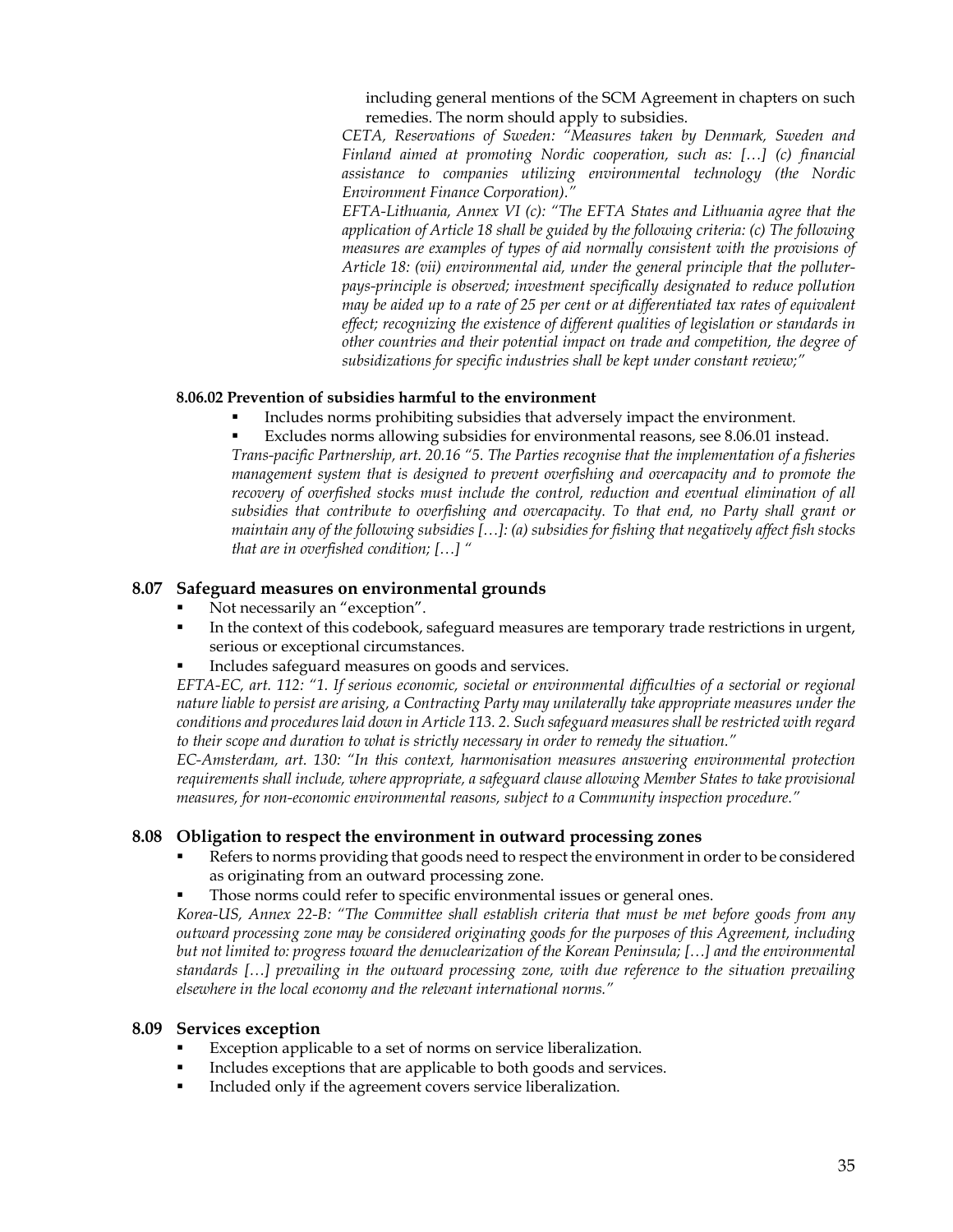including general mentions of the SCM Agreement in chapters on such remedies. The norm should apply to subsidies.

*CETA, Reservations of Sweden: "Measures taken by Denmark, Sweden and Finland aimed at promoting Nordic cooperation, such as: […] (c) financial assistance to companies utilizing environmental technology (the Nordic Environment Finance Corporation)."*

*EFTA-Lithuania, Annex VI (c): "The EFTA States and Lithuania agree that the application of Article 18 shall be guided by the following criteria: (c) The following measures are examples of types of aid normally consistent with the provisions of Article 18: (vii) environmental aid, under the general principle that the polluter-pays-principle is observed; investment specifically designated to reduce pollution may be aided up to a rate of 25 per cent or at differentiated tax rates of equivalent effect; recognizing the existence of different qualities of legislation or standards in other countries and their potential impact on trade and competition, the degree of subsidizations for specific industries shall be kept under constant review;"*

#### 8.06.02 Prevention of subsidies harmful to the environment

- Includes norms prohibiting subsidies that adversely impact the environment.
- Excludes norms allowing subsidies for environmental reasons, see 8.06.01 instead.

*Trans-pacific Partnership, art. 20.16 "5. The Parties recognise that the implementation of a fisheries management system that is designed to prevent overfishing and overcapacity and to promote the recovery of overfished stocks must include the control, reduction and eventual elimination of all subsidies that contribute to overfishing and overcapacity. To that end, no Party shall grant or maintain any of the following subsidies […]: (a) subsidies for fishing that negatively affect fish stocks that are in overfished condition; […] "*

### 8.07 Safeguard measures on environmental grounds

- Not necessarily an "exception".
- In the context of this codebook, safeguard measures are temporary trade restrictions in urgent, serious or exceptional circumstances.
- Includes safeguard measures on goods and services.

*EFTA-EC, art. 112: "1. If serious economic, societal or environmental difficulties of a sectorial or regional nature liable to persist are arising, a Contracting Party may unilaterally take appropriate measures under the conditions and procedures laid down in Article 113. 2. Such safeguard measures shall be restricted with regard to their scope and duration to what is strictly necessary in order to remedy the situation."*

*EC-Amsterdam, art. 130: "In this context, harmonisation measures answering environmental protection requirements shall include, where appropriate, a safeguard clause allowing Member States to take provisional measures, for non-economic environmental reasons, subject to a Community inspection procedure."*

### 8.08 Obligation to respect the environment in outward processing zones

- Refers to norms providing that goods need to respect the environment in order to be considered as originating from an outward processing zone.
- Those norms could refer to specific environmental issues or general ones.

*Korea-US, Annex 22-B: "The Committee shall establish criteria that must be met before goods from any outward processing zone may be considered originating goods for the purposes of this Agreement, including but not limited to: progress toward the denuclearization of the Korean Peninsula; […] and the environmental standards […] prevailing in the outward processing zone, with due reference to the situation prevailing elsewhere in the local economy and the relevant international norms."*

### 8.09 Services exception

- Exception applicable to a set of norms on service liberalization.
- Includes exceptions that are applicable to both goods and services.
- Included only if the agreement covers service liberalization.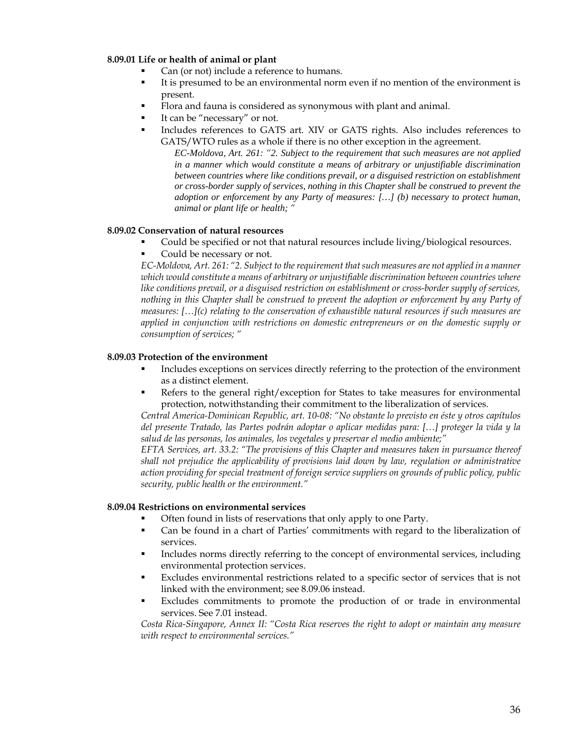**8.09.01 Life or health of animal or plant**

- Can (or not) include a reference to humans.
- It is presumed to be an environmental norm even if no mention of the environment is present.
- Flora and fauna is considered as synonymous with plant and animal.
- It can be "necessary" or not.
- Includes references to GATS art. XIV or GATS rights. Also includes references to GATS/WTO rules as a whole if there is no other exception in the agreement.

  *EC-Moldova, Art. 261: "2. Subject to the requirement that such measures are not applied in a manner which would constitute a means of arbitrary or unjustifiable discrimination between countries where like conditions prevail, or a disguised restriction on establishment or cross-border supply of services, nothing in this Chapter shall be construed to prevent the adoption or enforcement by any Party of measures: […] (b) necessary to protect human, animal or plant life or health; "*

**8.09.02 Conservation of natural resources**

- Could be specified or not that natural resources include living/biological resources.
- Could be necessary or not.

*EC-Moldova, Art. 261: "2. Subject to the requirement that such measures are not applied in a manner which would constitute a means of arbitrary or unjustifiable discrimination between countries where like conditions prevail, or a disguised restriction on establishment or cross-border supply of services, nothing in this Chapter shall be construed to prevent the adoption or enforcement by any Party of measures: […](c) relating to the conservation of exhaustible natural resources if such measures are applied in conjunction with restrictions on domestic entrepreneurs or on the domestic supply or consumption of services; "*

**8.09.03 Protection of the environment**

- Includes exceptions on services directly referring to the protection of the environment as a distinct element.
- Refers to the general right/exception for States to take measures for environmental protection, notwithstanding their commitment to the liberalization of services.

*Central America-Dominican Republic, art. 10-08: "No obstante lo previsto en éste y otros capítulos del presente Tratado, las Partes podrán adoptar o aplicar medidas para: […] proteger la vida y la salud de las personas, los animales, los vegetales y preservar el medio ambiente;"*

*EFTA Services, art. 33.2: "The provisions of this Chapter and measures taken in pursuance thereof shall not prejudice the applicability of provisions laid down by law, regulation or administrative action providing for special treatment of foreign service suppliers on grounds of public policy, public security, public health or the environment."*

**8.09.04 Restrictions on environmental services**

- Often found in lists of reservations that only apply to one Party.
- Can be found in a chart of Parties' commitments with regard to the liberalization of services.
- Includes norms directly referring to the concept of environmental services, including environmental protection services.
- Excludes environmental restrictions related to a specific sector of services that is not linked with the environment; see 8.09.06 instead.
- Excludes commitments to promote the production of or trade in environmental services. See 7.01 instead.

*Costa Rica-Singapore, Annex II: "Costa Rica reserves the right to adopt or maintain any measure with respect to environmental services."*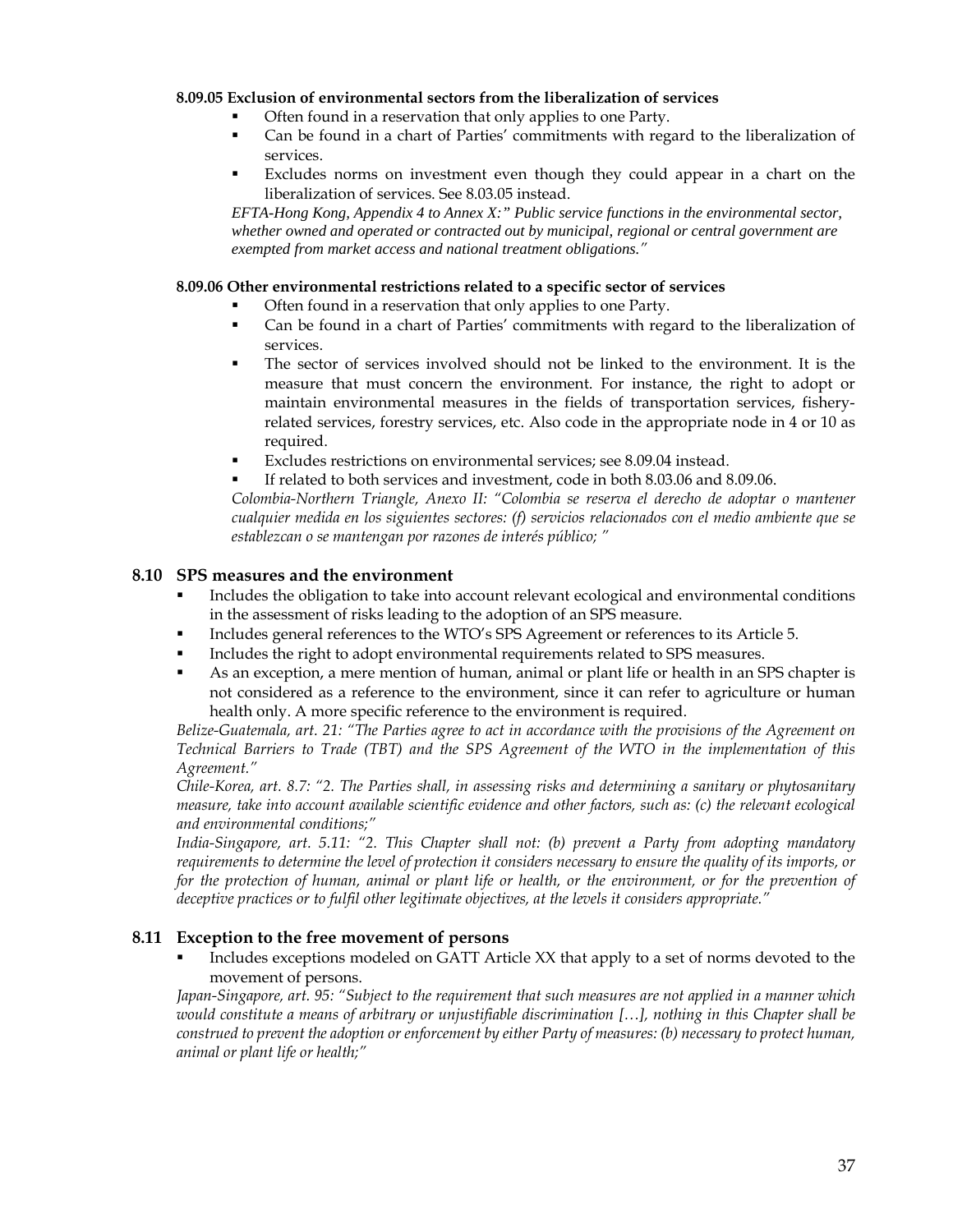#### 8.09.05 Exclusion of environmental sectors from the liberalization of services

- Often found in a reservation that only applies to one Party.
- Can be found in a chart of Parties' commitments with regard to the liberalization of services.
- Excludes norms on investment even though they could appear in a chart on the liberalization of services. See 8.03.05 instead.

*EFTA-Hong Kong, Appendix 4 to Annex X:" Public service functions in the environmental sector, whether owned and operated or contracted out by municipal, regional or central government are exempted from market access and national treatment obligations."*

#### 8.09.06 Other environmental restrictions related to a specific sector of services

- Often found in a reservation that only applies to one Party.
- Can be found in a chart of Parties' commitments with regard to the liberalization of services.
- The sector of services involved should not be linked to the environment. It is the measure that must concern the environment. For instance, the right to adopt or maintain environmental measures in the fields of transportation services, fishery-related services, forestry services, etc. Also code in the appropriate node in 4 or 10 as required.
- Excludes restrictions on environmental services; see 8.09.04 instead.
- If related to both services and investment, code in both 8.03.06 and 8.09.06.

*Colombia-Northern Triangle, Anexo II: "Colombia se reserva el derecho de adoptar o mantener cualquier medida en los siguientes sectores: (f) servicios relacionados con el medio ambiente que se establezcan o se mantengan por razones de interés público; "*

### 8.10 SPS measures and the environment

- Includes the obligation to take into account relevant ecological and environmental conditions in the assessment of risks leading to the adoption of an SPS measure.
- Includes general references to the WTO's SPS Agreement or references to its Article 5.
- Includes the right to adopt environmental requirements related to SPS measures.
- As an exception, a mere mention of human, animal or plant life or health in an SPS chapter is not considered as a reference to the environment, since it can refer to agriculture or human health only. A more specific reference to the environment is required.

*Belize-Guatemala, art. 21: "The Parties agree to act in accordance with the provisions of the Agreement on Technical Barriers to Trade (TBT) and the SPS Agreement of the WTO in the implementation of this Agreement."*

*Chile-Korea, art. 8.7: "2. The Parties shall, in assessing risks and determining a sanitary or phytosanitary measure, take into account available scientific evidence and other factors, such as: (c) the relevant ecological and environmental conditions;"*

*India-Singapore, art. 5.11: "2. This Chapter shall not: (b) prevent a Party from adopting mandatory requirements to determine the level of protection it considers necessary to ensure the quality of its imports, or for the protection of human, animal or plant life or health, or the environment, or for the prevention of deceptive practices or to fulfil other legitimate objectives, at the levels it considers appropriate."*

### 8.11 Exception to the free movement of persons

- Includes exceptions modeled on GATT Article XX that apply to a set of norms devoted to the movement of persons.

*Japan-Singapore, art. 95: "Subject to the requirement that such measures are not applied in a manner which would constitute a means of arbitrary or unjustifiable discrimination […], nothing in this Chapter shall be construed to prevent the adoption or enforcement by either Party of measures: (b) necessary to protect human, animal or plant life or health;"*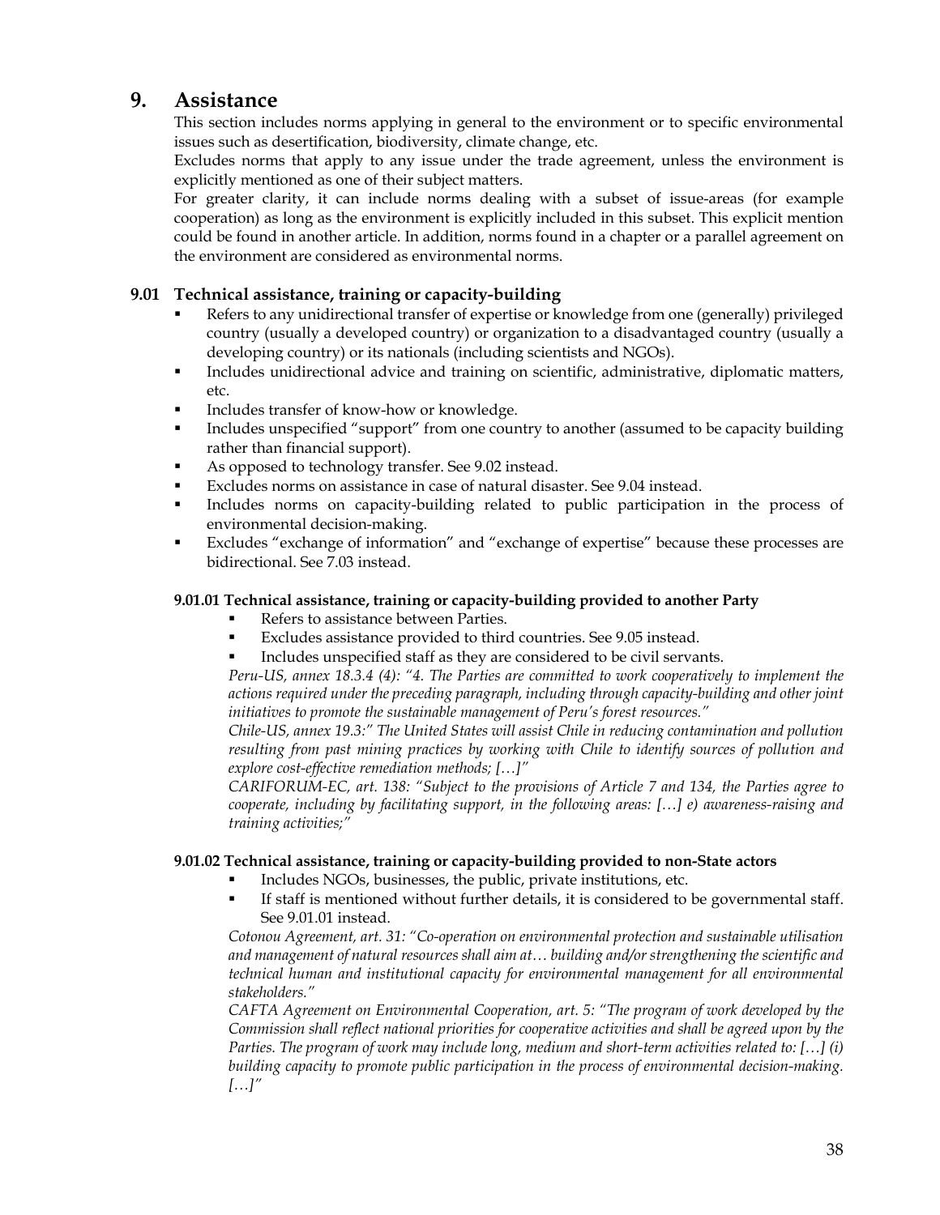## 9. Assistance

This section includes norms applying in general to the environment or to specific environmental issues such as desertification, biodiversity, climate change, etc.

Excludes norms that apply to any issue under the trade agreement, unless the environment is explicitly mentioned as one of their subject matters.

For greater clarity, it can include norms dealing with a subset of issue-areas (for example cooperation) as long as the environment is explicitly included in this subset. This explicit mention could be found in another article. In addition, norms found in a chapter or a parallel agreement on the environment are considered as environmental norms.

### 9.01 Technical assistance, training or capacity-building

- Refers to any unidirectional transfer of expertise or knowledge from one (generally) privileged country (usually a developed country) or organization to a disadvantaged country (usually a developing country) or its nationals (including scientists and NGOs).
- Includes unidirectional advice and training on scientific, administrative, diplomatic matters, etc.
- Includes transfer of know-how or knowledge.
- Includes unspecified "support" from one country to another (assumed to be capacity building rather than financial support).
- As opposed to technology transfer. See 9.02 instead.
- Excludes norms on assistance in case of natural disaster. See 9.04 instead.
- Includes norms on capacity-building related to public participation in the process of environmental decision-making.
- Excludes "exchange of information" and "exchange of expertise" because these processes are bidirectional. See 7.03 instead.

#### 9.01.01 Technical assistance, training or capacity-building provided to another Party

- Refers to assistance between Parties.
- Excludes assistance provided to third countries. See 9.05 instead.
- Includes unspecified staff as they are considered to be civil servants.

*Peru-US, annex 18.3.4 (4): "4. The Parties are committed to work cooperatively to implement the actions required under the preceding paragraph, including through capacity-building and other joint initiatives to promote the sustainable management of Peru's forest resources."*

*Chile-US, annex 19.3:" The United States will assist Chile in reducing contamination and pollution resulting from past mining practices by working with Chile to identify sources of pollution and explore cost-effective remediation methods; […]"*

*CARIFORUM-EC, art. 138: "Subject to the provisions of Article 7 and 134, the Parties agree to cooperate, including by facilitating support, in the following areas: […] e) awareness-raising and training activities;"*

#### 9.01.02 Technical assistance, training or capacity-building provided to non-State actors

- Includes NGOs, businesses, the public, private institutions, etc.
- If staff is mentioned without further details, it is considered to be governmental staff. See 9.01.01 instead.

*Cotonou Agreement, art. 31: "Co-operation on environmental protection and sustainable utilisation and management of natural resources shall aim at… building and/or strengthening the scientific and technical human and institutional capacity for environmental management for all environmental stakeholders."*

*CAFTA Agreement on Environmental Cooperation, art. 5: "The program of work developed by the Commission shall reflect national priorities for cooperative activities and shall be agreed upon by the Parties. The program of work may include long, medium and short-term activities related to: […] (i) building capacity to promote public participation in the process of environmental decision-making. […]"*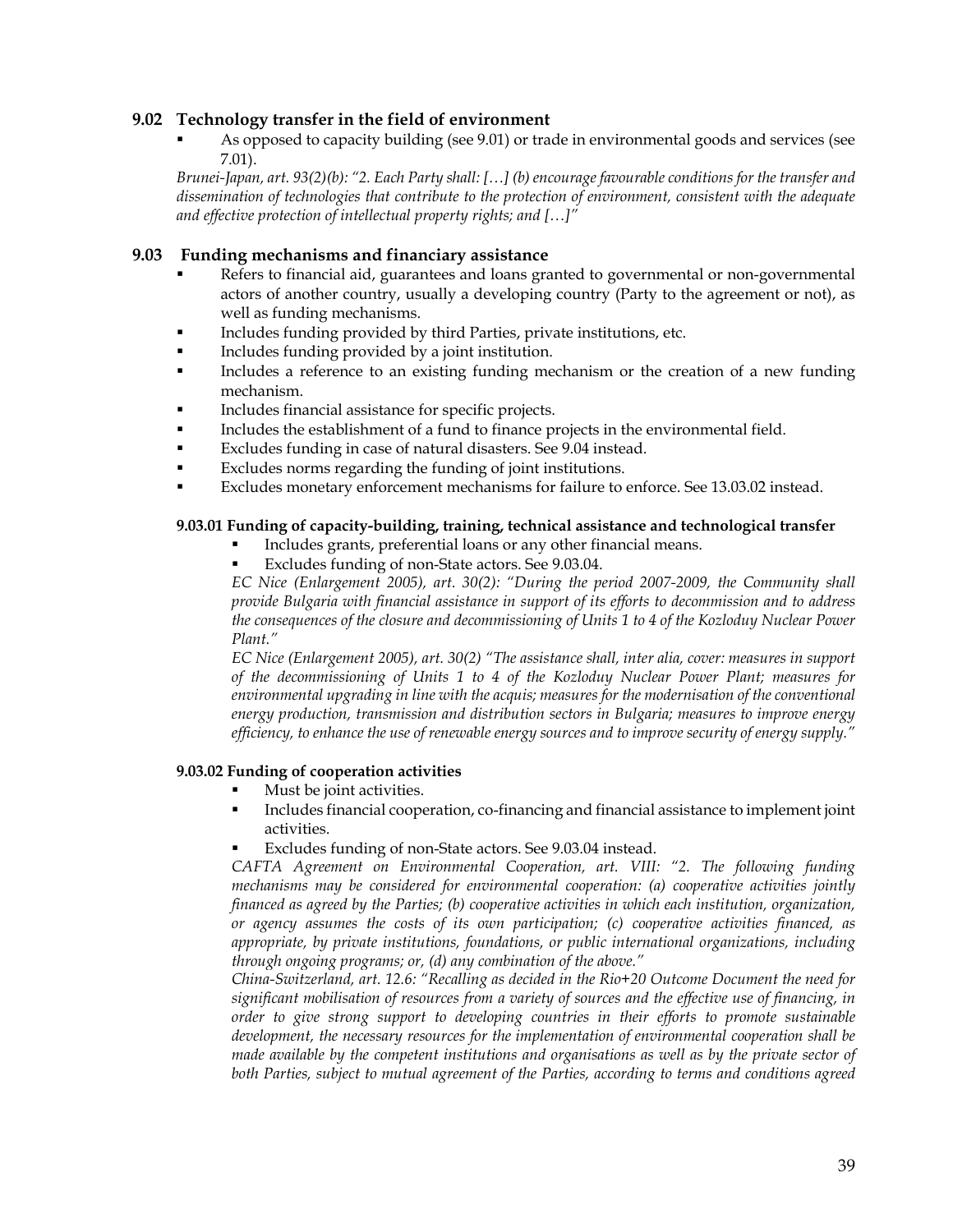### 9.02 Technology transfer in the field of environment

- As opposed to capacity building (see 9.01) or trade in environmental goods and services (see 7.01).

*Brunei-Japan, art. 93(2)(b): "2. Each Party shall: […] (b) encourage favourable conditions for the transfer and dissemination of technologies that contribute to the protection of environment, consistent with the adequate and effective protection of intellectual property rights; and […]"*

### 9.03 Funding mechanisms and financiary assistance

- Refers to financial aid, guarantees and loans granted to governmental or non-governmental actors of another country, usually a developing country (Party to the agreement or not), as well as funding mechanisms.
- Includes funding provided by third Parties, private institutions, etc.
- Includes funding provided by a joint institution.
- Includes a reference to an existing funding mechanism or the creation of a new funding mechanism.
- Includes financial assistance for specific projects.
- Includes the establishment of a fund to finance projects in the environmental field.
- Excludes funding in case of natural disasters. See 9.04 instead.
- Excludes norms regarding the funding of joint institutions.
- Excludes monetary enforcement mechanisms for failure to enforce. See 13.03.02 instead.

#### 9.03.01 Funding of capacity-building, training, technical assistance and technological transfer

- Includes grants, preferential loans or any other financial means.
- Excludes funding of non-State actors. See 9.03.04.

*EC Nice (Enlargement 2005), art. 30(2): "During the period 2007-2009, the Community shall provide Bulgaria with financial assistance in support of its efforts to decommission and to address the consequences of the closure and decommissioning of Units 1 to 4 of the Kozloduy Nuclear Power Plant."*

*EC Nice (Enlargement 2005), art. 30(2) "The assistance shall, inter alia, cover: measures in support of the decommissioning of Units 1 to 4 of the Kozloduy Nuclear Power Plant; measures for environmental upgrading in line with the acquis; measures for the modernisation of the conventional energy production, transmission and distribution sectors in Bulgaria; measures to improve energy efficiency, to enhance the use of renewable energy sources and to improve security of energy supply."*

#### 9.03.02 Funding of cooperation activities

- Must be joint activities.
- Includes financial cooperation, co-financing and financial assistance to implement joint activities.
- Excludes funding of non-State actors. See 9.03.04 instead.

*CAFTA Agreement on Environmental Cooperation, art. VIII: "2. The following funding mechanisms may be considered for environmental cooperation: (a) cooperative activities jointly financed as agreed by the Parties; (b) cooperative activities in which each institution, organization, or agency assumes the costs of its own participation; (c) cooperative activities financed, as appropriate, by private institutions, foundations, or public international organizations, including through ongoing programs; or, (d) any combination of the above."*

*China-Switzerland, art. 12.6: "Recalling as decided in the Rio+20 Outcome Document the need for significant mobilisation of resources from a variety of sources and the effective use of financing, in order to give strong support to developing countries in their efforts to promote sustainable development, the necessary resources for the implementation of environmental cooperation shall be made available by the competent institutions and organisations as well as by the private sector of both Parties, subject to mutual agreement of the Parties, according to terms and conditions agreed*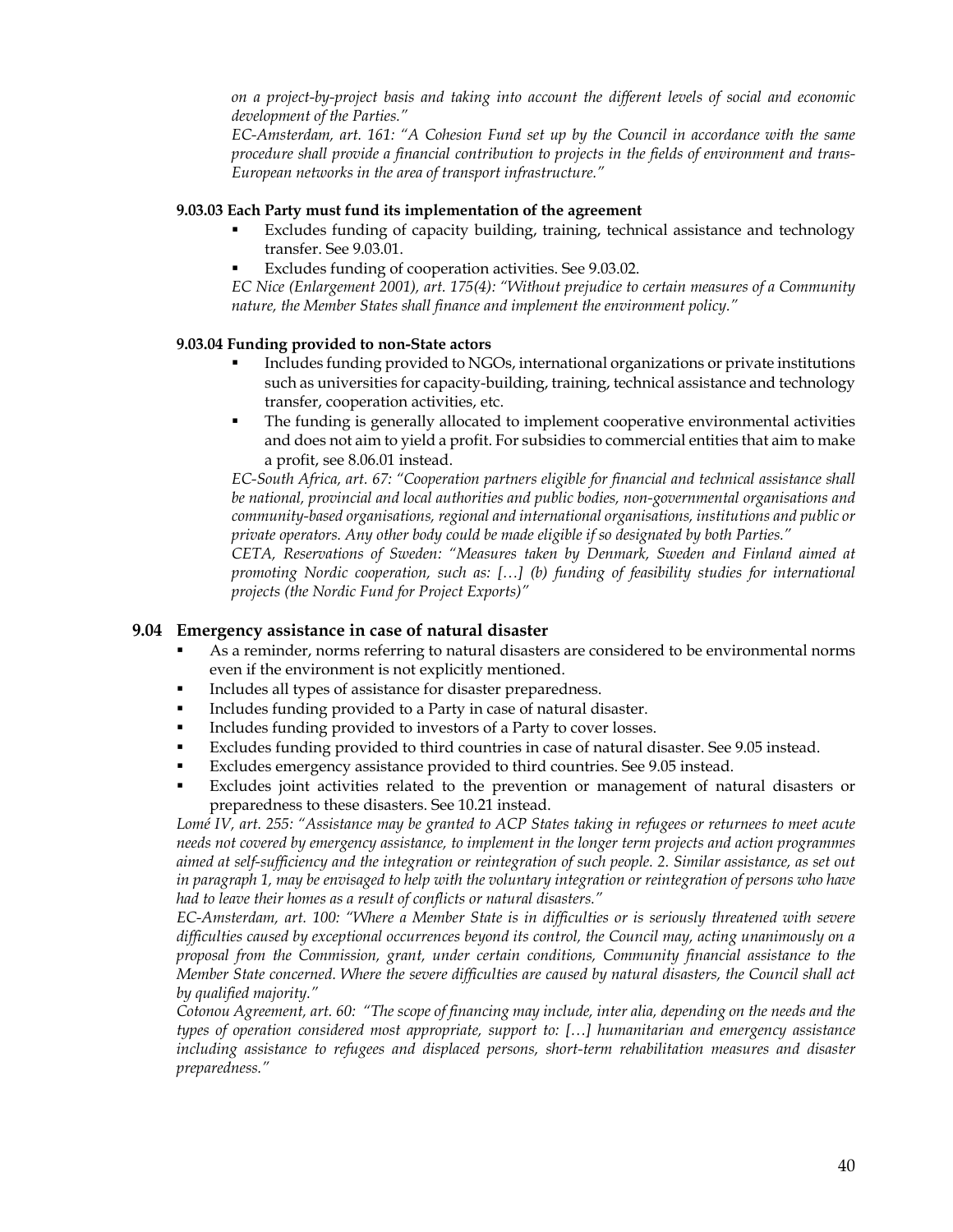*on a project-by-project basis and taking into account the different levels of social and economic development of the Parties."*

*EC-Amsterdam, art. 161: "A Cohesion Fund set up by the Council in accordance with the same procedure shall provide a financial contribution to projects in the fields of environment and trans-European networks in the area of transport infrastructure."*

#### 9.03.03 Each Party must fund its implementation of the agreement

- Excludes funding of capacity building, training, technical assistance and technology transfer. See 9.03.01.
- Excludes funding of cooperation activities. See 9.03.02.

*EC Nice (Enlargement 2001), art. 175(4): "Without prejudice to certain measures of a Community nature, the Member States shall finance and implement the environment policy."*

#### 9.03.04 Funding provided to non-State actors

- Includes funding provided to NGOs, international organizations or private institutions such as universities for capacity-building, training, technical assistance and technology transfer, cooperation activities, etc.
- The funding is generally allocated to implement cooperative environmental activities and does not aim to yield a profit. For subsidies to commercial entities that aim to make a profit, see 8.06.01 instead.

*EC-South Africa, art. 67: "Cooperation partners eligible for financial and technical assistance shall be national, provincial and local authorities and public bodies, non-governmental organisations and community-based organisations, regional and international organisations, institutions and public or private operators. Any other body could be made eligible if so designated by both Parties."*

*CETA, Reservations of Sweden: "Measures taken by Denmark, Sweden and Finland aimed at promoting Nordic cooperation, such as: […] (b) funding of feasibility studies for international projects (the Nordic Fund for Project Exports)"*

### 9.04 Emergency assistance in case of natural disaster

- As a reminder, norms referring to natural disasters are considered to be environmental norms even if the environment is not explicitly mentioned.
- Includes all types of assistance for disaster preparedness.
- Includes funding provided to a Party in case of natural disaster.
- Includes funding provided to investors of a Party to cover losses.
- Excludes funding provided to third countries in case of natural disaster. See 9.05 instead.
- Excludes emergency assistance provided to third countries. See 9.05 instead.
- Excludes joint activities related to the prevention or management of natural disasters or preparedness to these disasters. See 10.21 instead.

*Lomé IV, art. 255: "Assistance may be granted to ACP States taking in refugees or returnees to meet acute needs not covered by emergency assistance, to implement in the longer term projects and action programmes aimed at self-sufficiency and the integration or reintegration of such people. 2. Similar assistance, as set out in paragraph 1, may be envisaged to help with the voluntary integration or reintegration of persons who have had to leave their homes as a result of conflicts or natural disasters."*

*EC-Amsterdam, art. 100: "Where a Member State is in difficulties or is seriously threatened with severe difficulties caused by exceptional occurrences beyond its control, the Council may, acting unanimously on a proposal from the Commission, grant, under certain conditions, Community financial assistance to the Member State concerned. Where the severe difficulties are caused by natural disasters, the Council shall act by qualified majority."*

*Cotonou Agreement, art. 60: "The scope of financing may include, inter alia, depending on the needs and the types of operation considered most appropriate, support to: […] humanitarian and emergency assistance including assistance to refugees and displaced persons, short-term rehabilitation measures and disaster preparedness."*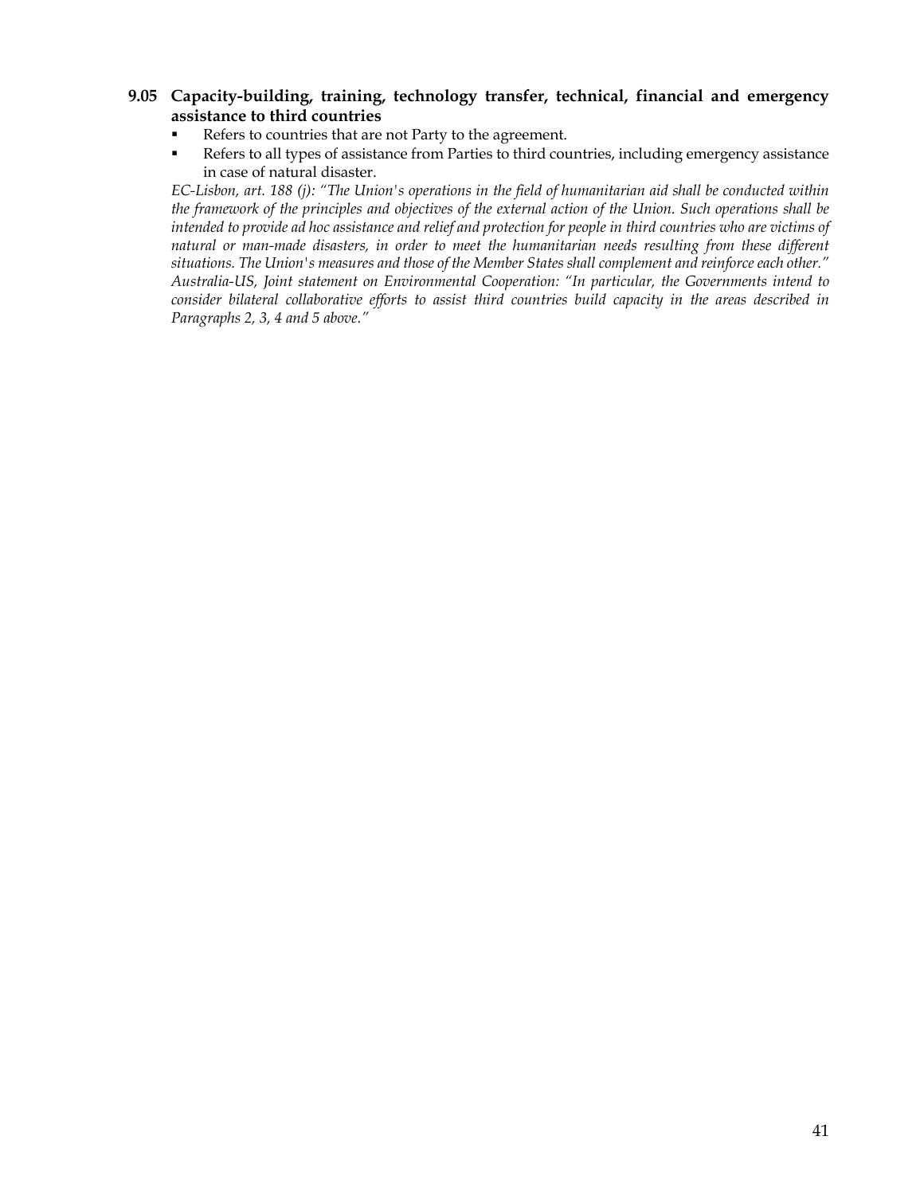### 9.05 Capacity-building, training, technology transfer, technical, financial and emergency assistance to third countries

- Refers to countries that are not Party to the agreement.
- Refers to all types of assistance from Parties to third countries, including emergency assistance in case of natural disaster.

*EC-Lisbon, art. 188 (j): "The Union's operations in the field of humanitarian aid shall be conducted within the framework of the principles and objectives of the external action of the Union. Such operations shall be intended to provide ad hoc assistance and relief and protection for people in third countries who are victims of natural or man-made disasters, in order to meet the humanitarian needs resulting from these different situations. The Union's measures and those of the Member States shall complement and reinforce each other."*

*Australia-US, Joint statement on Environmental Cooperation: "In particular, the Governments intend to consider bilateral collaborative efforts to assist third countries build capacity in the areas described in Paragraphs 2, 3, 4 and 5 above."*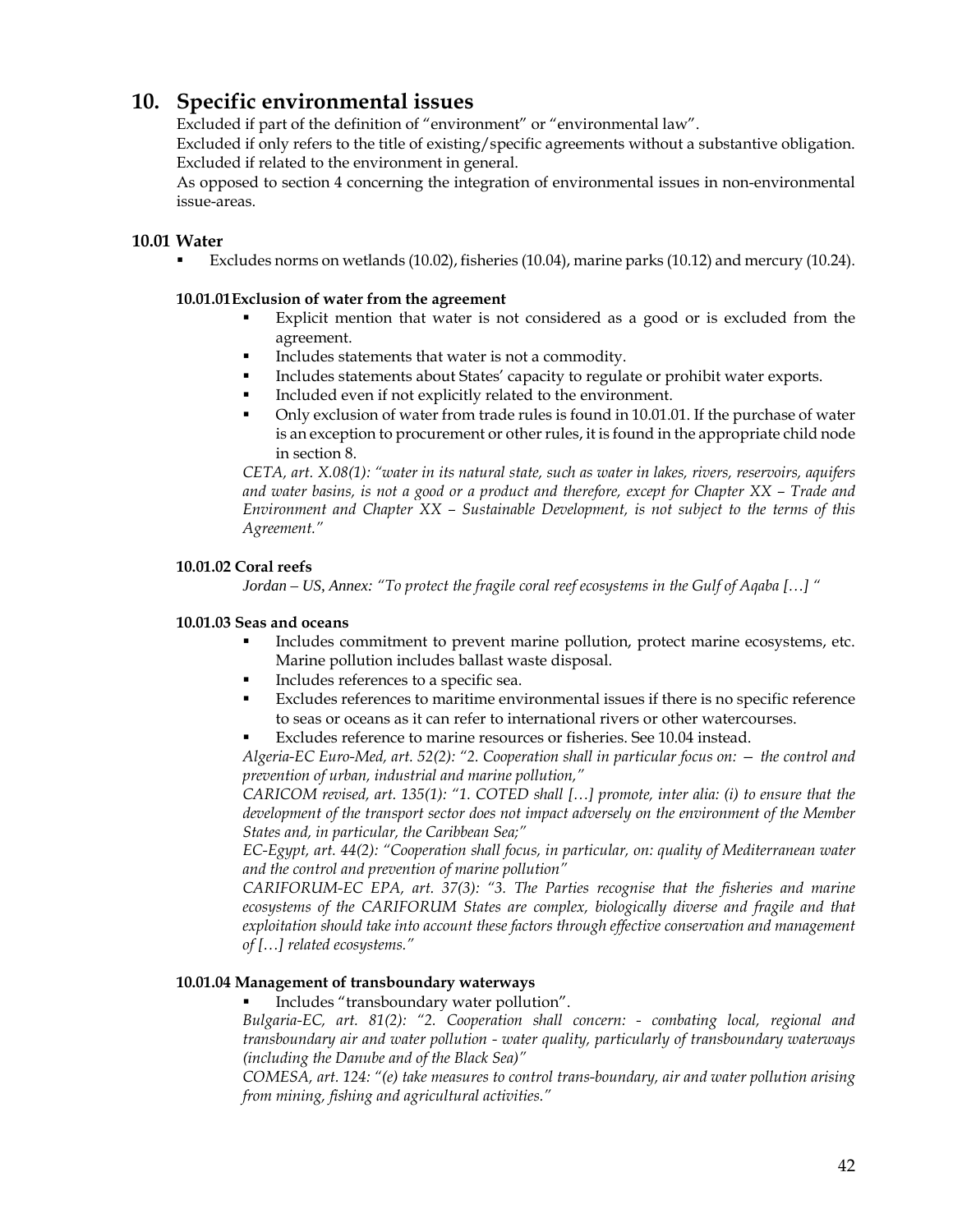# 10. Specific environmental issues

Excluded if part of the definition of "environment" or "environmental law".

Excluded if only refers to the title of existing/specific agreements without a substantive obligation.

Excluded if related to the environment in general.

As opposed to section 4 concerning the integration of environmental issues in non-environmental issue-areas.

## 10.01 Water

- Excludes norms on wetlands (10.02), fisheries (10.04), marine parks (10.12) and mercury (10.24).

### 10.01.01 Exclusion of water from the agreement

- Explicit mention that water is not considered as a good or is excluded from the agreement.
- Includes statements that water is not a commodity.
- Includes statements about States' capacity to regulate or prohibit water exports.
- Included even if not explicitly related to the environment.
- Only exclusion of water from trade rules is found in 10.01.01. If the purchase of water is an exception to procurement or other rules, it is found in the appropriate child node in section 8.

*CETA, art. X.08(1): "water in its natural state, such as water in lakes, rivers, reservoirs, aquifers and water basins, is not a good or a product and therefore, except for Chapter XX – Trade and Environment and Chapter XX – Sustainable Development, is not subject to the terms of this Agreement."*

### 10.01.02 Coral reefs

*Jordan – US, Annex: "To protect the fragile coral reef ecosystems in the Gulf of Aqaba […] "*

### 10.01.03 Seas and oceans

- Includes commitment to prevent marine pollution, protect marine ecosystems, etc. Marine pollution includes ballast waste disposal.
- Includes references to a specific sea.
- Excludes references to maritime environmental issues if there is no specific reference to seas or oceans as it can refer to international rivers or other watercourses.
- Excludes reference to marine resources or fisheries. See 10.04 instead.

*Algeria-EC Euro-Med, art. 52(2): "2. Cooperation shall in particular focus on: — the control and prevention of urban, industrial and marine pollution,"*

*CARICOM revised, art. 135(1): "1. COTED shall […] promote, inter alia: (i) to ensure that the development of the transport sector does not impact adversely on the environment of the Member States and, in particular, the Caribbean Sea;"*

*EC-Egypt, art. 44(2): "Cooperation shall focus, in particular, on: quality of Mediterranean water and the control and prevention of marine pollution"*

*CARIFORUM-EC EPA, art. 37(3): "3. The Parties recognise that the fisheries and marine ecosystems of the CARIFORUM States are complex, biologically diverse and fragile and that exploitation should take into account these factors through effective conservation and management of […] related ecosystems."*

### 10.01.04 Management of transboundary waterways

- Includes "transboundary water pollution".

*Bulgaria-EC, art. 81(2): "2. Cooperation shall concern: - combating local, regional and transboundary air and water pollution - water quality, particularly of transboundary waterways (including the Danube and of the Black Sea)"*

*COMESA, art. 124: "(e) take measures to control trans-boundary, air and water pollution arising from mining, fishing and agricultural activities."*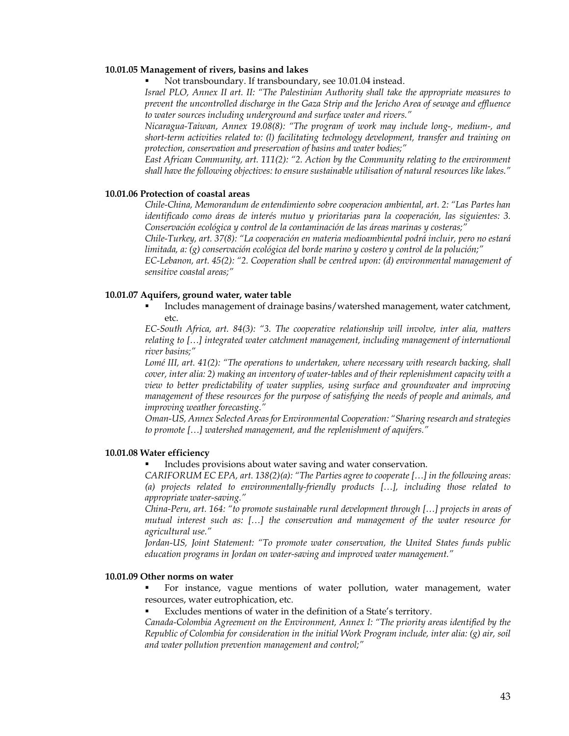#### 10.01.05 Management of rivers, basins and lakes

- Not transboundary. If transboundary, see 10.01.04 instead.

*Israel PLO, Annex II art. II: "The Palestinian Authority shall take the appropriate measures to prevent the uncontrolled discharge in the Gaza Strip and the Jericho Area of sewage and effluence to water sources including underground and surface water and rivers."*

*Nicaragua-Taiwan, Annex 19.08(8): "The program of work may include long-, medium-, and short-term activities related to: (l) facilitating technology development, transfer and training on protection, conservation and preservation of basins and water bodies;"*

*East African Community, art. 111(2): "2. Action by the Community relating to the environment shall have the following objectives: to ensure sustainable utilisation of natural resources like lakes."*

#### 10.01.06 Protection of coastal areas

*Chile-China, Memorandum de entendimiento sobre cooperacion ambiental, art. 2: "Las Partes han identificado como áreas de interés mutuo y prioritarias para la cooperación, las siguientes: 3. Conservación ecológica y control de la contaminación de las áreas marinas y costeras;"*

*Chile-Turkey, art. 37(8): "La cooperación en materia medioambiental podrá incluir, pero no estará limitada, a: (g) conservación ecológica del borde marino y costero y control de la polución;"*

*EC-Lebanon, art. 45(2): "2. Cooperation shall be centred upon: (d) environmental management of sensitive coastal areas;"*

#### 10.01.07 Aquifers, ground water, water table

- Includes management of drainage basins/watershed management, water catchment, etc.

*EC-South Africa, art. 84(3): "3. The cooperative relationship will involve, inter alia, matters relating to […] integrated water catchment management, including management of international river basins;"*

*Lomé III, art. 41(2): "The operations to undertaken, where necessary with research backing, shall cover, inter alia: 2) making an inventory of water-tables and of their replenishment capacity with a view to better predictability of water supplies, using surface and groundwater and improving management of these resources for the purpose of satisfying the needs of people and animals, and improving weather forecasting."*

*Oman-US, Annex Selected Areas for Environmental Cooperation: "Sharing research and strategies to promote […] watershed management, and the replenishment of aquifers."*

#### 10.01.08 Water efficiency

- Includes provisions about water saving and water conservation.

*CARIFORUM EC EPA, art. 138(2)(a): "The Parties agree to cooperate […] in the following areas: (a) projects related to environmentally-friendly products […], including those related to appropriate water-saving."*

*China-Peru, art. 164: "to promote sustainable rural development through […] projects in areas of mutual interest such as: […] the conservation and management of the water resource for agricultural use."*

*Jordan-US, Joint Statement: "To promote water conservation, the United States funds public education programs in Jordan on water-saving and improved water management."*

#### 10.01.09 Other norms on water

- For instance, vague mentions of water pollution, water management, water resources, water eutrophication, etc.
- Excludes mentions of water in the definition of a State's territory.

*Canada-Colombia Agreement on the Environment, Annex I: "The priority areas identified by the Republic of Colombia for consideration in the initial Work Program include, inter alia: (g) air, soil and water pollution prevention management and control;"*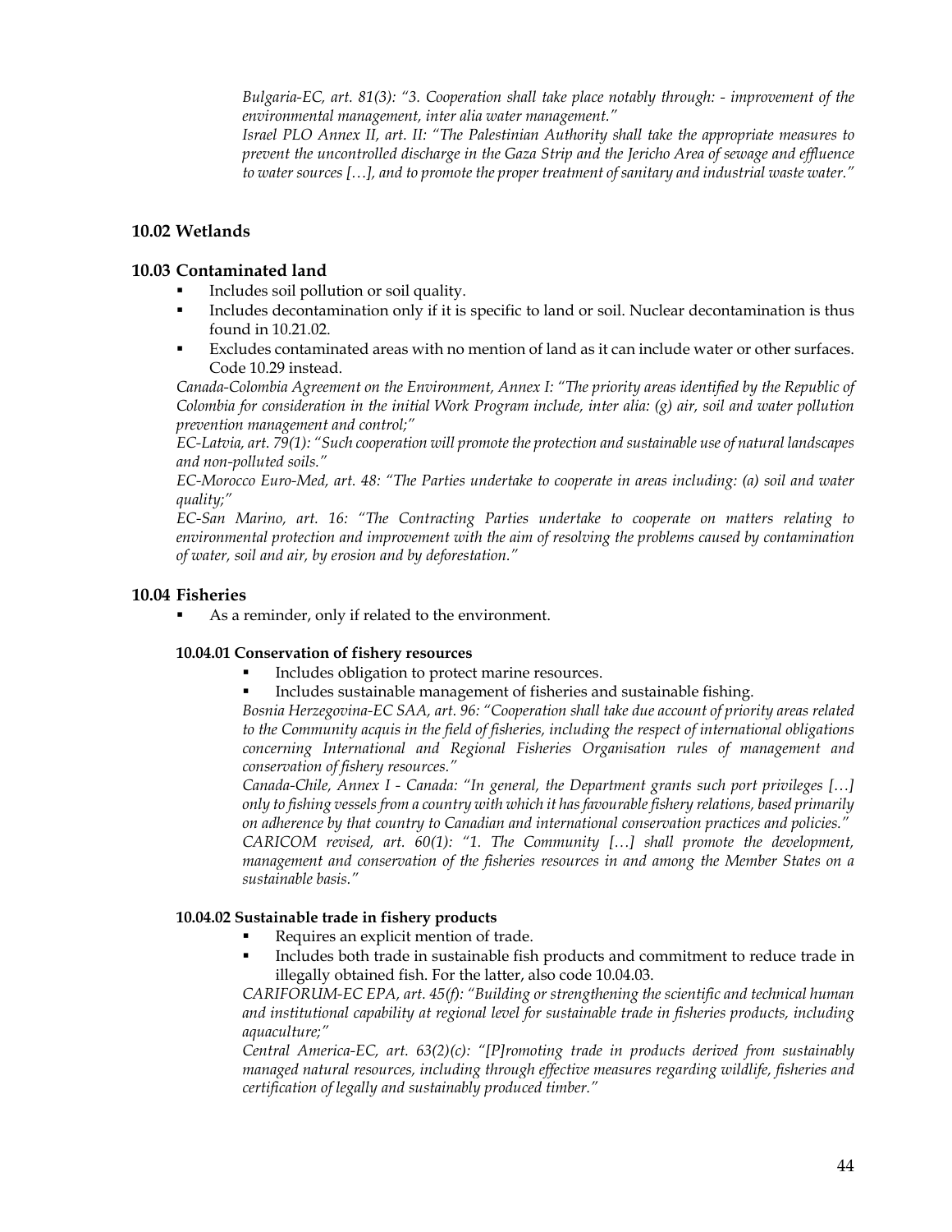*Bulgaria-EC, art. 81(3): "3. Cooperation shall take place notably through: - improvement of the environmental management, inter alia water management."*
*Israel PLO Annex II, art. II: "The Palestinian Authority shall take the appropriate measures to prevent the uncontrolled discharge in the Gaza Strip and the Jericho Area of sewage and effluence to water sources […], and to promote the proper treatment of sanitary and industrial waste water."*

## 10.02 Wetlands

## 10.03 Contaminated land

- Includes soil pollution or soil quality.
- Includes decontamination only if it is specific to land or soil. Nuclear decontamination is thus found in 10.21.02.
- Excludes contaminated areas with no mention of land as it can include water or other surfaces. Code 10.29 instead.

*Canada-Colombia Agreement on the Environment, Annex I: "The priority areas identified by the Republic of Colombia for consideration in the initial Work Program include, inter alia: (g) air, soil and water pollution prevention management and control;"*
*EC-Latvia, art. 79(1): "Such cooperation will promote the protection and sustainable use of natural landscapes and non-polluted soils."*
*EC-Morocco Euro-Med, art. 48: "The Parties undertake to cooperate in areas including: (a) soil and water quality;"*
*EC-San Marino, art. 16: "The Contracting Parties undertake to cooperate on matters relating to environmental protection and improvement with the aim of resolving the problems caused by contamination of water, soil and air, by erosion and by deforestation."*

## 10.04 Fisheries

- As a reminder, only if related to the environment.

### 10.04.01 Conservation of fishery resources

- Includes obligation to protect marine resources.
- Includes sustainable management of fisheries and sustainable fishing.

*Bosnia Herzegovina-EC SAA, art. 96: "Cooperation shall take due account of priority areas related to the Community acquis in the field of fisheries, including the respect of international obligations concerning International and Regional Fisheries Organisation rules of management and conservation of fishery resources."*
*Canada-Chile, Annex I - Canada: "In general, the Department grants such port privileges […] only to fishing vessels from a country with which it has favourable fishery relations, based primarily on adherence by that country to Canadian and international conservation practices and policies."*
*CARICOM revised, art. 60(1): "1. The Community […] shall promote the development, management and conservation of the fisheries resources in and among the Member States on a sustainable basis."*

### 10.04.02 Sustainable trade in fishery products

- Requires an explicit mention of trade.
- Includes both trade in sustainable fish products and commitment to reduce trade in illegally obtained fish. For the latter, also code 10.04.03.

*CARIFORUM-EC EPA, art. 45(f): "Building or strengthening the scientific and technical human and institutional capability at regional level for sustainable trade in fisheries products, including aquaculture;"*
*Central America-EC, art. 63(2)(c): "[P]romoting trade in products derived from sustainably managed natural resources, including through effective measures regarding wildlife, fisheries and certification of legally and sustainably produced timber."*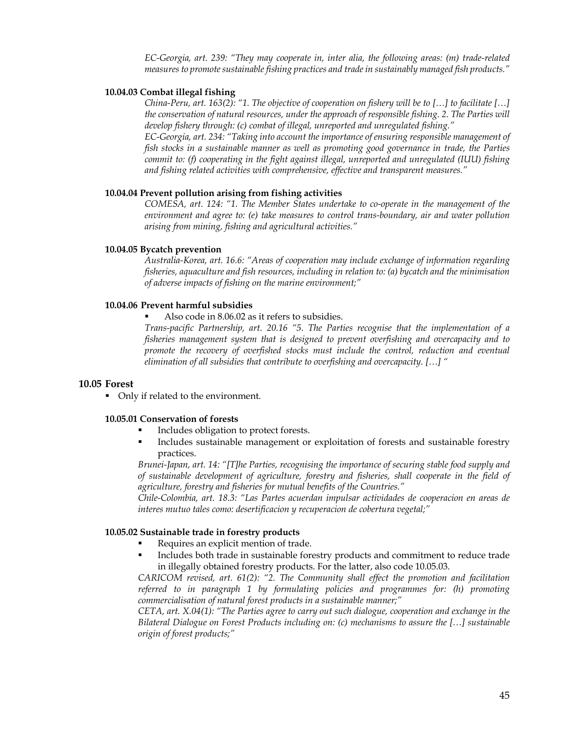*EC-Georgia, art. 239: "They may cooperate in, inter alia, the following areas: (m) trade-related measures to promote sustainable fishing practices and trade in sustainably managed fish products."*

#### 10.04.03 Combat illegal fishing

*China-Peru, art. 163(2): "1. The objective of cooperation on fishery will be to […] to facilitate […] the conservation of natural resources, under the approach of responsible fishing. 2. The Parties will develop fishery through: (c) combat of illegal, unreported and unregulated fishing."*

*EC-Georgia, art. 234: "Taking into account the importance of ensuring responsible management of fish stocks in a sustainable manner as well as promoting good governance in trade, the Parties commit to: (f) cooperating in the fight against illegal, unreported and unregulated (IUU) fishing and fishing related activities with comprehensive, effective and transparent measures."*

#### 10.04.04 Prevent pollution arising from fishing activities

*COMESA, art. 124: "1. The Member States undertake to co-operate in the management of the environment and agree to: (e) take measures to control trans-boundary, air and water pollution arising from mining, fishing and agricultural activities."*

#### 10.04.05 Bycatch prevention

*Australia-Korea, art. 16.6: "Areas of cooperation may include exchange of information regarding fisheries, aquaculture and fish resources, including in relation to: (a) bycatch and the minimisation of adverse impacts of fishing on the marine environment;"*

#### 10.04.06 Prevent harmful subsidies

- Also code in 8.06.02 as it refers to subsidies.

*Trans-pacific Partnership, art. 20.16 "5. The Parties recognise that the implementation of a fisheries management system that is designed to prevent overfishing and overcapacity and to promote the recovery of overfished stocks must include the control, reduction and eventual elimination of all subsidies that contribute to overfishing and overcapacity. […] "*

### 10.05 Forest

- Only if related to the environment.

#### 10.05.01 Conservation of forests

- Includes obligation to protect forests.
- Includes sustainable management or exploitation of forests and sustainable forestry practices.

*Brunei-Japan, art. 14: "[T]he Parties, recognising the importance of securing stable food supply and of sustainable development of agriculture, forestry and fisheries, shall cooperate in the field of agriculture, forestry and fisheries for mutual benefits of the Countries."*

*Chile-Colombia, art. 18.3: "Las Partes acuerdan impulsar actividades de cooperacion en areas de interes mutuo tales como: desertificacion y recuperacion de cobertura vegetal;"*

#### 10.05.02 Sustainable trade in forestry products

- Requires an explicit mention of trade.
- Includes both trade in sustainable forestry products and commitment to reduce trade in illegally obtained forestry products. For the latter, also code 10.05.03.

*CARICOM revised, art. 61(2): "2. The Community shall effect the promotion and facilitation referred to in paragraph 1 by formulating policies and programmes for: (h) promoting commercialisation of natural forest products in a sustainable manner;"*

*CETA, art. X.04(1): "The Parties agree to carry out such dialogue, cooperation and exchange in the Bilateral Dialogue on Forest Products including on: (c) mechanisms to assure the […] sustainable origin of forest products;"*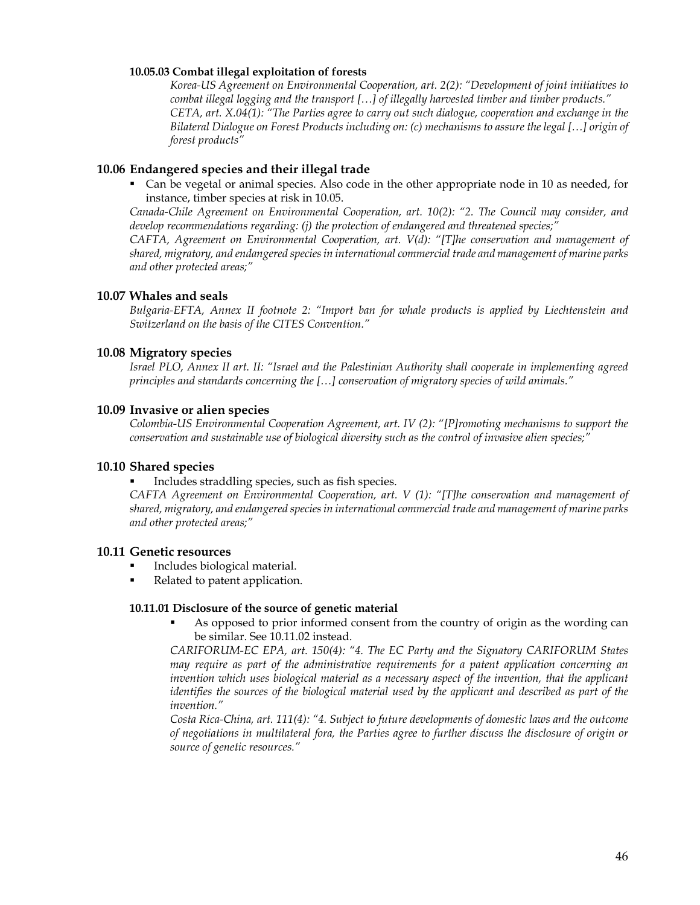#### 10.05.03 Combat illegal exploitation of forests

*Korea-US Agreement on Environmental Cooperation, art. 2(2): "Development of joint initiatives to combat illegal logging and the transport […] of illegally harvested timber and timber products."*
*CETA, art. X.04(1): "The Parties agree to carry out such dialogue, cooperation and exchange in the Bilateral Dialogue on Forest Products including on: (c) mechanisms to assure the legal […] origin of forest products"*

### 10.06 Endangered species and their illegal trade

- Can be vegetal or animal species. Also code in the other appropriate node in 10 as needed, for instance, timber species at risk in 10.05.

*Canada-Chile Agreement on Environmental Cooperation, art. 10(2): "2. The Council may consider, and develop recommendations regarding: (j) the protection of endangered and threatened species;"*
*CAFTA, Agreement on Environmental Cooperation, art. V(d): "[T]he conservation and management of shared, migratory, and endangered species in international commercial trade and management of marine parks and other protected areas;"*

### 10.07 Whales and seals

*Bulgaria-EFTA, Annex II footnote 2: "Import ban for whale products is applied by Liechtenstein and Switzerland on the basis of the CITES Convention."*

### 10.08 Migratory species

*Israel PLO, Annex II art. II: "Israel and the Palestinian Authority shall cooperate in implementing agreed principles and standards concerning the […] conservation of migratory species of wild animals."*

### 10.09 Invasive or alien species

*Colombia-US Environmental Cooperation Agreement, art. IV (2): "[P]romoting mechanisms to support the conservation and sustainable use of biological diversity such as the control of invasive alien species;"*

### 10.10 Shared species

- Includes straddling species, such as fish species.

*CAFTA Agreement on Environmental Cooperation, art. V (1): "[T]he conservation and management of shared, migratory, and endangered species in international commercial trade and management of marine parks and other protected areas;"*

### 10.11 Genetic resources

- Includes biological material.
- Related to patent application.

#### 10.11.01 Disclosure of the source of genetic material

- As opposed to prior informed consent from the country of origin as the wording can be similar. See 10.11.02 instead.

*CARIFORUM-EC EPA, art. 150(4): "4. The EC Party and the Signatory CARIFORUM States may require as part of the administrative requirements for a patent application concerning an invention which uses biological material as a necessary aspect of the invention, that the applicant identifies the sources of the biological material used by the applicant and described as part of the invention."*
*Costa Rica-China, art. 111(4): "4. Subject to future developments of domestic laws and the outcome of negotiations in multilateral fora, the Parties agree to further discuss the disclosure of origin or source of genetic resources."*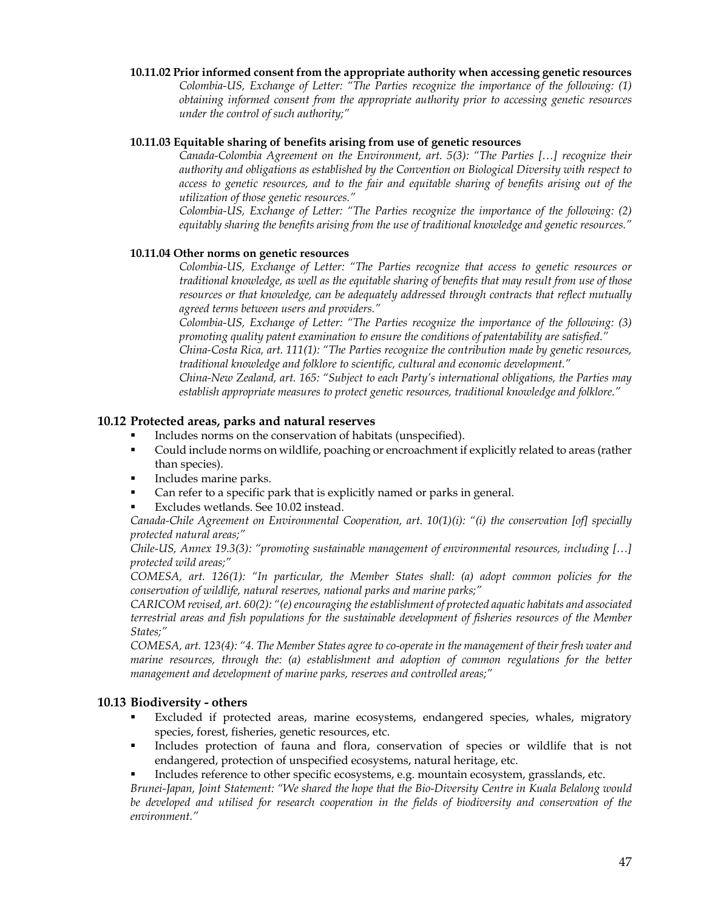#### 10.11.02 Prior informed consent from the appropriate authority when accessing genetic resources

*Colombia-US, Exchange of Letter: "The Parties recognize the importance of the following: (1) obtaining informed consent from the appropriate authority prior to accessing genetic resources under the control of such authority;"*

#### 10.11.03 Equitable sharing of benefits arising from use of genetic resources

*Canada-Colombia Agreement on the Environment, art. 5(3): "The Parties […] recognize their authority and obligations as established by the Convention on Biological Diversity with respect to access to genetic resources, and to the fair and equitable sharing of benefits arising out of the utilization of those genetic resources."*

*Colombia-US, Exchange of Letter: "The Parties recognize the importance of the following: (2) equitably sharing the benefits arising from the use of traditional knowledge and genetic resources."*

#### 10.11.04 Other norms on genetic resources

*Colombia-US, Exchange of Letter: "The Parties recognize that access to genetic resources or traditional knowledge, as well as the equitable sharing of benefits that may result from use of those resources or that knowledge, can be adequately addressed through contracts that reflect mutually agreed terms between users and providers."*

*Colombia-US, Exchange of Letter: "The Parties recognize the importance of the following: (3) promoting quality patent examination to ensure the conditions of patentability are satisfied."*

*China-Costa Rica, art. 111(1): "The Parties recognize the contribution made by genetic resources, traditional knowledge and folklore to scientific, cultural and economic development."*

*China-New Zealand, art. 165: "Subject to each Party's international obligations, the Parties may establish appropriate measures to protect genetic resources, traditional knowledge and folklore."*

### 10.12 Protected areas, parks and natural reserves

- Includes norms on the conservation of habitats (unspecified).
- Could include norms on wildlife, poaching or encroachment if explicitly related to areas (rather than species).
- Includes marine parks.
- Can refer to a specific park that is explicitly named or parks in general.
- Excludes wetlands. See 10.02 instead.

*Canada-Chile Agreement on Environmental Cooperation, art. 10(1)(i): "(i) the conservation [of] specially protected natural areas;"*

*Chile-US, Annex 19.3(3): "promoting sustainable management of environmental resources, including […] protected wild areas;"*

*COMESA, art. 126(1): "In particular, the Member States shall: (a) adopt common policies for the conservation of wildlife, natural reserves, national parks and marine parks;"*

*CARICOM revised, art. 60(2): "(e) encouraging the establishment of protected aquatic habitats and associated terrestrial areas and fish populations for the sustainable development of fisheries resources of the Member States;"*

*COMESA, art. 123(4): "4. The Member States agree to co-operate in the management of their fresh water and marine resources, through the: (a) establishment and adoption of common regulations for the better management and development of marine parks, reserves and controlled areas;"*

### 10.13 Biodiversity - others

- Excluded if protected areas, marine ecosystems, endangered species, whales, migratory species, forest, fisheries, genetic resources, etc.
- Includes protection of fauna and flora, conservation of species or wildlife that is not endangered, protection of unspecified ecosystems, natural heritage, etc.
- Includes reference to other specific ecosystems, e.g. mountain ecosystem, grasslands, etc.

*Brunei-Japan, Joint Statement: "We shared the hope that the Bio-Diversity Centre in Kuala Belalong would be developed and utilised for research cooperation in the fields of biodiversity and conservation of the environment."*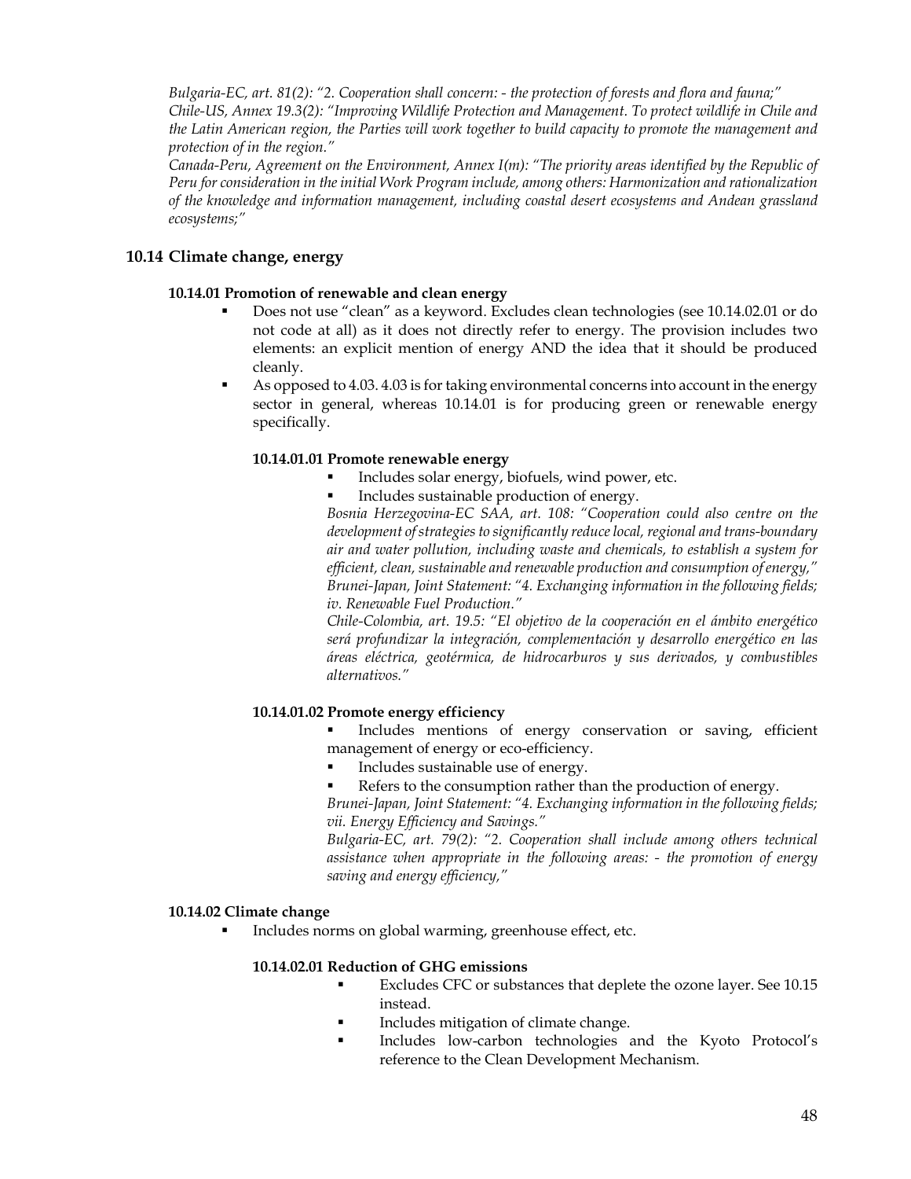*Bulgaria-EC, art. 81(2): "2. Cooperation shall concern: - the protection of forests and flora and fauna;"*
*Chile-US, Annex 19.3(2): "Improving Wildlife Protection and Management. To protect wildlife in Chile and the Latin American region, the Parties will work together to build capacity to promote the management and protection of in the region."*
*Canada-Peru, Agreement on the Environment, Annex I(m): "The priority areas identified by the Republic of Peru for consideration in the initial Work Program include, among others: Harmonization and rationalization of the knowledge and information management, including coastal desert ecosystems and Andean grassland ecosystems;"*

## 10.14 Climate change, energy

#### 10.14.01 Promotion of renewable and clean energy

- Does not use "clean" as a keyword. Excludes clean technologies (see 10.14.02.01 or do not code at all) as it does not directly refer to energy. The provision includes two elements: an explicit mention of energy AND the idea that it should be produced cleanly.
- As opposed to 4.03. 4.03 is for taking environmental concerns into account in the energy sector in general, whereas 10.14.01 is for producing green or renewable energy specifically.

##### 10.14.01.01 Promote renewable energy

- Includes solar energy, biofuels, wind power, etc.
- Includes sustainable production of energy.

*Bosnia Herzegovina-EC SAA, art. 108: "Cooperation could also centre on the development of strategies to significantly reduce local, regional and trans-boundary air and water pollution, including waste and chemicals, to establish a system for efficient, clean, sustainable and renewable production and consumption of energy,"*
*Brunei-Japan, Joint Statement: "4. Exchanging information in the following fields; iv. Renewable Fuel Production."*
*Chile-Colombia, art. 19.5: "El objetivo de la cooperación en el ámbito energético será profundizar la integración, complementación y desarrollo energético en las áreas eléctrica, geotérmica, de hidrocarburos y sus derivados, y combustibles alternativos."*

##### 10.14.01.02 Promote energy efficiency

- Includes mentions of energy conservation or saving, efficient management of energy or eco-efficiency.
- Includes sustainable use of energy.
- Refers to the consumption rather than the production of energy.

*Brunei-Japan, Joint Statement: "4. Exchanging information in the following fields; vii. Energy Efficiency and Savings."*
*Bulgaria-EC, art. 79(2): "2. Cooperation shall include among others technical assistance when appropriate in the following areas: - the promotion of energy saving and energy efficiency,"*

#### 10.14.02 Climate change

- Includes norms on global warming, greenhouse effect, etc.

##### 10.14.02.01 Reduction of GHG emissions

- Excludes CFC or substances that deplete the ozone layer. See 10.15 instead.
- Includes mitigation of climate change.
- Includes low-carbon technologies and the Kyoto Protocol's reference to the Clean Development Mechanism.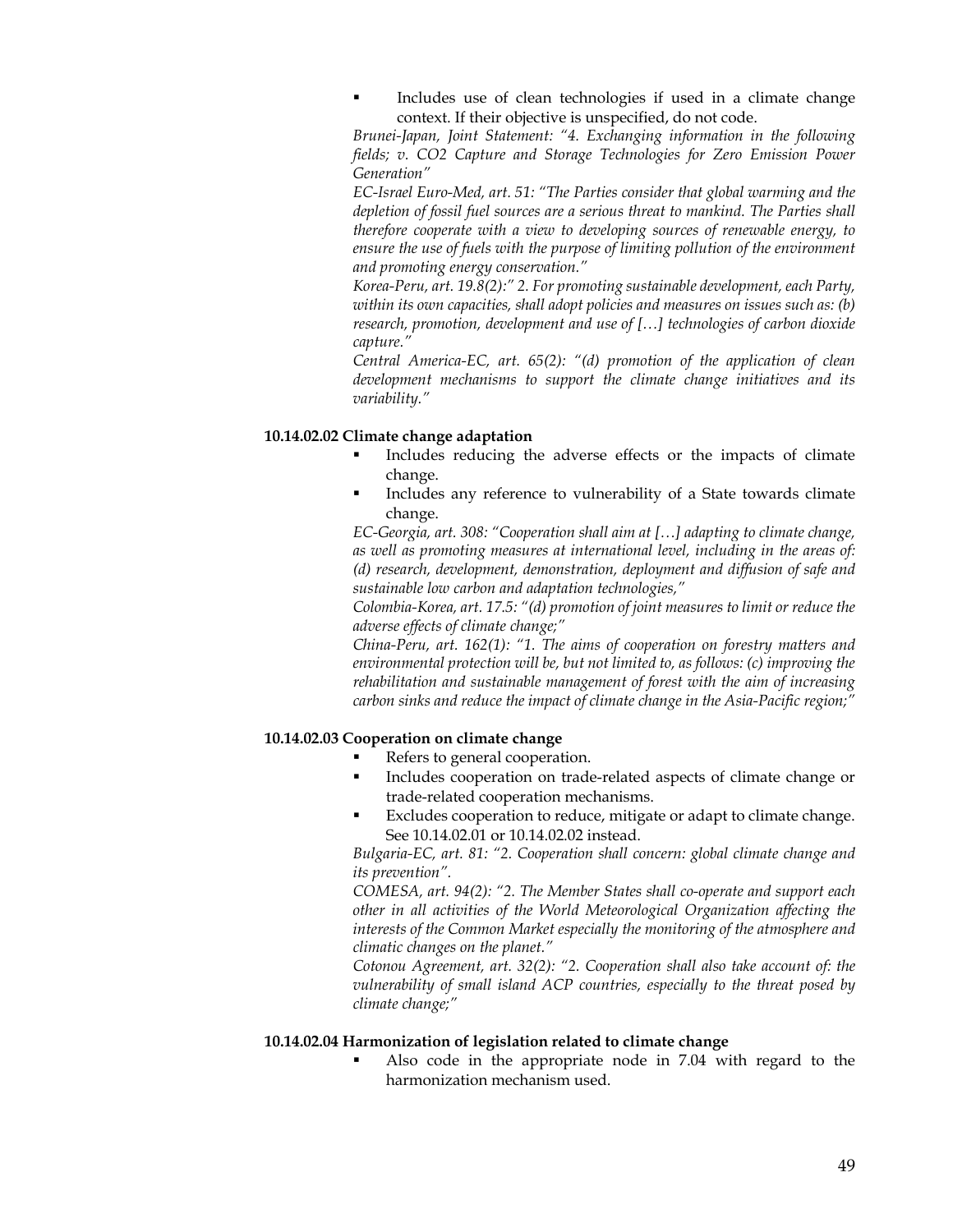- Includes use of clean technologies if used in a climate change context. If their objective is unspecified, do not code.

*Brunei-Japan, Joint Statement: "4. Exchanging information in the following fields; v. CO2 Capture and Storage Technologies for Zero Emission Power Generation"*

*EC-Israel Euro-Med, art. 51: "The Parties consider that global warming and the depletion of fossil fuel sources are a serious threat to mankind. The Parties shall therefore cooperate with a view to developing sources of renewable energy, to ensure the use of fuels with the purpose of limiting pollution of the environment and promoting energy conservation."*

*Korea-Peru, art. 19.8(2):" 2. For promoting sustainable development, each Party, within its own capacities, shall adopt policies and measures on issues such as: (b) research, promotion, development and use of […] technologies of carbon dioxide capture."*

*Central America-EC, art. 65(2): "(d) promotion of the application of clean development mechanisms to support the climate change initiatives and its variability."*

**10.14.02.02 Climate change adaptation**

- Includes reducing the adverse effects or the impacts of climate change.
- Includes any reference to vulnerability of a State towards climate change.

*EC-Georgia, art. 308: "Cooperation shall aim at […] adapting to climate change, as well as promoting measures at international level, including in the areas of: (d) research, development, demonstration, deployment and diffusion of safe and sustainable low carbon and adaptation technologies,"*

*Colombia-Korea, art. 17.5: "(d) promotion of joint measures to limit or reduce the adverse effects of climate change;"*

*China-Peru, art. 162(1): "1. The aims of cooperation on forestry matters and environmental protection will be, but not limited to, as follows: (c) improving the rehabilitation and sustainable management of forest with the aim of increasing carbon sinks and reduce the impact of climate change in the Asia-Pacific region;"*

**10.14.02.03 Cooperation on climate change**

- Refers to general cooperation.
- Includes cooperation on trade-related aspects of climate change or trade-related cooperation mechanisms.
- Excludes cooperation to reduce, mitigate or adapt to climate change. See 10.14.02.01 or 10.14.02.02 instead.

*Bulgaria-EC, art. 81: "2. Cooperation shall concern: global climate change and its prevention".*

*COMESA, art. 94(2): "2. The Member States shall co-operate and support each other in all activities of the World Meteorological Organization affecting the interests of the Common Market especially the monitoring of the atmosphere and climatic changes on the planet."*

*Cotonou Agreement, art. 32(2): "2. Cooperation shall also take account of: the vulnerability of small island ACP countries, especially to the threat posed by climate change;"*

**10.14.02.04 Harmonization of legislation related to climate change**

- Also code in the appropriate node in 7.04 with regard to the harmonization mechanism used.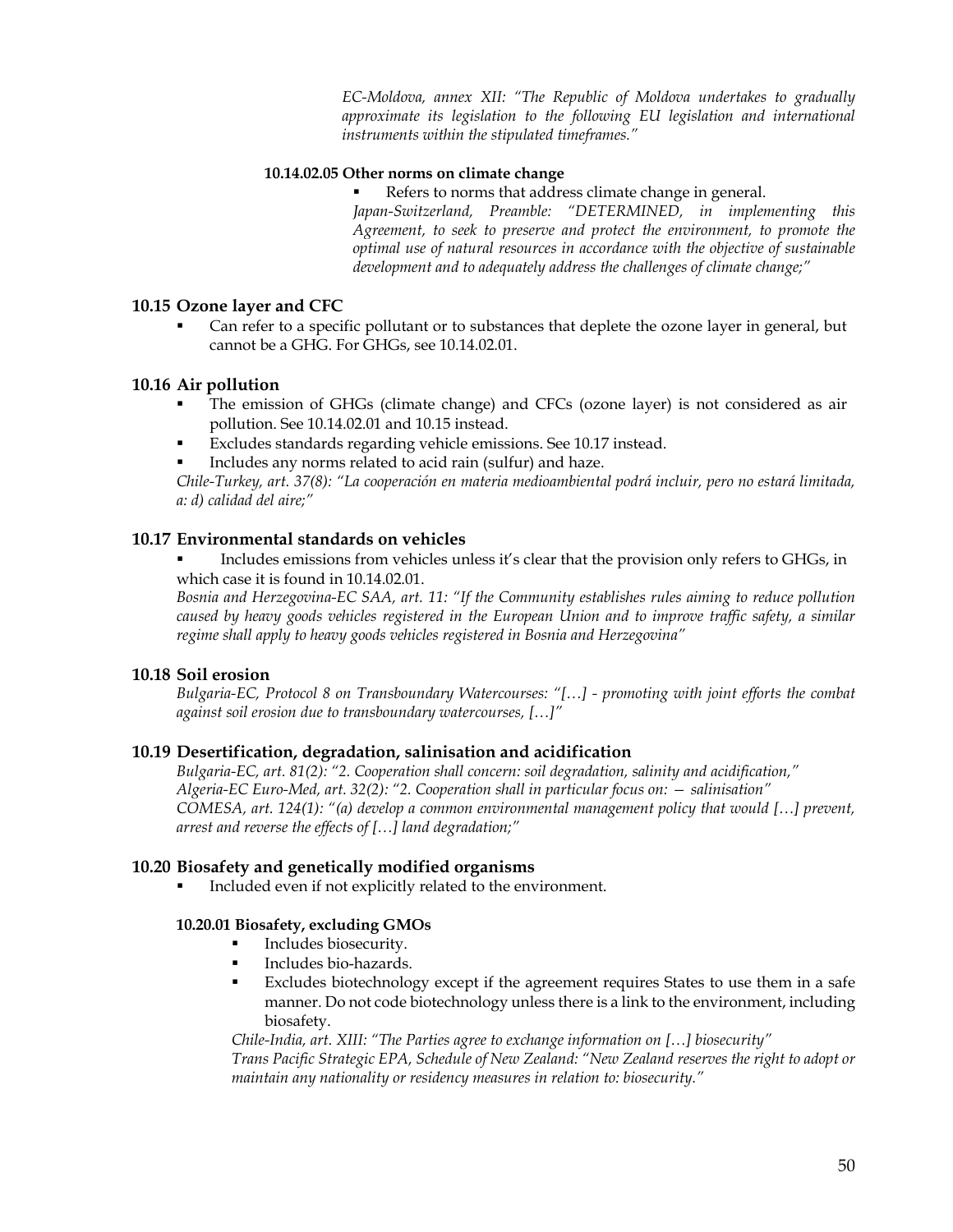*EC-Moldova, annex XII: "The Republic of Moldova undertakes to gradually approximate its legislation to the following EU legislation and international instruments within the stipulated timeframes."*

#### 10.14.02.05 Other norms on climate change

- Refers to norms that address climate change in general.

*Japan-Switzerland, Preamble: "DETERMINED, in implementing this Agreement, to seek to preserve and protect the environment, to promote the optimal use of natural resources in accordance with the objective of sustainable development and to adequately address the challenges of climate change;"*

## 10.15 Ozone layer and CFC

- Can refer to a specific pollutant or to substances that deplete the ozone layer in general, but cannot be a GHG. For GHGs, see 10.14.02.01.

## 10.16 Air pollution

- The emission of GHGs (climate change) and CFCs (ozone layer) is not considered as air pollution. See 10.14.02.01 and 10.15 instead.
- Excludes standards regarding vehicle emissions. See 10.17 instead.
- Includes any norms related to acid rain (sulfur) and haze.

*Chile-Turkey, art. 37(8): "La cooperación en materia medioambiental podrá incluir, pero no estará limitada, a: d) calidad del aire;"*

## 10.17 Environmental standards on vehicles

- Includes emissions from vehicles unless it's clear that the provision only refers to GHGs, in which case it is found in 10.14.02.01.

*Bosnia and Herzegovina-EC SAA, art. 11: "If the Community establishes rules aiming to reduce pollution caused by heavy goods vehicles registered in the European Union and to improve traffic safety, a similar regime shall apply to heavy goods vehicles registered in Bosnia and Herzegovina"*

## 10.18 Soil erosion

*Bulgaria-EC, Protocol 8 on Transboundary Watercourses: "[…] - promoting with joint efforts the combat against soil erosion due to transboundary watercourses, […]"*

## 10.19 Desertification, degradation, salinisation and acidification

*Bulgaria-EC, art. 81(2): "2. Cooperation shall concern: soil degradation, salinity and acidification,"*
*Algeria-EC Euro-Med, art. 32(2): "2. Cooperation shall in particular focus on: — salinisation"*
*COMESA, art. 124(1): "(a) develop a common environmental management policy that would […] prevent, arrest and reverse the effects of […] land degradation;"*

## 10.20 Biosafety and genetically modified organisms

- Included even if not explicitly related to the environment.

#### 10.20.01 Biosafety, excluding GMOs

- Includes biosecurity.
- Includes bio-hazards.
- Excludes biotechnology except if the agreement requires States to use them in a safe manner. Do not code biotechnology unless there is a link to the environment, including biosafety.

*Chile-India, art. XIII: "The Parties agree to exchange information on […] biosecurity"*
*Trans Pacific Strategic EPA, Schedule of New Zealand: "New Zealand reserves the right to adopt or maintain any nationality or residency measures in relation to: biosecurity."*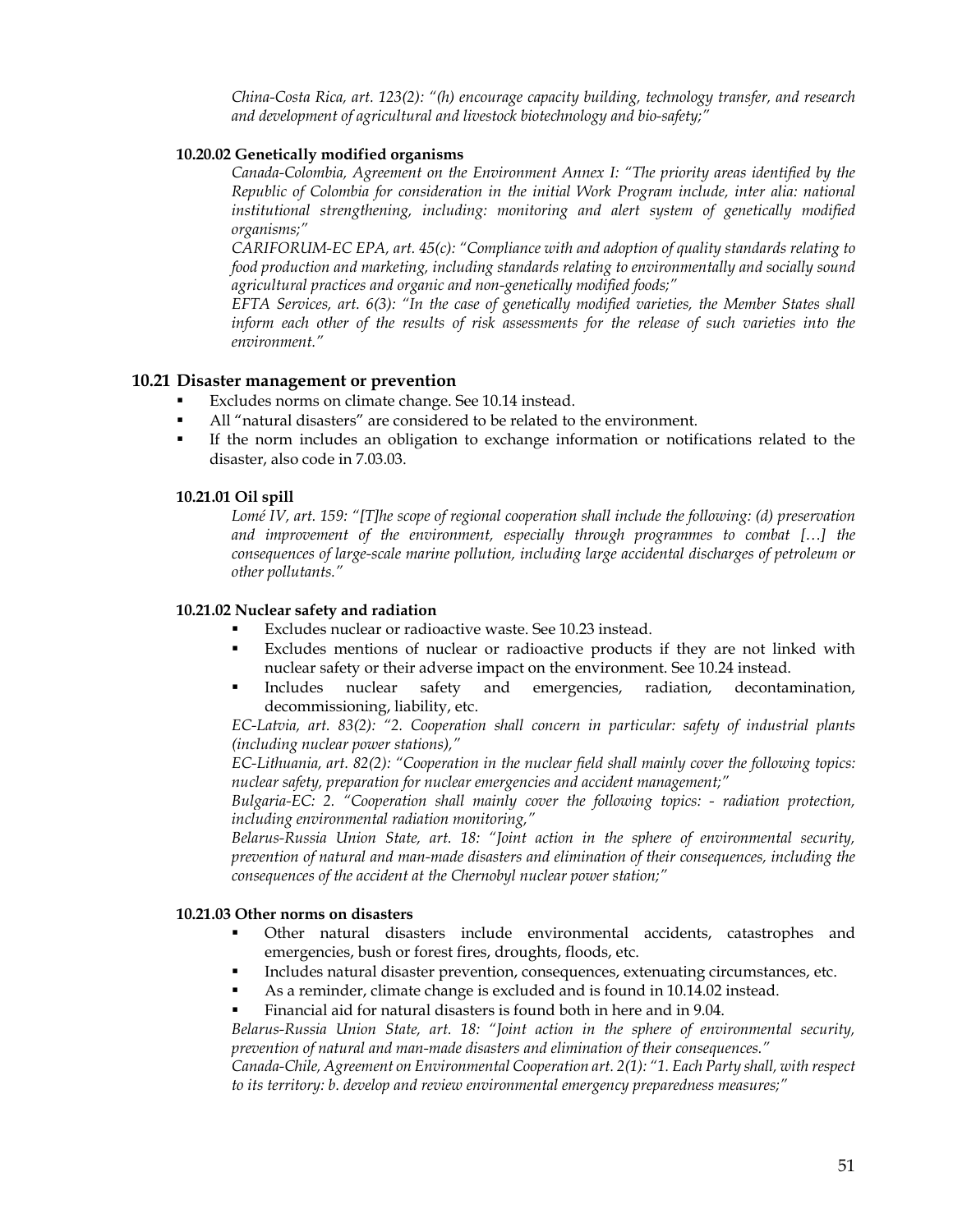*China-Costa Rica, art. 123(2): "(h) encourage capacity building, technology transfer, and research and development of agricultural and livestock biotechnology and bio-safety;"*

#### 10.20.02 Genetically modified organisms

*Canada-Colombia, Agreement on the Environment Annex I: "The priority areas identified by the Republic of Colombia for consideration in the initial Work Program include, inter alia: national institutional strengthening, including: monitoring and alert system of genetically modified organisms;"*

*CARIFORUM-EC EPA, art. 45(c): "Compliance with and adoption of quality standards relating to food production and marketing, including standards relating to environmentally and socially sound agricultural practices and organic and non-genetically modified foods;"*

*EFTA Services, art. 6(3): "In the case of genetically modified varieties, the Member States shall inform each other of the results of risk assessments for the release of such varieties into the environment."*

### 10.21 Disaster management or prevention

- Excludes norms on climate change. See 10.14 instead.
- All "natural disasters" are considered to be related to the environment.
- If the norm includes an obligation to exchange information or notifications related to the disaster, also code in 7.03.03.

#### 10.21.01 Oil spill

*Lomé IV, art. 159: "[T]he scope of regional cooperation shall include the following: (d) preservation and improvement of the environment, especially through programmes to combat […] the consequences of large-scale marine pollution, including large accidental discharges of petroleum or other pollutants."*

#### 10.21.02 Nuclear safety and radiation

- Excludes nuclear or radioactive waste. See 10.23 instead.
- Excludes mentions of nuclear or radioactive products if they are not linked with nuclear safety or their adverse impact on the environment. See 10.24 instead.
- Includes nuclear safety and emergencies, radiation, decontamination, decommissioning, liability, etc.

*EC-Latvia, art. 83(2): "2. Cooperation shall concern in particular: safety of industrial plants (including nuclear power stations),"*

*EC-Lithuania, art. 82(2): "Cooperation in the nuclear field shall mainly cover the following topics: nuclear safety, preparation for nuclear emergencies and accident management;"*

*Bulgaria-EC: 2. "Cooperation shall mainly cover the following topics: - radiation protection, including environmental radiation monitoring,"*

*Belarus-Russia Union State, art. 18: "Joint action in the sphere of environmental security, prevention of natural and man-made disasters and elimination of their consequences, including the consequences of the accident at the Chernobyl nuclear power station;"*

#### 10.21.03 Other norms on disasters

- Other natural disasters include environmental accidents, catastrophes and emergencies, bush or forest fires, droughts, floods, etc.
- Includes natural disaster prevention, consequences, extenuating circumstances, etc.
- As a reminder, climate change is excluded and is found in 10.14.02 instead.
- Financial aid for natural disasters is found both in here and in 9.04.

*Belarus-Russia Union State, art. 18: "Joint action in the sphere of environmental security, prevention of natural and man-made disasters and elimination of their consequences."*

*Canada-Chile, Agreement on Environmental Cooperation art. 2(1): "1. Each Party shall, with respect to its territory: b. develop and review environmental emergency preparedness measures;"*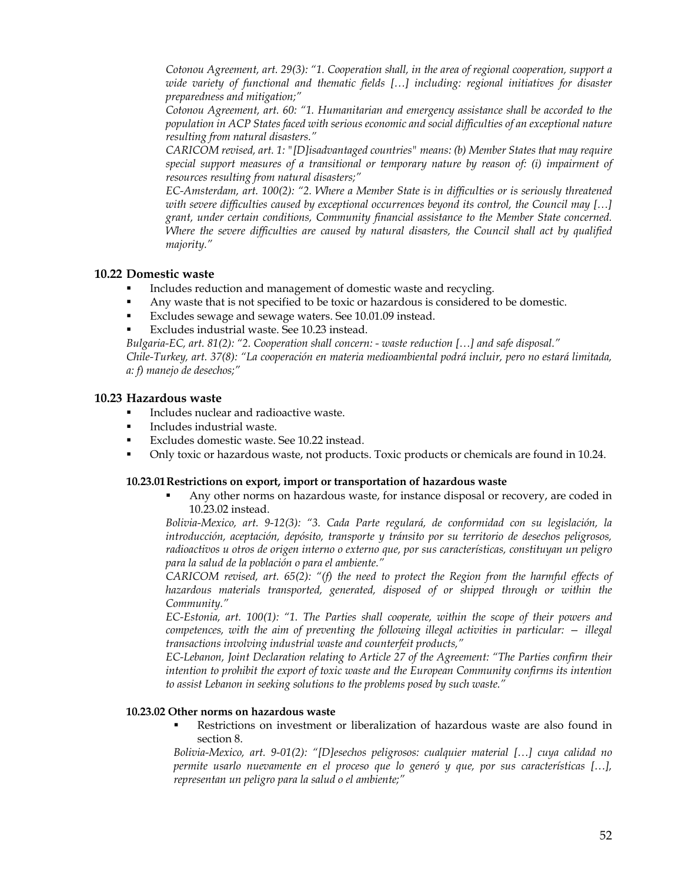*Cotonou Agreement, art. 29(3): "1. Cooperation shall, in the area of regional cooperation, support a wide variety of functional and thematic fields […] including: regional initiatives for disaster preparedness and mitigation;"*

*Cotonou Agreement, art. 60: "1. Humanitarian and emergency assistance shall be accorded to the population in ACP States faced with serious economic and social difficulties of an exceptional nature resulting from natural disasters."*

*CARICOM revised, art. 1: "[D]isadvantaged countries" means: (b) Member States that may require special support measures of a transitional or temporary nature by reason of: (i) impairment of resources resulting from natural disasters;"*

*EC-Amsterdam, art. 100(2): "2. Where a Member State is in difficulties or is seriously threatened with severe difficulties caused by exceptional occurrences beyond its control, the Council may […] grant, under certain conditions, Community financial assistance to the Member State concerned. Where the severe difficulties are caused by natural disasters, the Council shall act by qualified majority."*

### 10.22 Domestic waste

- Includes reduction and management of domestic waste and recycling.
- Any waste that is not specified to be toxic or hazardous is considered to be domestic.
- Excludes sewage and sewage waters. See 10.01.09 instead.
- Excludes industrial waste. See 10.23 instead.

*Bulgaria-EC, art. 81(2): "2. Cooperation shall concern: - waste reduction […] and safe disposal."*
*Chile-Turkey, art. 37(8): "La cooperación en materia medioambiental podrá incluir, pero no estará limitada, a: f) manejo de desechos;"*

### 10.23 Hazardous waste

- Includes nuclear and radioactive waste.
- Includes industrial waste.
- Excludes domestic waste. See 10.22 instead.
- Only toxic or hazardous waste, not products. Toxic products or chemicals are found in 10.24.

#### 10.23.01 Restrictions on export, import or transportation of hazardous waste

- Any other norms on hazardous waste, for instance disposal or recovery, are coded in 10.23.02 instead.

*Bolivia-Mexico, art. 9-12(3): "3. Cada Parte regulará, de conformidad con su legislación, la introducción, aceptación, depósito, transporte y tránsito por su territorio de desechos peligrosos, radioactivos u otros de origen interno o externo que, por sus características, constituyan un peligro para la salud de la población o para el ambiente."*

*CARICOM revised, art. 65(2): "(f) the need to protect the Region from the harmful effects of hazardous materials transported, generated, disposed of or shipped through or within the Community."*

*EC-Estonia, art. 100(1): "1. The Parties shall cooperate, within the scope of their powers and competences, with the aim of preventing the following illegal activities in particular: — illegal transactions involving industrial waste and counterfeit products,"*

*EC-Lebanon, Joint Declaration relating to Article 27 of the Agreement: "The Parties confirm their intention to prohibit the export of toxic waste and the European Community confirms its intention to assist Lebanon in seeking solutions to the problems posed by such waste."*

#### 10.23.02 Other norms on hazardous waste

- Restrictions on investment or liberalization of hazardous waste are also found in section 8.

*Bolivia-Mexico, art. 9-01(2): "[D]esechos peligrosos: cualquier material […] cuya calidad no permite usarlo nuevamente en el proceso que lo generó y que, por sus características […], representan un peligro para la salud o el ambiente;"*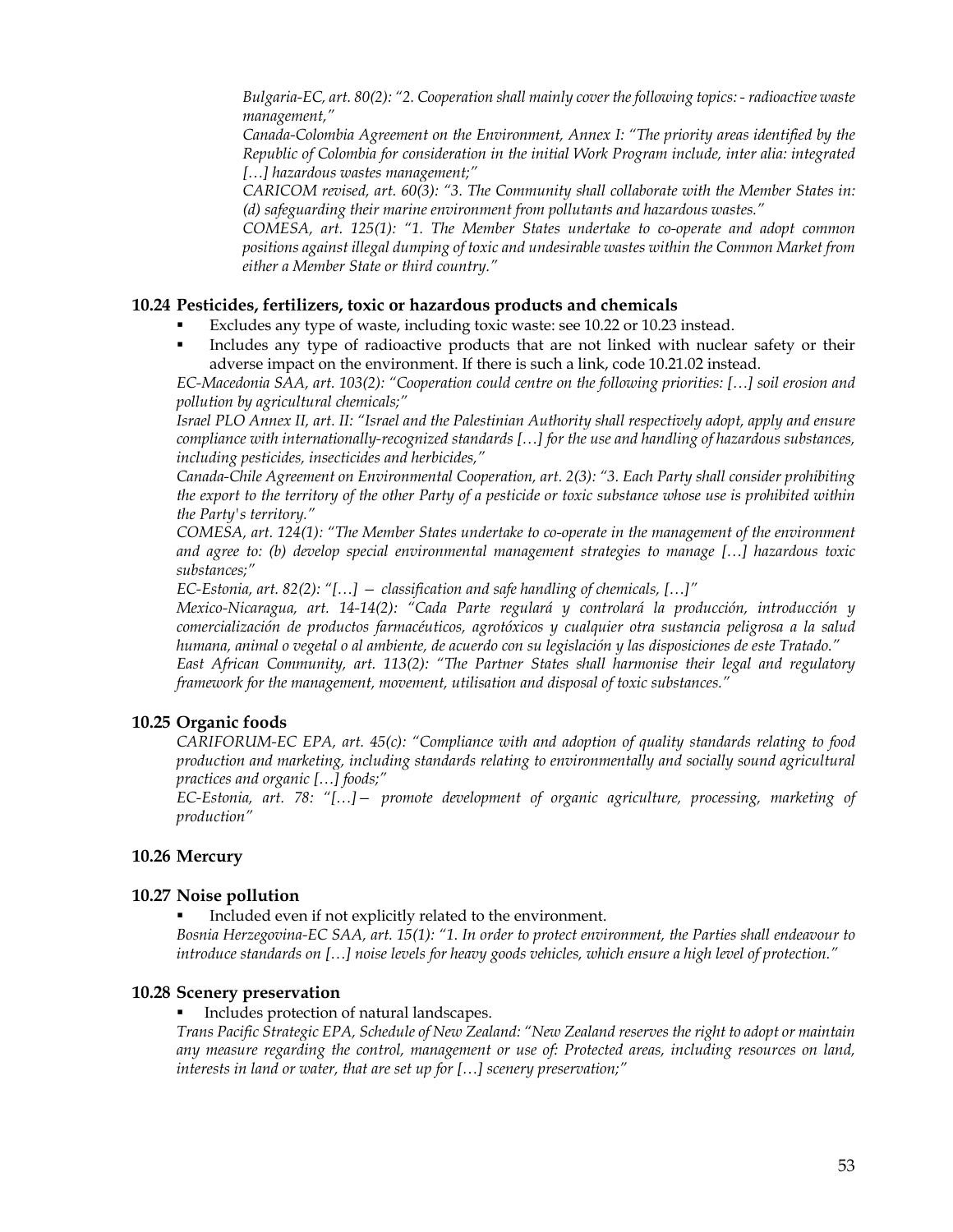*Bulgaria-EC, art. 80(2): "2. Cooperation shall mainly cover the following topics: - radioactive waste management,"*

*Canada-Colombia Agreement on the Environment, Annex I: "The priority areas identified by the Republic of Colombia for consideration in the initial Work Program include, inter alia: integrated […] hazardous wastes management;"*

*CARICOM revised, art. 60(3): "3. The Community shall collaborate with the Member States in: (d) safeguarding their marine environment from pollutants and hazardous wastes."*

*COMESA, art. 125(1): "1. The Member States undertake to co-operate and adopt common positions against illegal dumping of toxic and undesirable wastes within the Common Market from either a Member State or third country."*

### 10.24 Pesticides, fertilizers, toxic or hazardous products and chemicals

- Excludes any type of waste, including toxic waste: see 10.22 or 10.23 instead.
- Includes any type of radioactive products that are not linked with nuclear safety or their adverse impact on the environment. If there is such a link, code 10.21.02 instead.

*EC-Macedonia SAA, art. 103(2): "Cooperation could centre on the following priorities: […] soil erosion and pollution by agricultural chemicals;"*

*Israel PLO Annex II, art. II: "Israel and the Palestinian Authority shall respectively adopt, apply and ensure compliance with internationally-recognized standards […] for the use and handling of hazardous substances, including pesticides, insecticides and herbicides,"*

*Canada-Chile Agreement on Environmental Cooperation, art. 2(3): "3. Each Party shall consider prohibiting the export to the territory of the other Party of a pesticide or toxic substance whose use is prohibited within the Party's territory."*

*COMESA, art. 124(1): "The Member States undertake to co-operate in the management of the environment and agree to: (b) develop special environmental management strategies to manage […] hazardous toxic substances;"*

*EC-Estonia, art. 82(2): "[…] — classification and safe handling of chemicals, […]"*

*Mexico-Nicaragua, art. 14-14(2): "Cada Parte regulará y controlará la producción, introducción y comercialización de productos farmacéuticos, agrotóxicos y cualquier otra sustancia peligrosa a la salud humana, animal o vegetal o al ambiente, de acuerdo con su legislación y las disposiciones de este Tratado."*

*East African Community, art. 113(2): "The Partner States shall harmonise their legal and regulatory framework for the management, movement, utilisation and disposal of toxic substances."*

### 10.25 Organic foods

*CARIFORUM-EC EPA, art. 45(c): "Compliance with and adoption of quality standards relating to food production and marketing, including standards relating to environmentally and socially sound agricultural practices and organic […] foods;"*

*EC-Estonia, art. 78: "[…]— promote development of organic agriculture, processing, marketing of production"*

### 10.26 Mercury

### 10.27 Noise pollution

- Included even if not explicitly related to the environment.

*Bosnia Herzegovina-EC SAA, art. 15(1): "1. In order to protect environment, the Parties shall endeavour to introduce standards on […] noise levels for heavy goods vehicles, which ensure a high level of protection."*

### 10.28 Scenery preservation

- Includes protection of natural landscapes.

*Trans Pacific Strategic EPA, Schedule of New Zealand: "New Zealand reserves the right to adopt or maintain any measure regarding the control, management or use of: Protected areas, including resources on land, interests in land or water, that are set up for […] scenery preservation;"*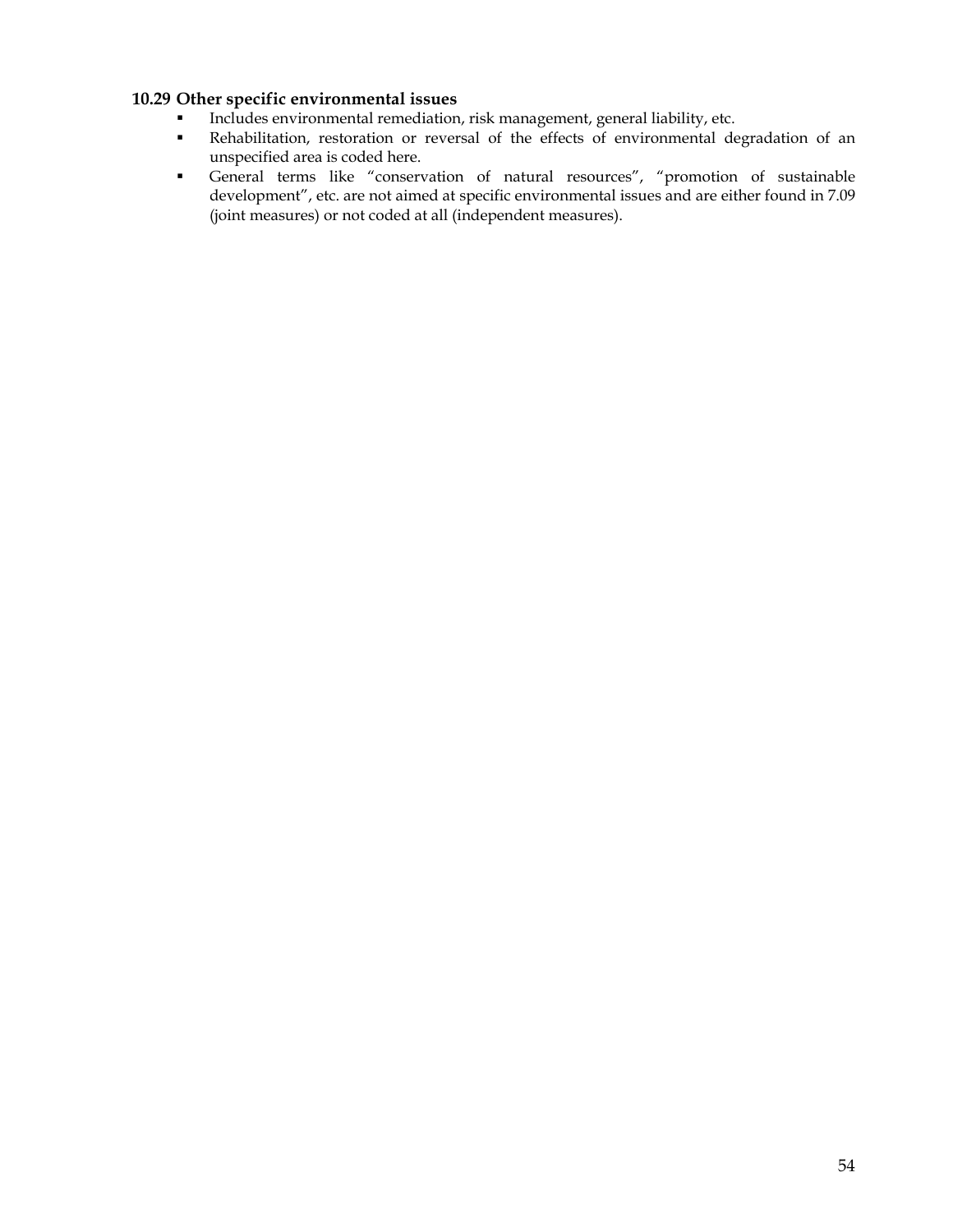### 10.29 Other specific environmental issues

- Includes environmental remediation, risk management, general liability, etc.
- Rehabilitation, restoration or reversal of the effects of environmental degradation of an unspecified area is coded here.
- General terms like "conservation of natural resources", "promotion of sustainable development", etc. are not aimed at specific environmental issues and are either found in 7.09 (joint measures) or not coded at all (independent measures).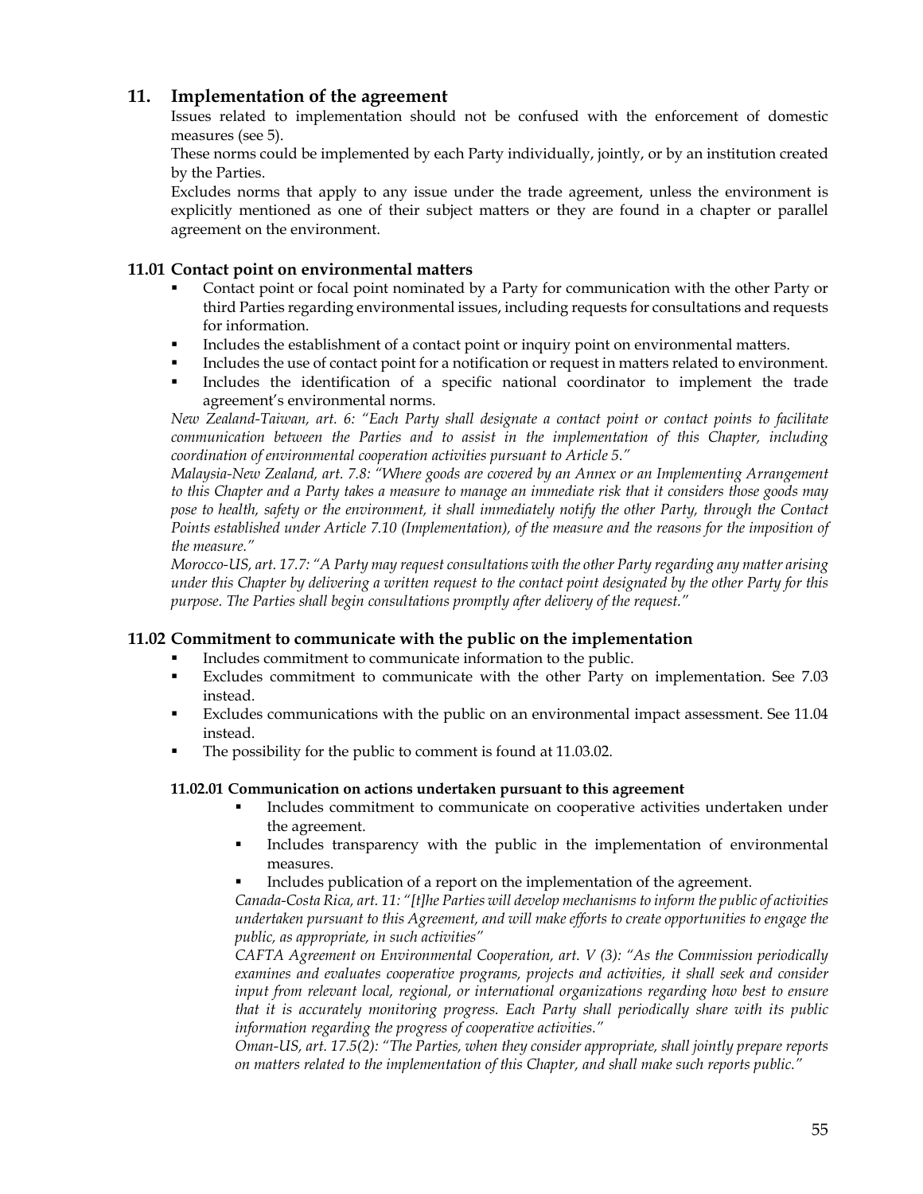## 11. Implementation of the agreement

Issues related to implementation should not be confused with the enforcement of domestic measures (see 5).

These norms could be implemented by each Party individually, jointly, or by an institution created by the Parties.

Excludes norms that apply to any issue under the trade agreement, unless the environment is explicitly mentioned as one of their subject matters or they are found in a chapter or parallel agreement on the environment.

### 11.01 Contact point on environmental matters

- Contact point or focal point nominated by a Party for communication with the other Party or third Parties regarding environmental issues, including requests for consultations and requests for information.
- Includes the establishment of a contact point or inquiry point on environmental matters.
- Includes the use of contact point for a notification or request in matters related to environment.
- Includes the identification of a specific national coordinator to implement the trade agreement's environmental norms.

*New Zealand-Taiwan, art. 6: "Each Party shall designate a contact point or contact points to facilitate communication between the Parties and to assist in the implementation of this Chapter, including coordination of environmental cooperation activities pursuant to Article 5."*

*Malaysia-New Zealand, art. 7.8: "Where goods are covered by an Annex or an Implementing Arrangement to this Chapter and a Party takes a measure to manage an immediate risk that it considers those goods may pose to health, safety or the environment, it shall immediately notify the other Party, through the Contact Points established under Article 7.10 (Implementation), of the measure and the reasons for the imposition of the measure."*

*Morocco-US, art. 17.7: "A Party may request consultations with the other Party regarding any matter arising under this Chapter by delivering a written request to the contact point designated by the other Party for this purpose. The Parties shall begin consultations promptly after delivery of the request."*

### 11.02 Commitment to communicate with the public on the implementation

- Includes commitment to communicate information to the public.
- Excludes commitment to communicate with the other Party on implementation. See 7.03 instead.
- Excludes communications with the public on an environmental impact assessment. See 11.04 instead.
- The possibility for the public to comment is found at 11.03.02.

#### 11.02.01 Communication on actions undertaken pursuant to this agreement

- Includes commitment to communicate on cooperative activities undertaken under the agreement.
- Includes transparency with the public in the implementation of environmental measures.
- Includes publication of a report on the implementation of the agreement.

*Canada-Costa Rica, art. 11: "[t]he Parties will develop mechanisms to inform the public of activities undertaken pursuant to this Agreement, and will make efforts to create opportunities to engage the public, as appropriate, in such activities"*

*CAFTA Agreement on Environmental Cooperation, art. V (3): "As the Commission periodically examines and evaluates cooperative programs, projects and activities, it shall seek and consider input from relevant local, regional, or international organizations regarding how best to ensure that it is accurately monitoring progress. Each Party shall periodically share with its public information regarding the progress of cooperative activities."*

*Oman-US, art. 17.5(2): "The Parties, when they consider appropriate, shall jointly prepare reports on matters related to the implementation of this Chapter, and shall make such reports public."*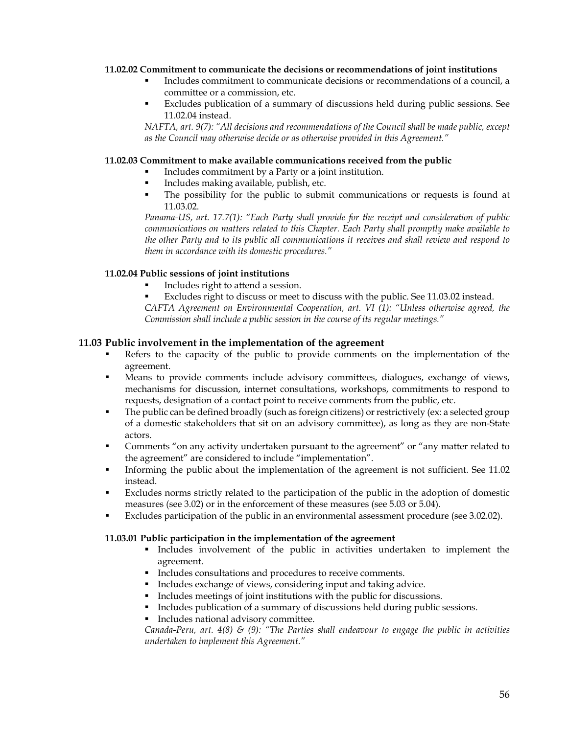#### 11.02.02 Commitment to communicate the decisions or recommendations of joint institutions

- Includes commitment to communicate decisions or recommendations of a council, a committee or a commission, etc.
- Excludes publication of a summary of discussions held during public sessions. See 11.02.04 instead.

*NAFTA, art. 9(7): "All decisions and recommendations of the Council shall be made public, except as the Council may otherwise decide or as otherwise provided in this Agreement."*

#### 11.02.03 Commitment to make available communications received from the public

- Includes commitment by a Party or a joint institution.
- Includes making available, publish, etc.
- The possibility for the public to submit communications or requests is found at 11.03.02.

*Panama-US, art. 17.7(1): "Each Party shall provide for the receipt and consideration of public communications on matters related to this Chapter. Each Party shall promptly make available to the other Party and to its public all communications it receives and shall review and respond to them in accordance with its domestic procedures."*

#### 11.02.04 Public sessions of joint institutions

- Includes right to attend a session.
- Excludes right to discuss or meet to discuss with the public. See 11.03.02 instead.

*CAFTA Agreement on Environmental Cooperation, art. VI (1): "Unless otherwise agreed, the Commission shall include a public session in the course of its regular meetings."*

### 11.03 Public involvement in the implementation of the agreement

- Refers to the capacity of the public to provide comments on the implementation of the agreement.
- Means to provide comments include advisory committees, dialogues, exchange of views, mechanisms for discussion, internet consultations, workshops, commitments to respond to requests, designation of a contact point to receive comments from the public, etc.
- The public can be defined broadly (such as foreign citizens) or restrictively (ex: a selected group of a domestic stakeholders that sit on an advisory committee), as long as they are non-State actors.
- Comments "on any activity undertaken pursuant to the agreement" or "any matter related to the agreement" are considered to include "implementation".
- Informing the public about the implementation of the agreement is not sufficient. See 11.02 instead.
- Excludes norms strictly related to the participation of the public in the adoption of domestic measures (see 3.02) or in the enforcement of these measures (see 5.03 or 5.04).
- Excludes participation of the public in an environmental assessment procedure (see 3.02.02).

#### 11.03.01 Public participation in the implementation of the agreement

- Includes involvement of the public in activities undertaken to implement the agreement.
- Includes consultations and procedures to receive comments.
- Includes exchange of views, considering input and taking advice.
- Includes meetings of joint institutions with the public for discussions.
- Includes publication of a summary of discussions held during public sessions.
- Includes national advisory committee.

*Canada-Peru, art. 4(8) & (9): "The Parties shall endeavour to engage the public in activities undertaken to implement this Agreement."*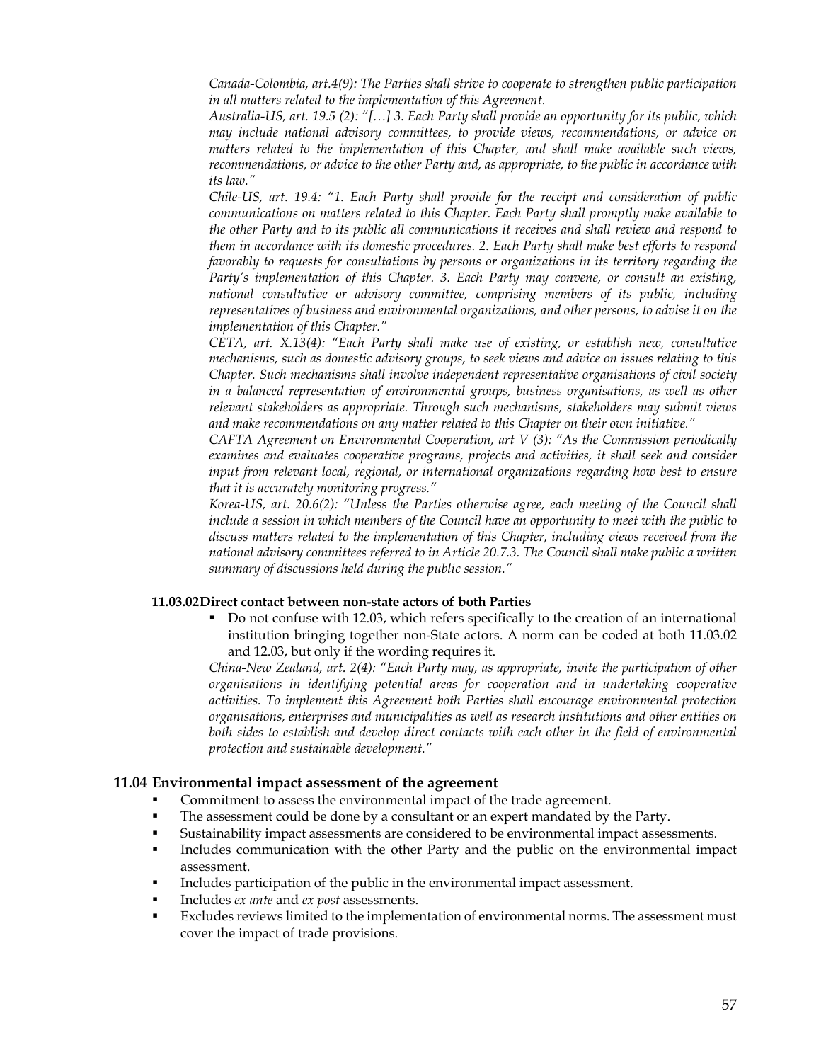*Canada-Colombia, art.4(9): The Parties shall strive to cooperate to strengthen public participation in all matters related to the implementation of this Agreement.*

*Australia-US, art. 19.5 (2): "[…] 3. Each Party shall provide an opportunity for its public, which may include national advisory committees, to provide views, recommendations, or advice on matters related to the implementation of this Chapter, and shall make available such views, recommendations, or advice to the other Party and, as appropriate, to the public in accordance with its law."*

*Chile-US, art. 19.4: "1. Each Party shall provide for the receipt and consideration of public communications on matters related to this Chapter. Each Party shall promptly make available to the other Party and to its public all communications it receives and shall review and respond to them in accordance with its domestic procedures. 2. Each Party shall make best efforts to respond favorably to requests for consultations by persons or organizations in its territory regarding the Party's implementation of this Chapter. 3. Each Party may convene, or consult an existing, national consultative or advisory committee, comprising members of its public, including representatives of business and environmental organizations, and other persons, to advise it on the implementation of this Chapter."*

*CETA, art. X.13(4): "Each Party shall make use of existing, or establish new, consultative mechanisms, such as domestic advisory groups, to seek views and advice on issues relating to this Chapter. Such mechanisms shall involve independent representative organisations of civil society in a balanced representation of environmental groups, business organisations, as well as other relevant stakeholders as appropriate. Through such mechanisms, stakeholders may submit views and make recommendations on any matter related to this Chapter on their own initiative."*

*CAFTA Agreement on Environmental Cooperation, art V (3): "As the Commission periodically examines and evaluates cooperative programs, projects and activities, it shall seek and consider input from relevant local, regional, or international organizations regarding how best to ensure that it is accurately monitoring progress."*

*Korea-US, art. 20.6(2): "Unless the Parties otherwise agree, each meeting of the Council shall include a session in which members of the Council have an opportunity to meet with the public to discuss matters related to the implementation of this Chapter, including views received from the national advisory committees referred to in Article 20.7.3. The Council shall make public a written summary of discussions held during the public session."*

#### 11.03.02 Direct contact between non-state actors of both Parties

- Do not confuse with 12.03, which refers specifically to the creation of an international institution bringing together non-State actors. A norm can be coded at both 11.03.02 and 12.03, but only if the wording requires it.

*China-New Zealand, art. 2(4): "Each Party may, as appropriate, invite the participation of other organisations in identifying potential areas for cooperation and in undertaking cooperative activities. To implement this Agreement both Parties shall encourage environmental protection organisations, enterprises and municipalities as well as research institutions and other entities on both sides to establish and develop direct contacts with each other in the field of environmental protection and sustainable development."*

### 11.04 Environmental impact assessment of the agreement

- Commitment to assess the environmental impact of the trade agreement.
- The assessment could be done by a consultant or an expert mandated by the Party.
- Sustainability impact assessments are considered to be environmental impact assessments.
- Includes communication with the other Party and the public on the environmental impact assessment.
- Includes participation of the public in the environmental impact assessment.
- Includes *ex ante* and *ex post* assessments.
- Excludes reviews limited to the implementation of environmental norms. The assessment must cover the impact of trade provisions.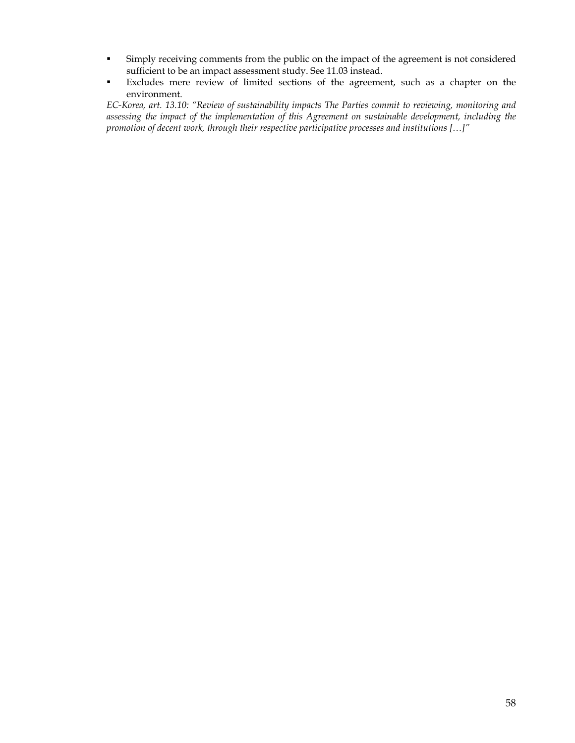- Simply receiving comments from the public on the impact of the agreement is not considered sufficient to be an impact assessment study. See 11.03 instead.
- Excludes mere review of limited sections of the agreement, such as a chapter on the environment.

*EC-Korea, art. 13.10: "Review of sustainability impacts The Parties commit to reviewing, monitoring and assessing the impact of the implementation of this Agreement on sustainable development, including the promotion of decent work, through their respective participative processes and institutions […]"*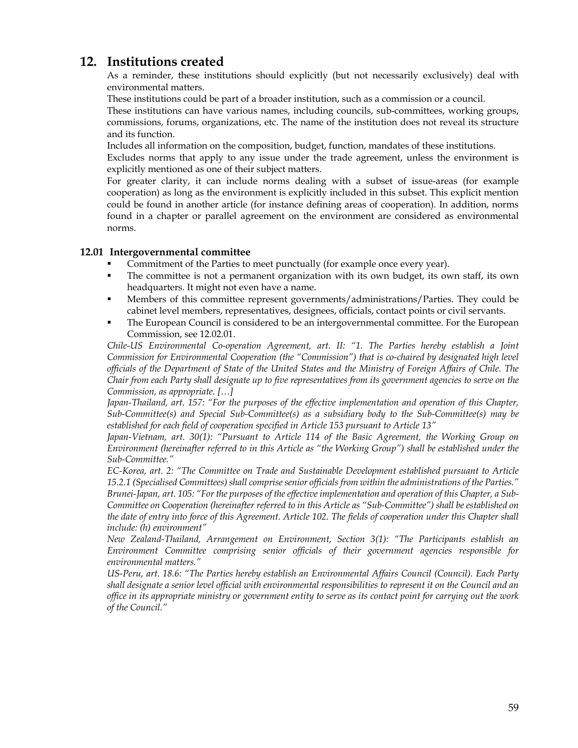## 12. Institutions created

As a reminder, these institutions should explicitly (but not necessarily exclusively) deal with environmental matters.

These institutions could be part of a broader institution, such as a commission or a council.

These institutions can have various names, including councils, sub-committees, working groups, commissions, forums, organizations, etc. The name of the institution does not reveal its structure and its function.

Includes all information on the composition, budget, function, mandates of these institutions.

Excludes norms that apply to any issue under the trade agreement, unless the environment is explicitly mentioned as one of their subject matters.

For greater clarity, it can include norms dealing with a subset of issue-areas (for example cooperation) as long as the environment is explicitly included in this subset. This explicit mention could be found in another article (for instance defining areas of cooperation). In addition, norms found in a chapter or parallel agreement on the environment are considered as environmental norms.

### 12.01 Intergovernmental committee

- Commitment of the Parties to meet punctually (for example once every year).
- The committee is not a permanent organization with its own budget, its own staff, its own headquarters. It might not even have a name.
- Members of this committee represent governments/administrations/Parties. They could be cabinet level members, representatives, designees, officials, contact points or civil servants.
- The European Council is considered to be an intergovernmental committee. For the European Commission, see 12.02.01.

*Chile-US Environmental Co-operation Agreement, art. II: "1. The Parties hereby establish a Joint Commission for Environmental Cooperation (the "Commission") that is co-chaired by designated high level officials of the Department of State of the United States and the Ministry of Foreign Affairs of Chile. The Chair from each Party shall designate up to five representatives from its government agencies to serve on the Commission, as appropriate. […]*

*Japan-Thailand, art. 157: "For the purposes of the effective implementation and operation of this Chapter, Sub-Committee(s) and Special Sub-Committee(s) as a subsidiary body to the Sub-Committee(s) may be established for each field of cooperation specified in Article 153 pursuant to Article 13"*

*Japan-Vietnam, art. 30(1): "Pursuant to Article 114 of the Basic Agreement, the Working Group on Environment (hereinafter referred to in this Article as "the Working Group") shall be established under the Sub-Committee."*

*EC-Korea, art. 2: "The Committee on Trade and Sustainable Development established pursuant to Article 15.2.1 (Specialised Committees) shall comprise senior officials from within the administrations of the Parties."*

*Brunei-Japan, art. 105: "For the purposes of the effective implementation and operation of this Chapter, a Sub-Committee on Cooperation (hereinafter referred to in this Article as "Sub-Committee") shall be established on the date of entry into force of this Agreement. Article 102. The fields of cooperation under this Chapter shall include: (h) environment"*

*New Zealand-Thailand, Arrangement on Environment, Section 3(1): "The Participants establish an Environment Committee comprising senior officials of their government agencies responsible for environmental matters."*

*US-Peru, art. 18.6: "The Parties hereby establish an Environmental Affairs Council (Council). Each Party shall designate a senior level official with environmental responsibilities to represent it on the Council and an office in its appropriate ministry or government entity to serve as its contact point for carrying out the work of the Council."*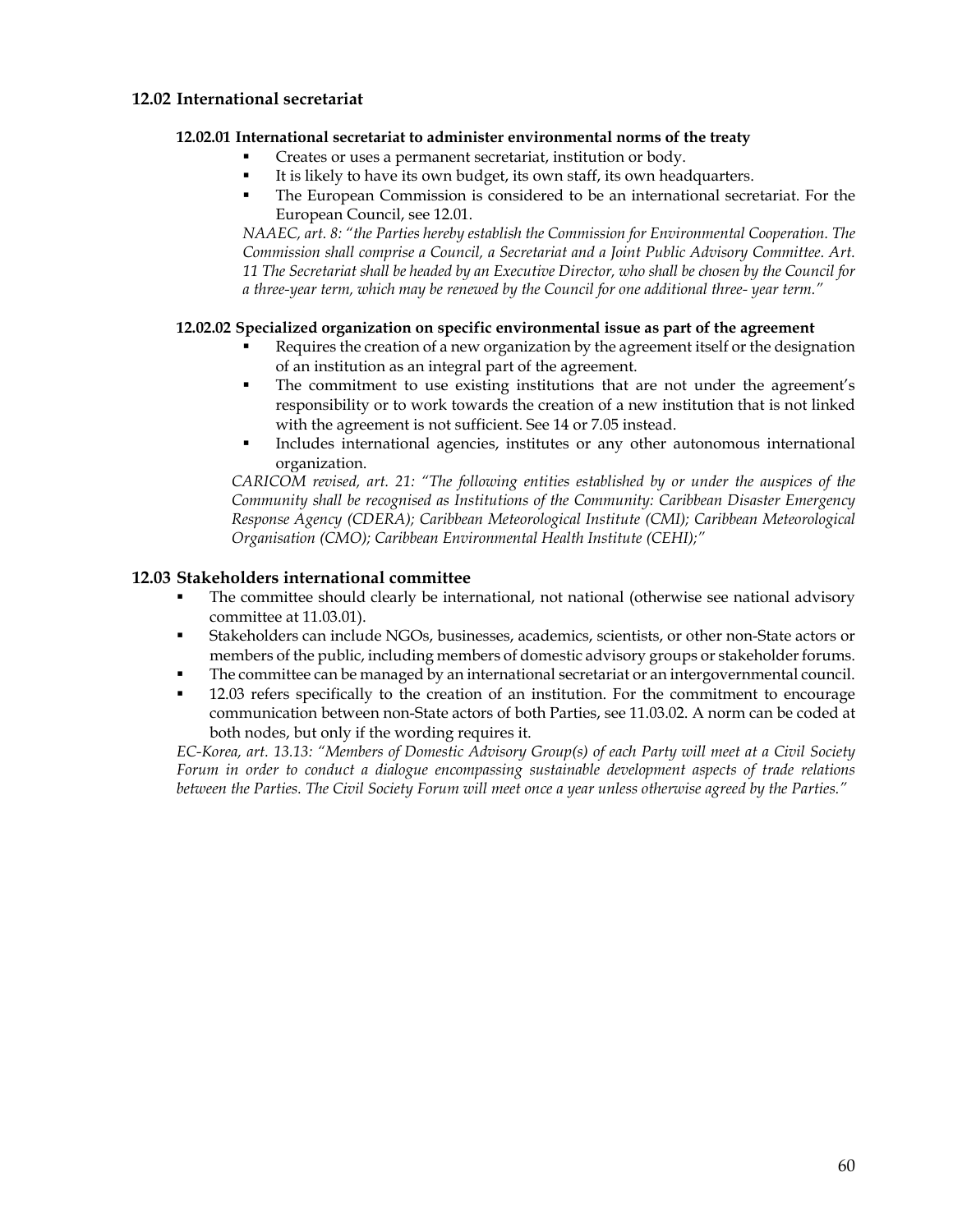## 12.02 International secretariat

### 12.02.01 International secretariat to administer environmental norms of the treaty

- Creates or uses a permanent secretariat, institution or body.
- It is likely to have its own budget, its own staff, its own headquarters.
- The European Commission is considered to be an international secretariat. For the European Council, see 12.01.

*NAAEC, art. 8: "the Parties hereby establish the Commission for Environmental Cooperation. The Commission shall comprise a Council, a Secretariat and a Joint Public Advisory Committee. Art. 11 The Secretariat shall be headed by an Executive Director, who shall be chosen by the Council for a three-year term, which may be renewed by the Council for one additional three- year term."*

### 12.02.02 Specialized organization on specific environmental issue as part of the agreement

- Requires the creation of a new organization by the agreement itself or the designation of an institution as an integral part of the agreement.
- The commitment to use existing institutions that are not under the agreement's responsibility or to work towards the creation of a new institution that is not linked with the agreement is not sufficient. See 14 or 7.05 instead.
- Includes international agencies, institutes or any other autonomous international organization.

*CARICOM revised, art. 21: "The following entities established by or under the auspices of the Community shall be recognised as Institutions of the Community: Caribbean Disaster Emergency Response Agency (CDERA); Caribbean Meteorological Institute (CMI); Caribbean Meteorological Organisation (CMO); Caribbean Environmental Health Institute (CEHI);"*

## 12.03 Stakeholders international committee

- The committee should clearly be international, not national (otherwise see national advisory committee at 11.03.01).
- Stakeholders can include NGOs, businesses, academics, scientists, or other non-State actors or members of the public, including members of domestic advisory groups or stakeholder forums.
- The committee can be managed by an international secretariat or an intergovernmental council.
- 12.03 refers specifically to the creation of an institution. For the commitment to encourage communication between non-State actors of both Parties, see 11.03.02. A norm can be coded at both nodes, but only if the wording requires it.

*EC-Korea, art. 13.13: "Members of Domestic Advisory Group(s) of each Party will meet at a Civil Society Forum in order to conduct a dialogue encompassing sustainable development aspects of trade relations between the Parties. The Civil Society Forum will meet once a year unless otherwise agreed by the Parties."*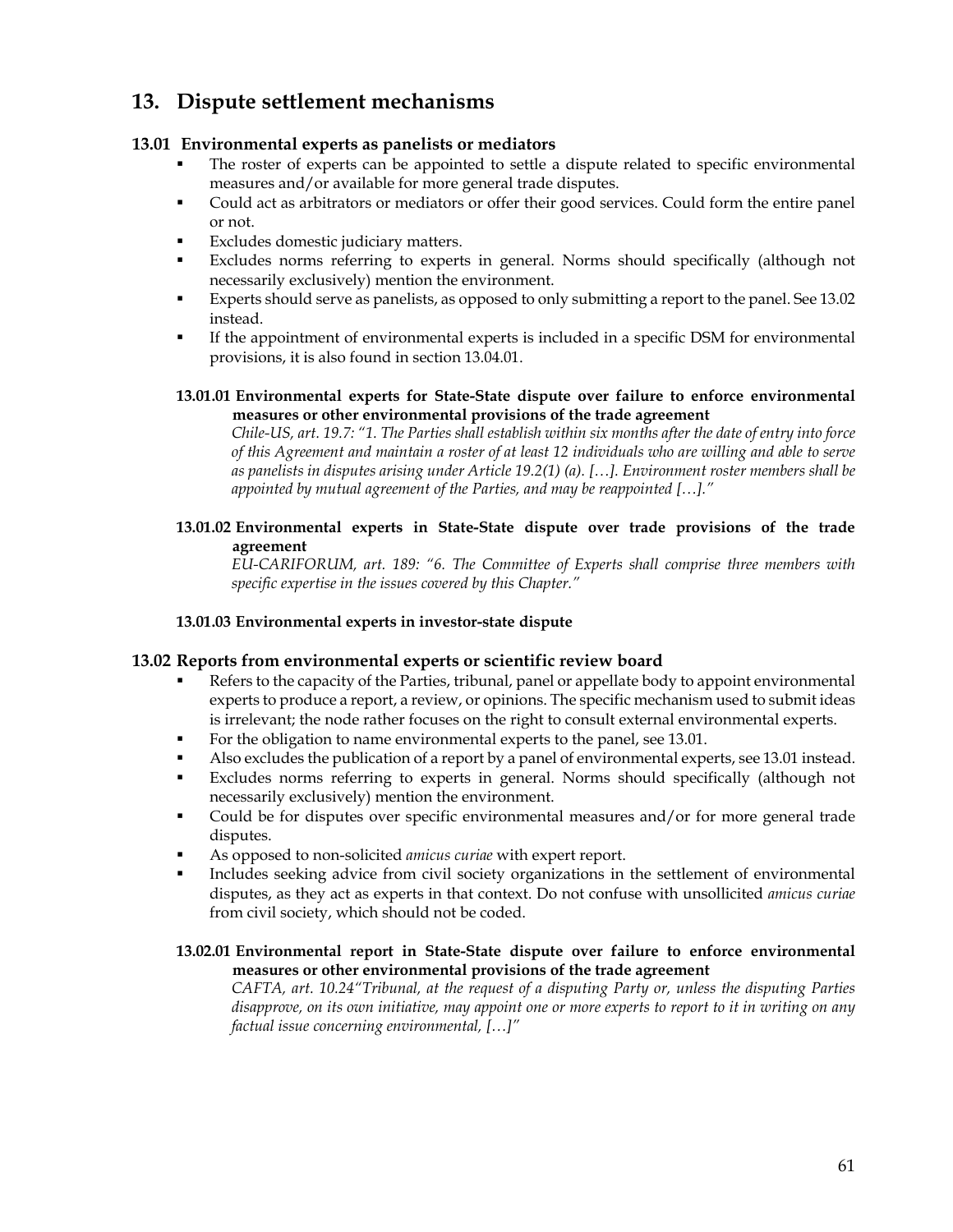# 13. Dispute settlement mechanisms

## 13.01 Environmental experts as panelists or mediators

- The roster of experts can be appointed to settle a dispute related to specific environmental measures and/or available for more general trade disputes.
- Could act as arbitrators or mediators or offer their good services. Could form the entire panel or not.
- Excludes domestic judiciary matters.
- Excludes norms referring to experts in general. Norms should specifically (although not necessarily exclusively) mention the environment.
- Experts should serve as panelists, as opposed to only submitting a report to the panel. See 13.02 instead.
- If the appointment of environmental experts is included in a specific DSM for environmental provisions, it is also found in section 13.04.01.

### 13.01.01 Environmental experts for State-State dispute over failure to enforce environmental measures or other environmental provisions of the trade agreement

*Chile-US, art. 19.7: "1. The Parties shall establish within six months after the date of entry into force of this Agreement and maintain a roster of at least 12 individuals who are willing and able to serve as panelists in disputes arising under Article 19.2(1) (a). […]. Environment roster members shall be appointed by mutual agreement of the Parties, and may be reappointed […]."*

### 13.01.02 Environmental experts in State-State dispute over trade provisions of the trade agreement

*EU-CARIFORUM, art. 189: "6. The Committee of Experts shall comprise three members with specific expertise in the issues covered by this Chapter."*

### 13.01.03 Environmental experts in investor-state dispute

## 13.02 Reports from environmental experts or scientific review board

- Refers to the capacity of the Parties, tribunal, panel or appellate body to appoint environmental experts to produce a report, a review, or opinions. The specific mechanism used to submit ideas is irrelevant; the node rather focuses on the right to consult external environmental experts.
- For the obligation to name environmental experts to the panel, see 13.01.
- Also excludes the publication of a report by a panel of environmental experts, see 13.01 instead.
- Excludes norms referring to experts in general. Norms should specifically (although not necessarily exclusively) mention the environment.
- Could be for disputes over specific environmental measures and/or for more general trade disputes.
- As opposed to non-solicited *amicus curiae* with expert report.
- Includes seeking advice from civil society organizations in the settlement of environmental disputes, as they act as experts in that context. Do not confuse with unsollicited *amicus curiae* from civil society, which should not be coded.

### 13.02.01 Environmental report in State-State dispute over failure to enforce environmental measures or other environmental provisions of the trade agreement

*CAFTA, art. 10.24"Tribunal, at the request of a disputing Party or, unless the disputing Parties disapprove, on its own initiative, may appoint one or more experts to report to it in writing on any factual issue concerning environmental, […]"*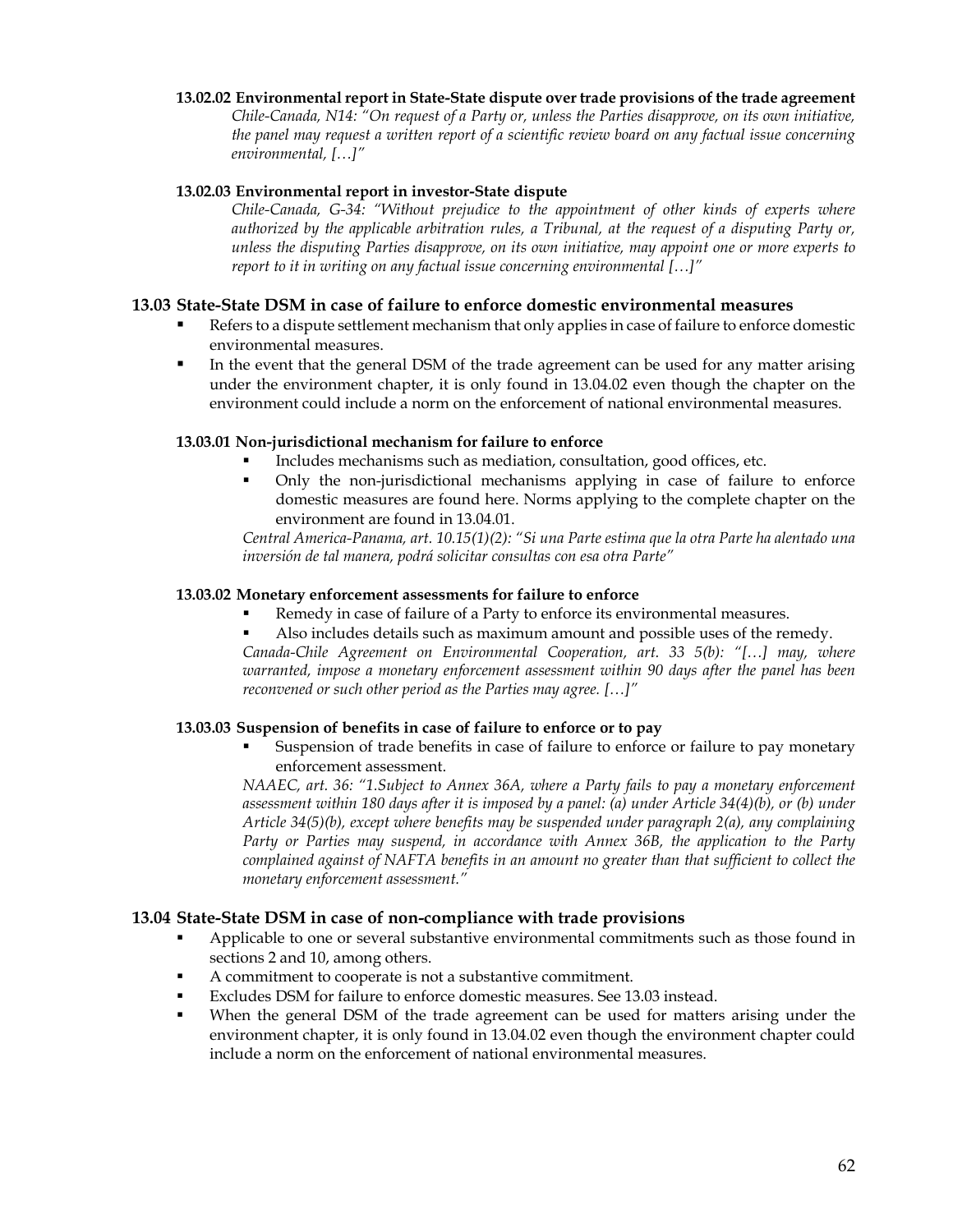#### 13.02.02 Environmental report in State-State dispute over trade provisions of the trade agreement

*Chile-Canada, N14: "On request of a Party or, unless the Parties disapprove, on its own initiative, the panel may request a written report of a scientific review board on any factual issue concerning environmental, […]"*

#### 13.02.03 Environmental report in investor-State dispute

*Chile-Canada, G-34: "Without prejudice to the appointment of other kinds of experts where authorized by the applicable arbitration rules, a Tribunal, at the request of a disputing Party or, unless the disputing Parties disapprove, on its own initiative, may appoint one or more experts to report to it in writing on any factual issue concerning environmental […]"*

### 13.03 State-State DSM in case of failure to enforce domestic environmental measures

- Refers to a dispute settlement mechanism that only applies in case of failure to enforce domestic environmental measures.
- In the event that the general DSM of the trade agreement can be used for any matter arising under the environment chapter, it is only found in 13.04.02 even though the chapter on the environment could include a norm on the enforcement of national environmental measures.

#### 13.03.01 Non-jurisdictional mechanism for failure to enforce

- Includes mechanisms such as mediation, consultation, good offices, etc.
- Only the non-jurisdictional mechanisms applying in case of failure to enforce domestic measures are found here. Norms applying to the complete chapter on the environment are found in 13.04.01.

*Central America-Panama, art. 10.15(1)(2): "Si una Parte estima que la otra Parte ha alentado una inversión de tal manera, podrá solicitar consultas con esa otra Parte"*

#### 13.03.02 Monetary enforcement assessments for failure to enforce

- Remedy in case of failure of a Party to enforce its environmental measures.
- Also includes details such as maximum amount and possible uses of the remedy.

*Canada-Chile Agreement on Environmental Cooperation, art. 33 5(b): "[…] may, where warranted, impose a monetary enforcement assessment within 90 days after the panel has been reconvened or such other period as the Parties may agree. […]"*

#### 13.03.03 Suspension of benefits in case of failure to enforce or to pay

- Suspension of trade benefits in case of failure to enforce or failure to pay monetary enforcement assessment.

*NAAEC, art. 36: "1.Subject to Annex 36A, where a Party fails to pay a monetary enforcement assessment within 180 days after it is imposed by a panel: (a) under Article 34(4)(b), or (b) under Article 34(5)(b), except where benefits may be suspended under paragraph 2(a), any complaining Party or Parties may suspend, in accordance with Annex 36B, the application to the Party complained against of NAFTA benefits in an amount no greater than that sufficient to collect the monetary enforcement assessment."*

### 13.04 State-State DSM in case of non-compliance with trade provisions

- Applicable to one or several substantive environmental commitments such as those found in sections 2 and 10, among others.
- A commitment to cooperate is not a substantive commitment.
- Excludes DSM for failure to enforce domestic measures. See 13.03 instead.
- When the general DSM of the trade agreement can be used for matters arising under the environment chapter, it is only found in 13.04.02 even though the environment chapter could include a norm on the enforcement of national environmental measures.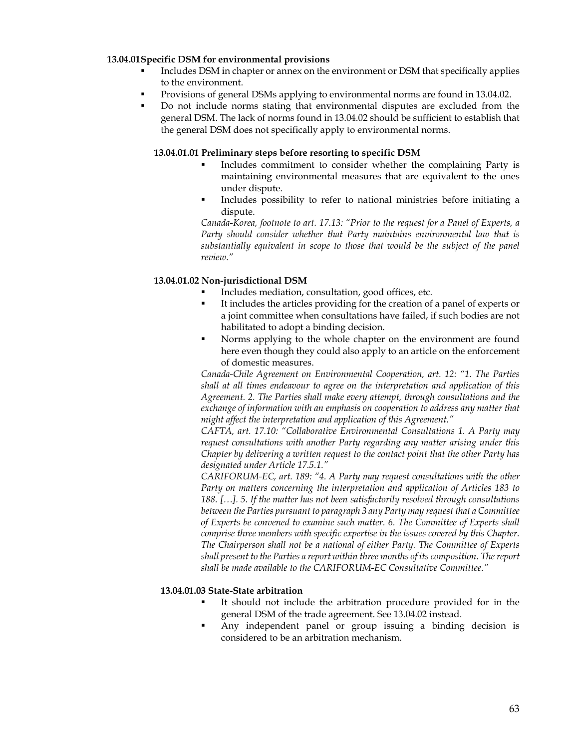**13.04.01 Specific DSM for environmental provisions**

- Includes DSM in chapter or annex on the environment or DSM that specifically applies to the environment.
- Provisions of general DSMs applying to environmental norms are found in 13.04.02.
- Do not include norms stating that environmental disputes are excluded from the general DSM. The lack of norms found in 13.04.02 should be sufficient to establish that the general DSM does not specifically apply to environmental norms.

**13.04.01.01 Preliminary steps before resorting to specific DSM**

- Includes commitment to consider whether the complaining Party is maintaining environmental measures that are equivalent to the ones under dispute.
- Includes possibility to refer to national ministries before initiating a dispute.

*Canada-Korea, footnote to art. 17.13: "Prior to the request for a Panel of Experts, a Party should consider whether that Party maintains environmental law that is substantially equivalent in scope to those that would be the subject of the panel review."*

**13.04.01.02 Non-jurisdictional DSM**

- Includes mediation, consultation, good offices, etc.
- It includes the articles providing for the creation of a panel of experts or a joint committee when consultations have failed, if such bodies are not habilitated to adopt a binding decision.
- Norms applying to the whole chapter on the environment are found here even though they could also apply to an article on the enforcement of domestic measures.

*Canada-Chile Agreement on Environmental Cooperation, art. 12: "1. The Parties shall at all times endeavour to agree on the interpretation and application of this Agreement. 2. The Parties shall make every attempt, through consultations and the exchange of information with an emphasis on cooperation to address any matter that might affect the interpretation and application of this Agreement."*

*CAFTA, art. 17.10: "Collaborative Environmental Consultations 1. A Party may request consultations with another Party regarding any matter arising under this Chapter by delivering a written request to the contact point that the other Party has designated under Article 17.5.1."*

*CARIFORUM-EC, art. 189: "4. A Party may request consultations with the other Party on matters concerning the interpretation and application of Articles 183 to 188. […]. 5. If the matter has not been satisfactorily resolved through consultations between the Parties pursuant to paragraph 3 any Party may request that a Committee of Experts be convened to examine such matter. 6. The Committee of Experts shall comprise three members with specific expertise in the issues covered by this Chapter. The Chairperson shall not be a national of either Party. The Committee of Experts shall present to the Parties a report within three months of its composition. The report shall be made available to the CARIFORUM-EC Consultative Committee."*

**13.04.01.03 State-State arbitration**

- It should not include the arbitration procedure provided for in the general DSM of the trade agreement. See 13.04.02 instead.
- Any independent panel or group issuing a binding decision is considered to be an arbitration mechanism.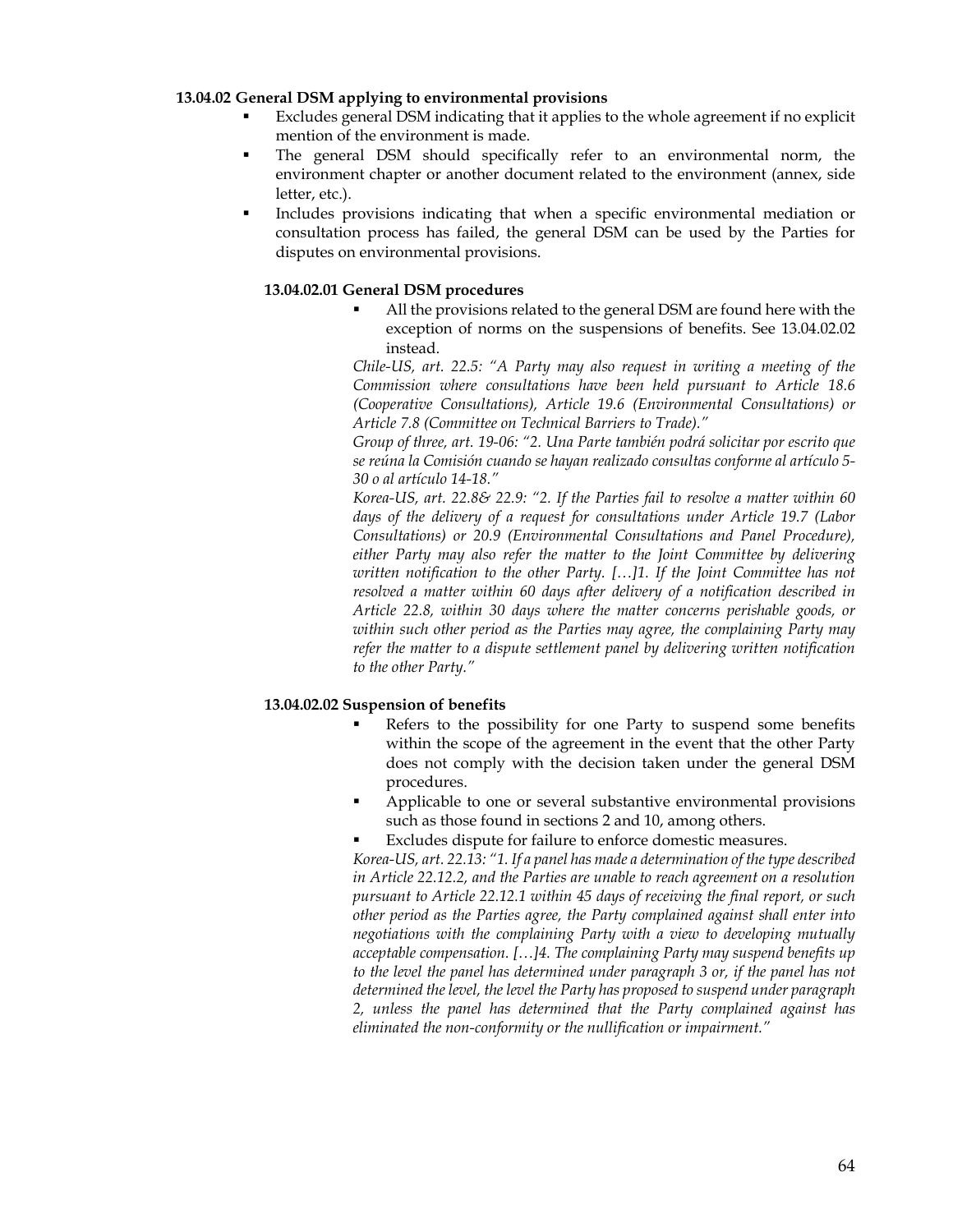### 13.04.02 General DSM applying to environmental provisions

- Excludes general DSM indicating that it applies to the whole agreement if no explicit mention of the environment is made.
- The general DSM should specifically refer to an environmental norm, the environment chapter or another document related to the environment (annex, side letter, etc.).
- Includes provisions indicating that when a specific environmental mediation or consultation process has failed, the general DSM can be used by the Parties for disputes on environmental provisions.

#### 13.04.02.01 General DSM procedures

- All the provisions related to the general DSM are found here with the exception of norms on the suspensions of benefits. See 13.04.02.02 instead.

*Chile-US, art. 22.5: "A Party may also request in writing a meeting of the Commission where consultations have been held pursuant to Article 18.6 (Cooperative Consultations), Article 19.6 (Environmental Consultations) or Article 7.8 (Committee on Technical Barriers to Trade)."*

*Group of three, art. 19-06: "2. Una Parte también podrá solicitar por escrito que se reúna la Comisión cuando se hayan realizado consultas conforme al artículo 5-30 o al artículo 14-18."*

*Korea-US, art. 22.8& 22.9: "2. If the Parties fail to resolve a matter within 60 days of the delivery of a request for consultations under Article 19.7 (Labor Consultations) or 20.9 (Environmental Consultations and Panel Procedure), either Party may also refer the matter to the Joint Committee by delivering written notification to the other Party. […]1. If the Joint Committee has not resolved a matter within 60 days after delivery of a notification described in Article 22.8, within 30 days where the matter concerns perishable goods, or within such other period as the Parties may agree, the complaining Party may refer the matter to a dispute settlement panel by delivering written notification to the other Party."*

#### 13.04.02.02 Suspension of benefits

- Refers to the possibility for one Party to suspend some benefits within the scope of the agreement in the event that the other Party does not comply with the decision taken under the general DSM procedures.
- Applicable to one or several substantive environmental provisions such as those found in sections 2 and 10, among others.
- Excludes dispute for failure to enforce domestic measures.

*Korea-US, art. 22.13: "1. If a panel has made a determination of the type described in Article 22.12.2, and the Parties are unable to reach agreement on a resolution pursuant to Article 22.12.1 within 45 days of receiving the final report, or such other period as the Parties agree, the Party complained against shall enter into negotiations with the complaining Party with a view to developing mutually acceptable compensation. […]4. The complaining Party may suspend benefits up to the level the panel has determined under paragraph 3 or, if the panel has not determined the level, the level the Party has proposed to suspend under paragraph 2, unless the panel has determined that the Party complained against has eliminated the non-conformity or the nullification or impairment."*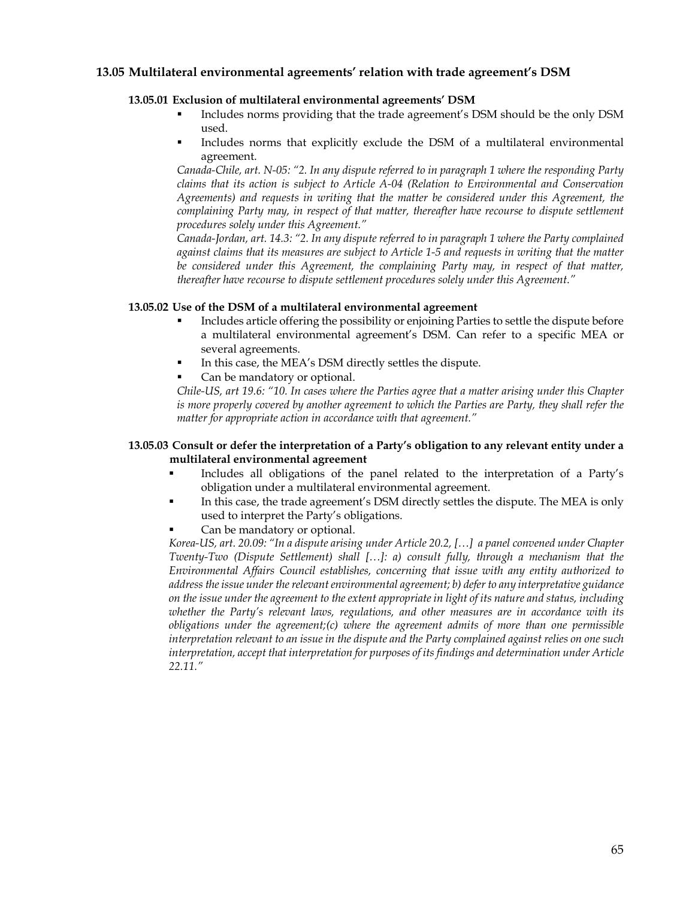## 13.05 Multilateral environmental agreements' relation with trade agreement's DSM

### 13.05.01 Exclusion of multilateral environmental agreements' DSM

- Includes norms providing that the trade agreement's DSM should be the only DSM used.
- Includes norms that explicitly exclude the DSM of a multilateral environmental agreement.

*Canada-Chile, art. N-05: "2. In any dispute referred to in paragraph 1 where the responding Party claims that its action is subject to Article A-04 (Relation to Environmental and Conservation Agreements) and requests in writing that the matter be considered under this Agreement, the complaining Party may, in respect of that matter, thereafter have recourse to dispute settlement procedures solely under this Agreement."*

*Canada-Jordan, art. 14.3: "2. In any dispute referred to in paragraph 1 where the Party complained against claims that its measures are subject to Article 1-5 and requests in writing that the matter be considered under this Agreement, the complaining Party may, in respect of that matter, thereafter have recourse to dispute settlement procedures solely under this Agreement."*

### 13.05.02 Use of the DSM of a multilateral environmental agreement

- Includes article offering the possibility or enjoining Parties to settle the dispute before a multilateral environmental agreement's DSM. Can refer to a specific MEA or several agreements.
- In this case, the MEA's DSM directly settles the dispute.
- Can be mandatory or optional.

*Chile-US, art 19.6: "10. In cases where the Parties agree that a matter arising under this Chapter is more properly covered by another agreement to which the Parties are Party, they shall refer the matter for appropriate action in accordance with that agreement."*

### 13.05.03 Consult or defer the interpretation of a Party's obligation to any relevant entity under a multilateral environmental agreement

- Includes all obligations of the panel related to the interpretation of a Party's obligation under a multilateral environmental agreement.
- In this case, the trade agreement's DSM directly settles the dispute. The MEA is only used to interpret the Party's obligations.
- Can be mandatory or optional.

*Korea-US, art. 20.09: "In a dispute arising under Article 20.2, […] a panel convened under Chapter Twenty-Two (Dispute Settlement) shall […]: a) consult fully, through a mechanism that the Environmental Affairs Council establishes, concerning that issue with any entity authorized to address the issue under the relevant environmental agreement; b) defer to any interpretative guidance on the issue under the agreement to the extent appropriate in light of its nature and status, including whether the Party's relevant laws, regulations, and other measures are in accordance with its obligations under the agreement;(c) where the agreement admits of more than one permissible interpretation relevant to an issue in the dispute and the Party complained against relies on one such interpretation, accept that interpretation for purposes of its findings and determination under Article 22.11."*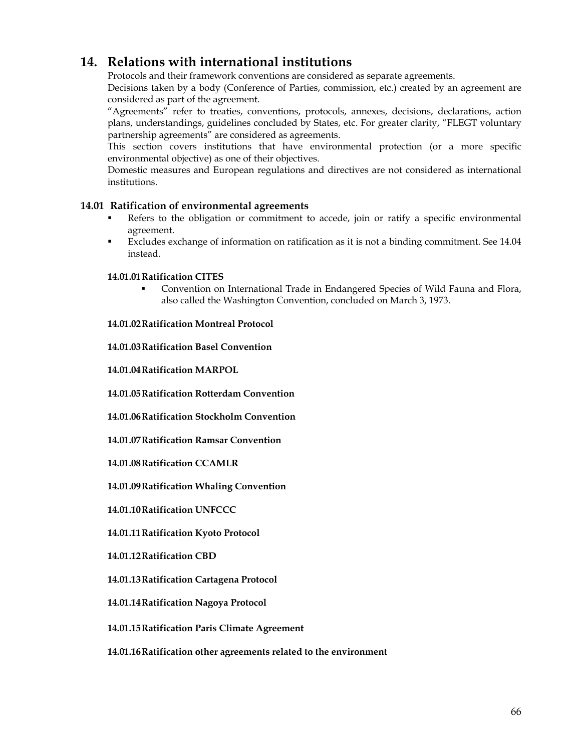# 14. Relations with international institutions

Protocols and their framework conventions are considered as separate agreements.

Decisions taken by a body (Conference of Parties, commission, etc.) created by an agreement are considered as part of the agreement.

"Agreements" refer to treaties, conventions, protocols, annexes, decisions, declarations, action plans, understandings, guidelines concluded by States, etc. For greater clarity, "FLEGT voluntary partnership agreements" are considered as agreements.

This section covers institutions that have environmental protection (or a more specific environmental objective) as one of their objectives.

Domestic measures and European regulations and directives are not considered as international institutions.

## 14.01 Ratification of environmental agreements

- Refers to the obligation or commitment to accede, join or ratify a specific environmental agreement.
- Excludes exchange of information on ratification as it is not a binding commitment. See 14.04 instead.

### 14.01.01 Ratification CITES

- Convention on International Trade in Endangered Species of Wild Fauna and Flora, also called the Washington Convention, concluded on March 3, 1973.

### 14.01.02 Ratification Montreal Protocol

### 14.01.03 Ratification Basel Convention

### 14.01.04 Ratification MARPOL

### 14.01.05 Ratification Rotterdam Convention

### 14.01.06 Ratification Stockholm Convention

### 14.01.07 Ratification Ramsar Convention

### 14.01.08 Ratification CCAMLR

### 14.01.09 Ratification Whaling Convention

### 14.01.10 Ratification UNFCCC

### 14.01.11 Ratification Kyoto Protocol

### 14.01.12 Ratification CBD

### 14.01.13 Ratification Cartagena Protocol

### 14.01.14 Ratification Nagoya Protocol

### 14.01.15 Ratification Paris Climate Agreement

### 14.01.16 Ratification other agreements related to the environment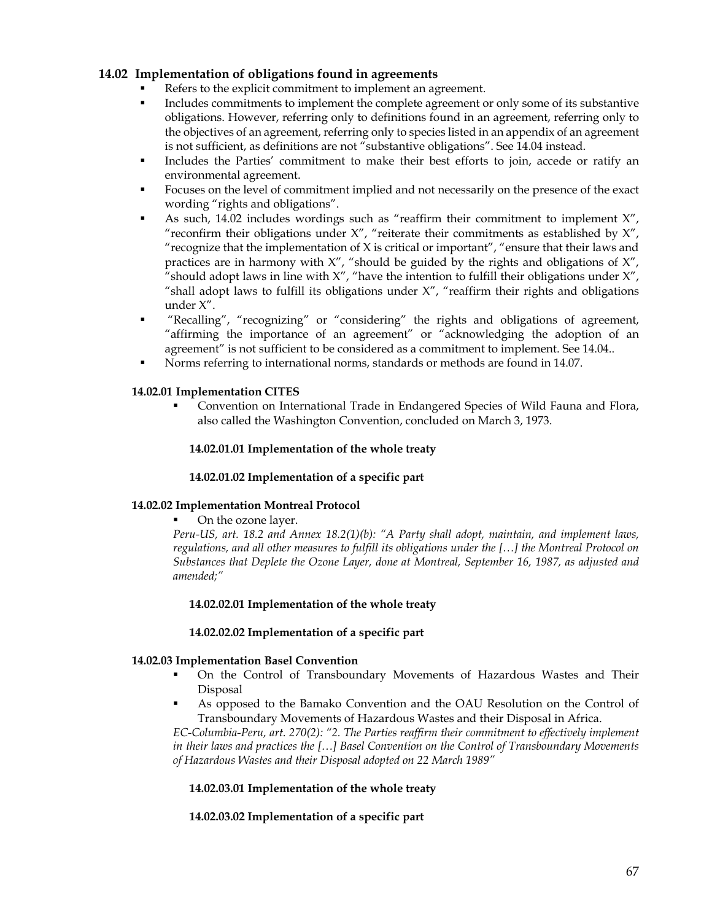## 14.02 Implementation of obligations found in agreements

- Refers to the explicit commitment to implement an agreement.
- Includes commitments to implement the complete agreement or only some of its substantive obligations. However, referring only to definitions found in an agreement, referring only to the objectives of an agreement, referring only to species listed in an appendix of an agreement is not sufficient, as definitions are not "substantive obligations". See 14.04 instead.
- Includes the Parties' commitment to make their best efforts to join, accede or ratify an environmental agreement.
- Focuses on the level of commitment implied and not necessarily on the presence of the exact wording "rights and obligations".
- As such, 14.02 includes wordings such as "reaffirm their commitment to implement X", "reconfirm their obligations under X", "reiterate their commitments as established by X", "recognize that the implementation of X is critical or important", "ensure that their laws and practices are in harmony with X", "should be guided by the rights and obligations of X", "should adopt laws in line with X", "have the intention to fulfill their obligations under X", "shall adopt laws to fulfill its obligations under X", "reaffirm their rights and obligations under X".
- "Recalling", "recognizing" or "considering" the rights and obligations of agreement, "affirming the importance of an agreement" or "acknowledging the adoption of an agreement" is not sufficient to be considered as a commitment to implement. See 14.04..
- Norms referring to international norms, standards or methods are found in 14.07.

### 14.02.01 Implementation CITES

- Convention on International Trade in Endangered Species of Wild Fauna and Flora, also called the Washington Convention, concluded on March 3, 1973.

#### 14.02.01.01 Implementation of the whole treaty

#### 14.02.01.02 Implementation of a specific part

### 14.02.02 Implementation Montreal Protocol

- On the ozone layer.

*Peru-US, art. 18.2 and Annex 18.2(1)(b): "A Party shall adopt, maintain, and implement laws, regulations, and all other measures to fulfill its obligations under the […] the Montreal Protocol on Substances that Deplete the Ozone Layer, done at Montreal, September 16, 1987, as adjusted and amended;"*

#### 14.02.02.01 Implementation of the whole treaty

#### 14.02.02.02 Implementation of a specific part

### 14.02.03 Implementation Basel Convention

- On the Control of Transboundary Movements of Hazardous Wastes and Their Disposal
- As opposed to the Bamako Convention and the OAU Resolution on the Control of Transboundary Movements of Hazardous Wastes and their Disposal in Africa.

*EC-Columbia-Peru, art. 270(2): "2. The Parties reaffirm their commitment to effectively implement in their laws and practices the […] Basel Convention on the Control of Transboundary Movements of Hazardous Wastes and their Disposal adopted on 22 March 1989"*

#### 14.02.03.01 Implementation of the whole treaty

#### 14.02.03.02 Implementation of a specific part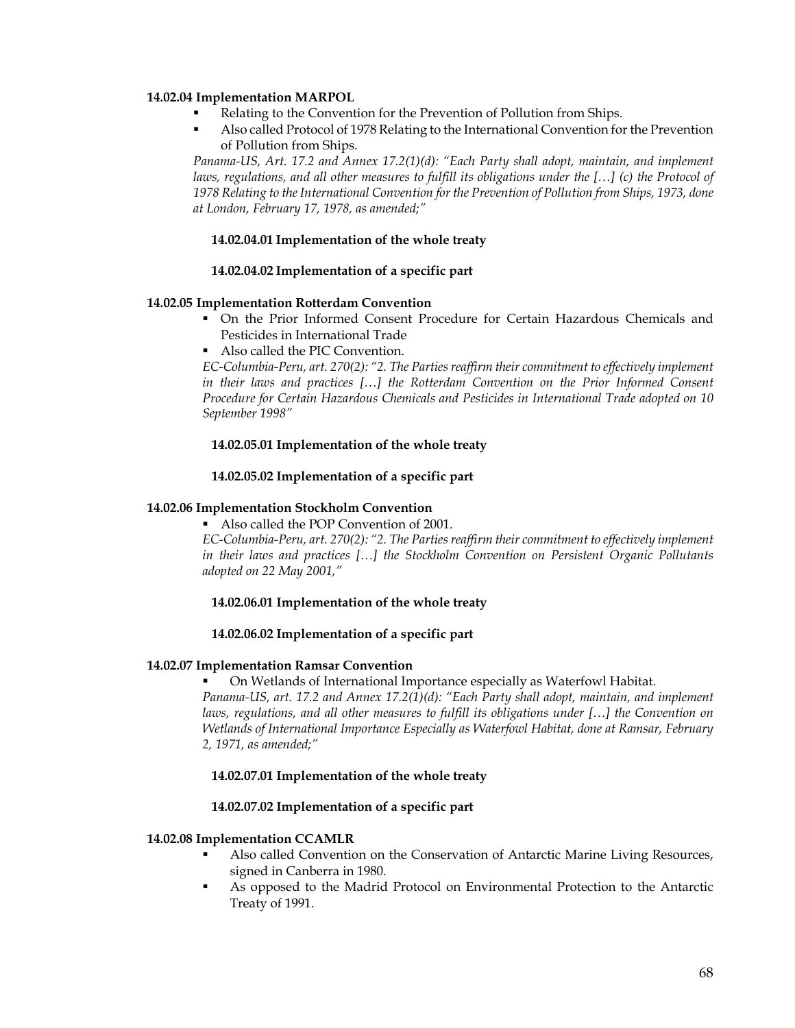**14.02.04 Implementation MARPOL**

- Relating to the Convention for the Prevention of Pollution from Ships.
- Also called Protocol of 1978 Relating to the International Convention for the Prevention of Pollution from Ships.

*Panama-US, Art. 17.2 and Annex 17.2(1)(d): "Each Party shall adopt, maintain, and implement laws, regulations, and all other measures to fulfill its obligations under the […] (c) the Protocol of 1978 Relating to the International Convention for the Prevention of Pollution from Ships, 1973, done at London, February 17, 1978, as amended;"*

**14.02.04.01 Implementation of the whole treaty**

**14.02.04.02 Implementation of a specific part**

**14.02.05 Implementation Rotterdam Convention**

- On the Prior Informed Consent Procedure for Certain Hazardous Chemicals and Pesticides in International Trade
- Also called the PIC Convention.

*EC-Columbia-Peru, art. 270(2): "2. The Parties reaffirm their commitment to effectively implement in their laws and practices […] the Rotterdam Convention on the Prior Informed Consent Procedure for Certain Hazardous Chemicals and Pesticides in International Trade adopted on 10 September 1998"*

**14.02.05.01 Implementation of the whole treaty**

**14.02.05.02 Implementation of a specific part**

**14.02.06 Implementation Stockholm Convention**

- Also called the POP Convention of 2001.

*EC-Columbia-Peru, art. 270(2): "2. The Parties reaffirm their commitment to effectively implement in their laws and practices […] the Stockholm Convention on Persistent Organic Pollutants adopted on 22 May 2001,"*

**14.02.06.01 Implementation of the whole treaty**

**14.02.06.02 Implementation of a specific part**

**14.02.07 Implementation Ramsar Convention**

- On Wetlands of International Importance especially as Waterfowl Habitat.

*Panama-US, art. 17.2 and Annex 17.2(1)(d): "Each Party shall adopt, maintain, and implement laws, regulations, and all other measures to fulfill its obligations under […] the Convention on Wetlands of International Importance Especially as Waterfowl Habitat, done at Ramsar, February 2, 1971, as amended;"*

**14.02.07.01 Implementation of the whole treaty**

**14.02.07.02 Implementation of a specific part**

**14.02.08 Implementation CCAMLR**

- Also called Convention on the Conservation of Antarctic Marine Living Resources, signed in Canberra in 1980.
- As opposed to the Madrid Protocol on Environmental Protection to the Antarctic Treaty of 1991.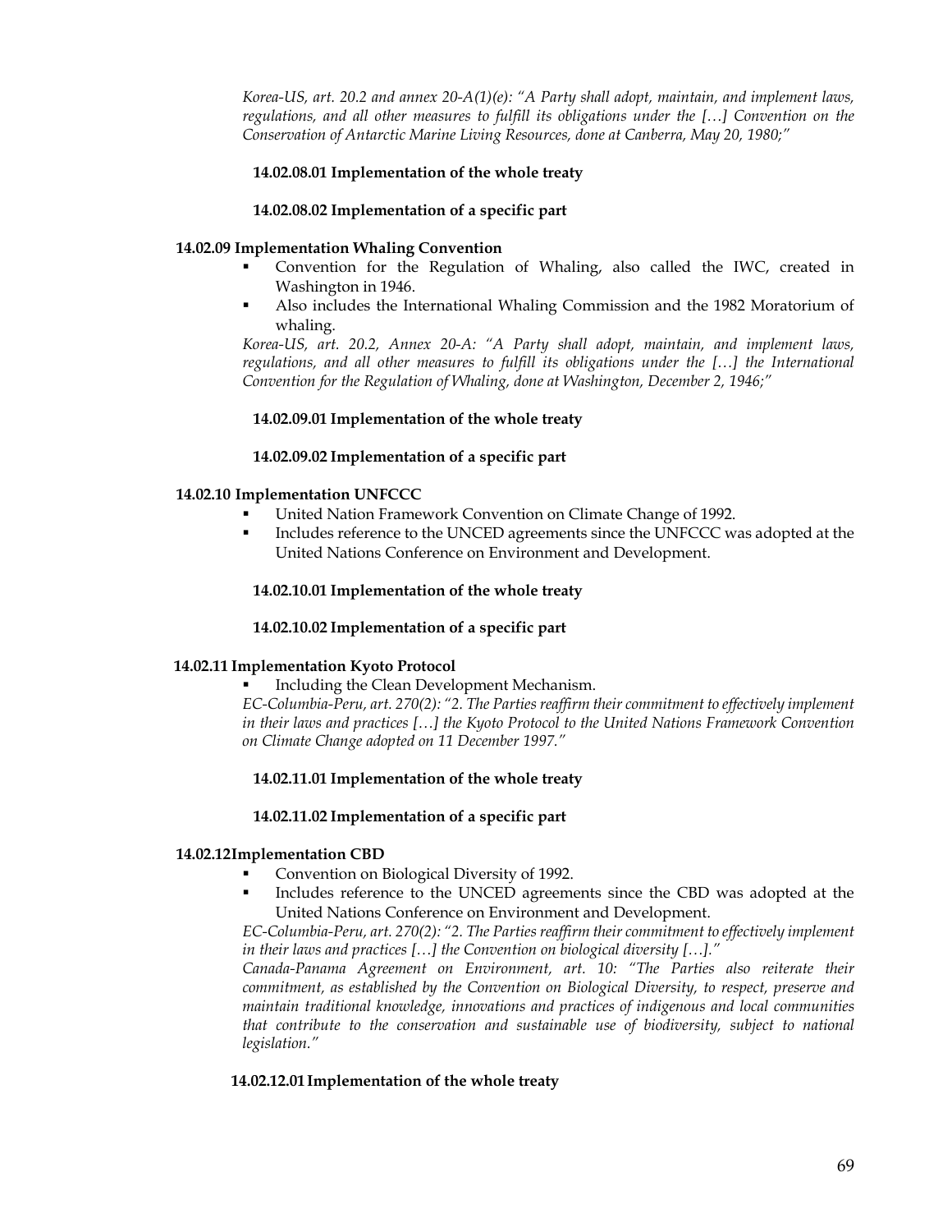*Korea-US, art. 20.2 and annex 20-A(1)(e): "A Party shall adopt, maintain, and implement laws, regulations, and all other measures to fulfill its obligations under the […] Convention on the Conservation of Antarctic Marine Living Resources, done at Canberra, May 20, 1980;"*

**14.02.08.01 Implementation of the whole treaty**

**14.02.08.02 Implementation of a specific part**

**14.02.09 Implementation Whaling Convention**

- Convention for the Regulation of Whaling, also called the IWC, created in Washington in 1946.
- Also includes the International Whaling Commission and the 1982 Moratorium of whaling.

*Korea-US, art. 20.2, Annex 20-A: "A Party shall adopt, maintain, and implement laws, regulations, and all other measures to fulfill its obligations under the […] the International Convention for the Regulation of Whaling, done at Washington, December 2, 1946;"*

**14.02.09.01 Implementation of the whole treaty**

**14.02.09.02 Implementation of a specific part**

**14.02.10 Implementation UNFCCC**

- United Nation Framework Convention on Climate Change of 1992.
- Includes reference to the UNCED agreements since the UNFCCC was adopted at the United Nations Conference on Environment and Development.

**14.02.10.01 Implementation of the whole treaty**

**14.02.10.02 Implementation of a specific part**

**14.02.11 Implementation Kyoto Protocol**

- Including the Clean Development Mechanism.

*EC-Columbia-Peru, art. 270(2): "2. The Parties reaffirm their commitment to effectively implement in their laws and practices […] the Kyoto Protocol to the United Nations Framework Convention on Climate Change adopted on 11 December 1997."*

**14.02.11.01 Implementation of the whole treaty**

**14.02.11.02 Implementation of a specific part**

**14.02.12Implementation CBD**

- Convention on Biological Diversity of 1992.
- Includes reference to the UNCED agreements since the CBD was adopted at the United Nations Conference on Environment and Development.

*EC-Columbia-Peru, art. 270(2): "2. The Parties reaffirm their commitment to effectively implement in their laws and practices […] the Convention on biological diversity […]."*

*Canada-Panama Agreement on Environment, art. 10: "The Parties also reiterate their commitment, as established by the Convention on Biological Diversity, to respect, preserve and maintain traditional knowledge, innovations and practices of indigenous and local communities that contribute to the conservation and sustainable use of biodiversity, subject to national legislation."*

**14.02.12.01 Implementation of the whole treaty**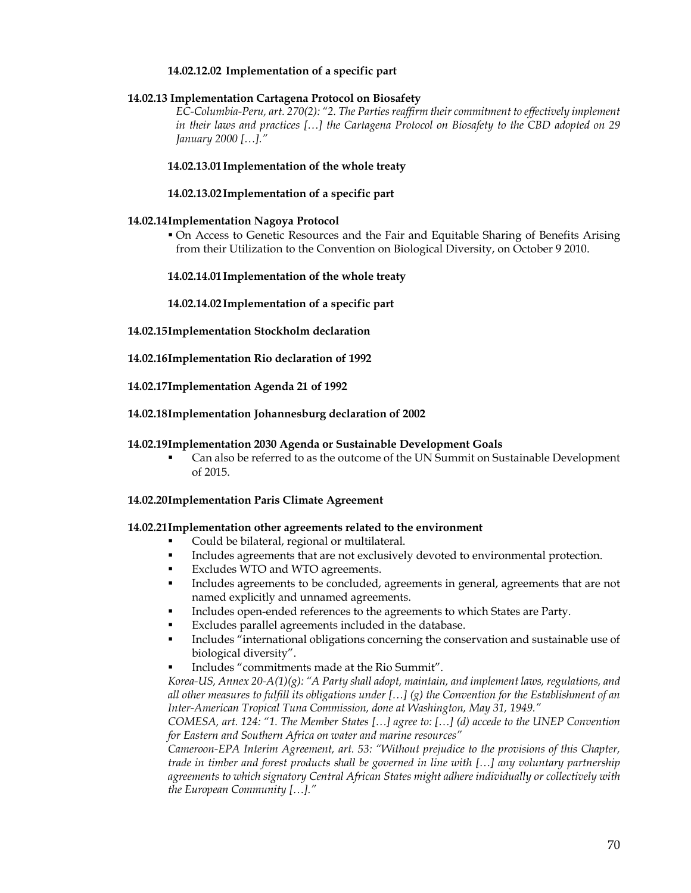#### 14.02.12.02 Implementation of a specific part

### 14.02.13 Implementation Cartagena Protocol on Biosafety

*EC-Columbia-Peru, art. 270(2): "2. The Parties reaffirm their commitment to effectively implement in their laws and practices […] the Cartagena Protocol on Biosafety to the CBD adopted on 29 January 2000 […]."*

#### 14.02.13.01 Implementation of the whole treaty

#### 14.02.13.02 Implementation of a specific part

### 14.02.14 Implementation Nagoya Protocol

- On Access to Genetic Resources and the Fair and Equitable Sharing of Benefits Arising from their Utilization to the Convention on Biological Diversity, on October 9 2010.

#### 14.02.14.01 Implementation of the whole treaty

#### 14.02.14.02 Implementation of a specific part

### 14.02.15 Implementation Stockholm declaration

### 14.02.16 Implementation Rio declaration of 1992

### 14.02.17 Implementation Agenda 21 of 1992

### 14.02.18 Implementation Johannesburg declaration of 2002

### 14.02.19 Implementation 2030 Agenda or Sustainable Development Goals

- Can also be referred to as the outcome of the UN Summit on Sustainable Development of 2015.

### 14.02.20 Implementation Paris Climate Agreement

### 14.02.21 Implementation other agreements related to the environment

- Could be bilateral, regional or multilateral.
- Includes agreements that are not exclusively devoted to environmental protection.
- Excludes WTO and WTO agreements.
- Includes agreements to be concluded, agreements in general, agreements that are not named explicitly and unnamed agreements.
- Includes open-ended references to the agreements to which States are Party.
- Excludes parallel agreements included in the database.
- Includes "international obligations concerning the conservation and sustainable use of biological diversity".
- Includes "commitments made at the Rio Summit".

*Korea-US, Annex 20-A(1)(g): "A Party shall adopt, maintain, and implement laws, regulations, and all other measures to fulfill its obligations under […] (g) the Convention for the Establishment of an Inter-American Tropical Tuna Commission, done at Washington, May 31, 1949."*

*COMESA, art. 124: "1. The Member States […] agree to: […] (d) accede to the UNEP Convention for Eastern and Southern Africa on water and marine resources"*

*Cameroon-EPA Interim Agreement, art. 53: "Without prejudice to the provisions of this Chapter, trade in timber and forest products shall be governed in line with […] any voluntary partnership agreements to which signatory Central African States might adhere individually or collectively with the European Community […]."*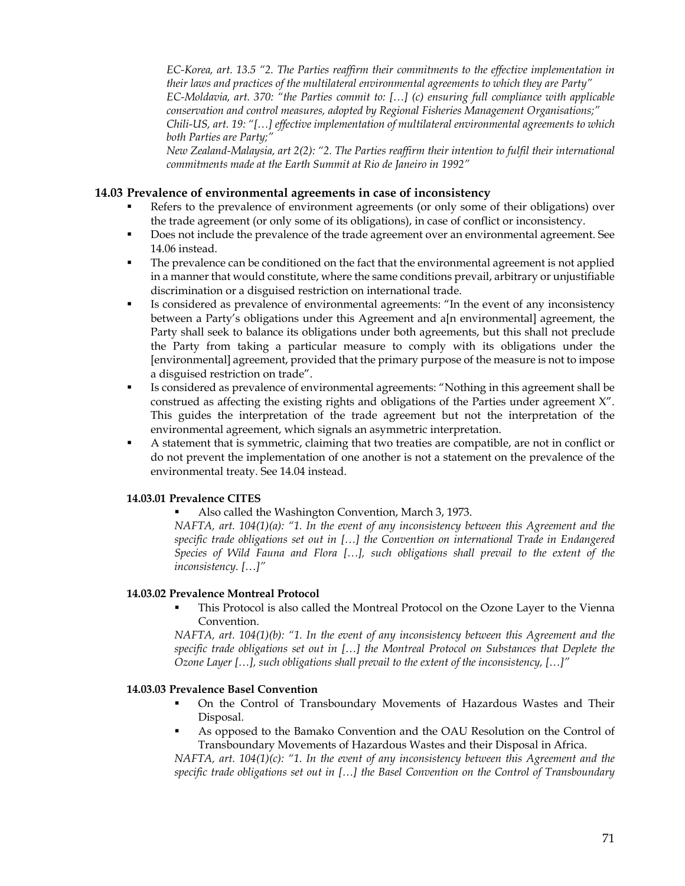*EC-Korea, art. 13.5 "2. The Parties reaffirm their commitments to the effective implementation in their laws and practices of the multilateral environmental agreements to which they are Party"*
*EC-Moldavia, art. 370: "the Parties commit to: […] (c) ensuring full compliance with applicable conservation and control measures, adopted by Regional Fisheries Management Organisations;"*
*Chili-US, art. 19: "[…] effective implementation of multilateral environmental agreements to which both Parties are Party;"*
*New Zealand-Malaysia, art 2(2): "2. The Parties reaffirm their intention to fulfil their international commitments made at the Earth Summit at Rio de Janeiro in 1992"*

## 14.03 Prevalence of environmental agreements in case of inconsistency

- Refers to the prevalence of environment agreements (or only some of their obligations) over the trade agreement (or only some of its obligations), in case of conflict or inconsistency.
- Does not include the prevalence of the trade agreement over an environmental agreement. See 14.06 instead.
- The prevalence can be conditioned on the fact that the environmental agreement is not applied in a manner that would constitute, where the same conditions prevail, arbitrary or unjustifiable discrimination or a disguised restriction on international trade.
- Is considered as prevalence of environmental agreements: "In the event of any inconsistency between a Party's obligations under this Agreement and a[n environmental] agreement, the Party shall seek to balance its obligations under both agreements, but this shall not preclude the Party from taking a particular measure to comply with its obligations under the [environmental] agreement, provided that the primary purpose of the measure is not to impose a disguised restriction on trade".
- Is considered as prevalence of environmental agreements: "Nothing in this agreement shall be construed as affecting the existing rights and obligations of the Parties under agreement X". This guides the interpretation of the trade agreement but not the interpretation of the environmental agreement, which signals an asymmetric interpretation.
- A statement that is symmetric, claiming that two treaties are compatible, are not in conflict or do not prevent the implementation of one another is not a statement on the prevalence of the environmental treaty. See 14.04 instead.

### 14.03.01 Prevalence CITES

- Also called the Washington Convention, March 3, 1973.

*NAFTA, art. 104(1)(a): "1. In the event of any inconsistency between this Agreement and the specific trade obligations set out in […] the Convention on international Trade in Endangered Species of Wild Fauna and Flora […], such obligations shall prevail to the extent of the inconsistency. […]"*

### 14.03.02 Prevalence Montreal Protocol

- This Protocol is also called the Montreal Protocol on the Ozone Layer to the Vienna Convention.

*NAFTA, art. 104(1)(b): "1. In the event of any inconsistency between this Agreement and the specific trade obligations set out in […] the Montreal Protocol on Substances that Deplete the Ozone Layer […], such obligations shall prevail to the extent of the inconsistency, […]"*

### 14.03.03 Prevalence Basel Convention

- On the Control of Transboundary Movements of Hazardous Wastes and Their Disposal.
- As opposed to the Bamako Convention and the OAU Resolution on the Control of Transboundary Movements of Hazardous Wastes and their Disposal in Africa.

*NAFTA, art. 104(1)(c): "1. In the event of any inconsistency between this Agreement and the specific trade obligations set out in […] the Basel Convention on the Control of Transboundary*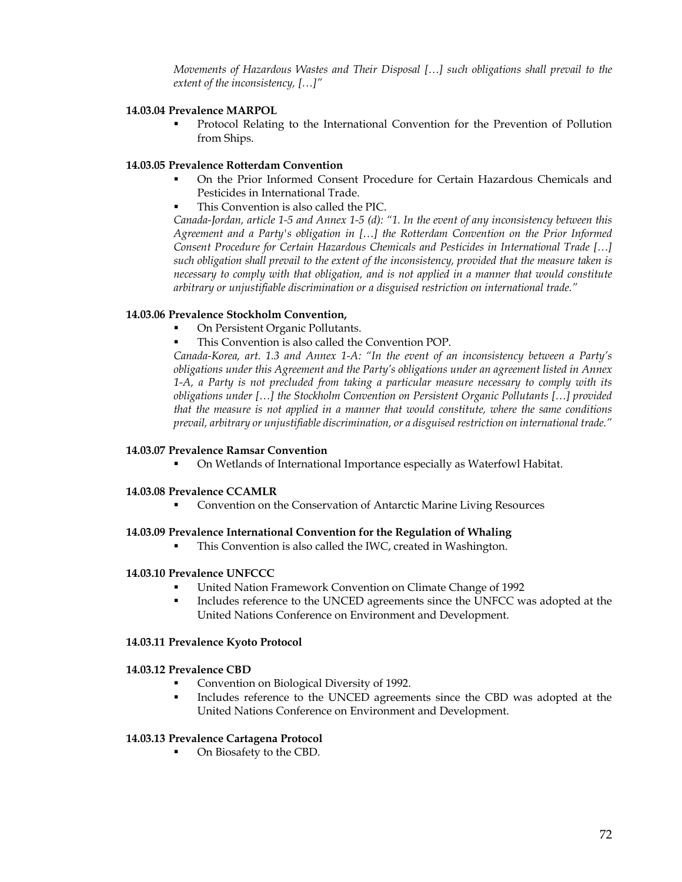*Movements of Hazardous Wastes and Their Disposal […] such obligations shall prevail to the extent of the inconsistency, […]"*

#### 14.03.04 Prevalence MARPOL

- Protocol Relating to the International Convention for the Prevention of Pollution from Ships.

#### 14.03.05 Prevalence Rotterdam Convention

- On the Prior Informed Consent Procedure for Certain Hazardous Chemicals and Pesticides in International Trade.
- This Convention is also called the PIC.

*Canada-Jordan, article 1-5 and Annex 1-5 (d): "1. In the event of any inconsistency between this Agreement and a Party's obligation in […] the Rotterdam Convention on the Prior Informed Consent Procedure for Certain Hazardous Chemicals and Pesticides in International Trade […] such obligation shall prevail to the extent of the inconsistency, provided that the measure taken is necessary to comply with that obligation, and is not applied in a manner that would constitute arbitrary or unjustifiable discrimination or a disguised restriction on international trade."*

#### 14.03.06 Prevalence Stockholm Convention,

- On Persistent Organic Pollutants.
- This Convention is also called the Convention POP.

*Canada-Korea, art. 1.3 and Annex 1-A: "In the event of an inconsistency between a Party's obligations under this Agreement and the Party's obligations under an agreement listed in Annex 1-A, a Party is not precluded from taking a particular measure necessary to comply with its obligations under […] the Stockholm Convention on Persistent Organic Pollutants […] provided that the measure is not applied in a manner that would constitute, where the same conditions prevail, arbitrary or unjustifiable discrimination, or a disguised restriction on international trade."*

#### 14.03.07 Prevalence Ramsar Convention

- On Wetlands of International Importance especially as Waterfowl Habitat.

#### 14.03.08 Prevalence CCAMLR

- Convention on the Conservation of Antarctic Marine Living Resources

#### 14.03.09 Prevalence International Convention for the Regulation of Whaling

- This Convention is also called the IWC, created in Washington.

#### 14.03.10 Prevalence UNFCCC

- United Nation Framework Convention on Climate Change of 1992
- Includes reference to the UNCED agreements since the UNFCC was adopted at the United Nations Conference on Environment and Development.

#### 14.03.11 Prevalence Kyoto Protocol

#### 14.03.12 Prevalence CBD

- Convention on Biological Diversity of 1992.
- Includes reference to the UNCED agreements since the CBD was adopted at the United Nations Conference on Environment and Development.

#### 14.03.13 Prevalence Cartagena Protocol

- On Biosafety to the CBD.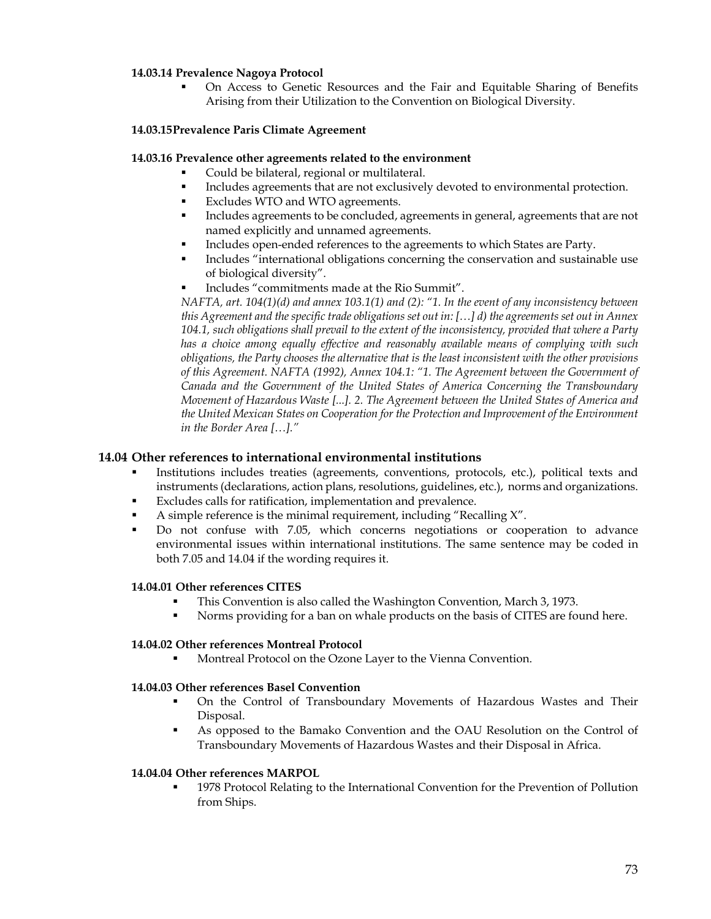#### 14.03.14 Prevalence Nagoya Protocol

- On Access to Genetic Resources and the Fair and Equitable Sharing of Benefits Arising from their Utilization to the Convention on Biological Diversity.

#### 14.03.15Prevalence Paris Climate Agreement

#### 14.03.16 Prevalence other agreements related to the environment

- Could be bilateral, regional or multilateral.
- Includes agreements that are not exclusively devoted to environmental protection.
- Excludes WTO and WTO agreements.
- Includes agreements to be concluded, agreements in general, agreements that are not named explicitly and unnamed agreements.
- Includes open-ended references to the agreements to which States are Party.
- Includes "international obligations concerning the conservation and sustainable use of biological diversity".
- Includes "commitments made at the Rio Summit".

*NAFTA, art. 104(1)(d) and annex 103.1(1) and (2): "1. In the event of any inconsistency between this Agreement and the specific trade obligations set out in: […] d) the agreements set out in Annex 104.1, such obligations shall prevail to the extent of the inconsistency, provided that where a Party has a choice among equally effective and reasonably available means of complying with such obligations, the Party chooses the alternative that is the least inconsistent with the other provisions of this Agreement. NAFTA (1992), Annex 104.1: "1. The Agreement between the Government of Canada and the Government of the United States of America Concerning the Transboundary Movement of Hazardous Waste [...]. 2. The Agreement between the United States of America and the United Mexican States on Cooperation for the Protection and Improvement of the Environment in the Border Area […]."*

### 14.04 Other references to international environmental institutions

- Institutions includes treaties (agreements, conventions, protocols, etc.), political texts and instruments (declarations, action plans, resolutions, guidelines, etc.), norms and organizations.
- Excludes calls for ratification, implementation and prevalence.
- A simple reference is the minimal requirement, including "Recalling X".
- Do not confuse with 7.05, which concerns negotiations or cooperation to advance environmental issues within international institutions. The same sentence may be coded in both 7.05 and 14.04 if the wording requires it.

#### 14.04.01 Other references CITES

- This Convention is also called the Washington Convention, March 3, 1973.
- Norms providing for a ban on whale products on the basis of CITES are found here.

#### 14.04.02 Other references Montreal Protocol

- Montreal Protocol on the Ozone Layer to the Vienna Convention.

#### 14.04.03 Other references Basel Convention

- On the Control of Transboundary Movements of Hazardous Wastes and Their Disposal.
- As opposed to the Bamako Convention and the OAU Resolution on the Control of Transboundary Movements of Hazardous Wastes and their Disposal in Africa.

#### 14.04.04 Other references MARPOL

- 1978 Protocol Relating to the International Convention for the Prevention of Pollution from Ships.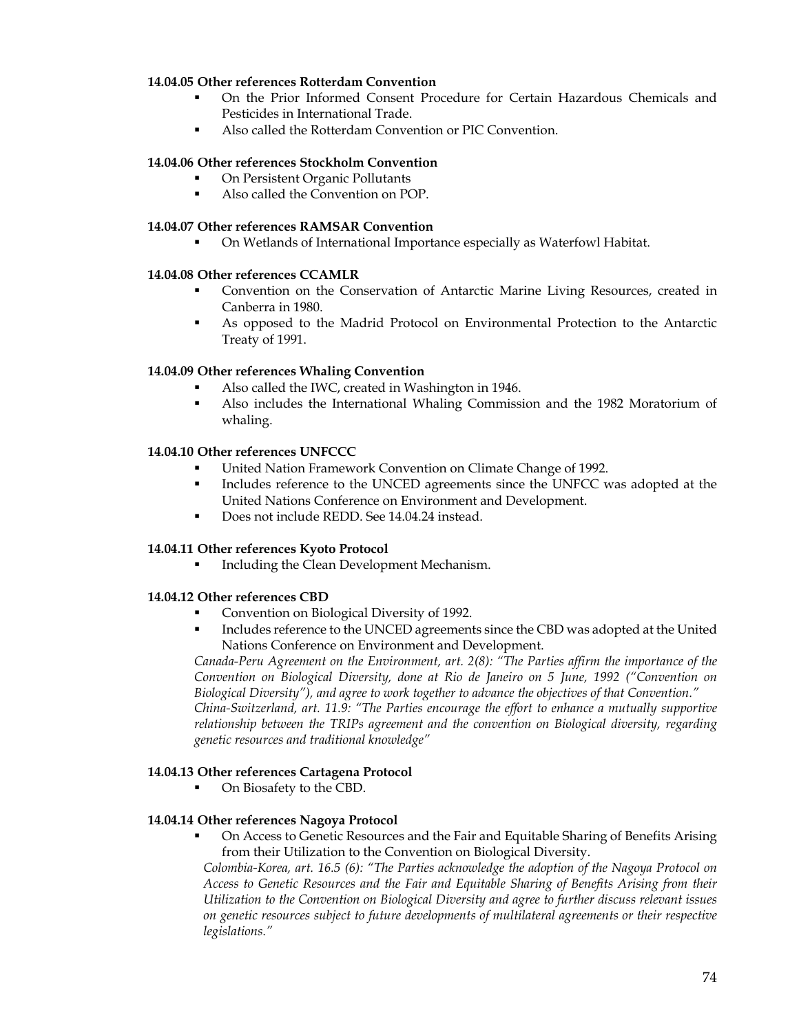**14.04.05 Other references Rotterdam Convention**

- On the Prior Informed Consent Procedure for Certain Hazardous Chemicals and Pesticides in International Trade.
- Also called the Rotterdam Convention or PIC Convention.

**14.04.06 Other references Stockholm Convention**

- On Persistent Organic Pollutants
- Also called the Convention on POP.

**14.04.07 Other references RAMSAR Convention**

- On Wetlands of International Importance especially as Waterfowl Habitat.

**14.04.08 Other references CCAMLR**

- Convention on the Conservation of Antarctic Marine Living Resources, created in Canberra in 1980.
- As opposed to the Madrid Protocol on Environmental Protection to the Antarctic Treaty of 1991.

**14.04.09 Other references Whaling Convention**

- Also called the IWC, created in Washington in 1946.
- Also includes the International Whaling Commission and the 1982 Moratorium of whaling.

**14.04.10 Other references UNFCCC**

- United Nation Framework Convention on Climate Change of 1992.
- Includes reference to the UNCED agreements since the UNFCC was adopted at the United Nations Conference on Environment and Development.
- Does not include REDD. See 14.04.24 instead.

**14.04.11 Other references Kyoto Protocol**

- Including the Clean Development Mechanism.

**14.04.12 Other references CBD**

- Convention on Biological Diversity of 1992.
- Includes reference to the UNCED agreements since the CBD was adopted at the United Nations Conference on Environment and Development.

*Canada-Peru Agreement on the Environment, art. 2(8): "The Parties affirm the importance of the Convention on Biological Diversity, done at Rio de Janeiro on 5 June, 1992 ("Convention on Biological Diversity"), and agree to work together to advance the objectives of that Convention."*
*China-Switzerland, art. 11.9: "The Parties encourage the effort to enhance a mutually supportive relationship between the TRIPs agreement and the convention on Biological diversity, regarding genetic resources and traditional knowledge"*

**14.04.13 Other references Cartagena Protocol**

- On Biosafety to the CBD.

**14.04.14 Other references Nagoya Protocol**

- On Access to Genetic Resources and the Fair and Equitable Sharing of Benefits Arising from their Utilization to the Convention on Biological Diversity.

*Colombia-Korea, art. 16.5 (6): "The Parties acknowledge the adoption of the Nagoya Protocol on Access to Genetic Resources and the Fair and Equitable Sharing of Benefits Arising from their Utilization to the Convention on Biological Diversity and agree to further discuss relevant issues on genetic resources subject to future developments of multilateral agreements or their respective legislations."*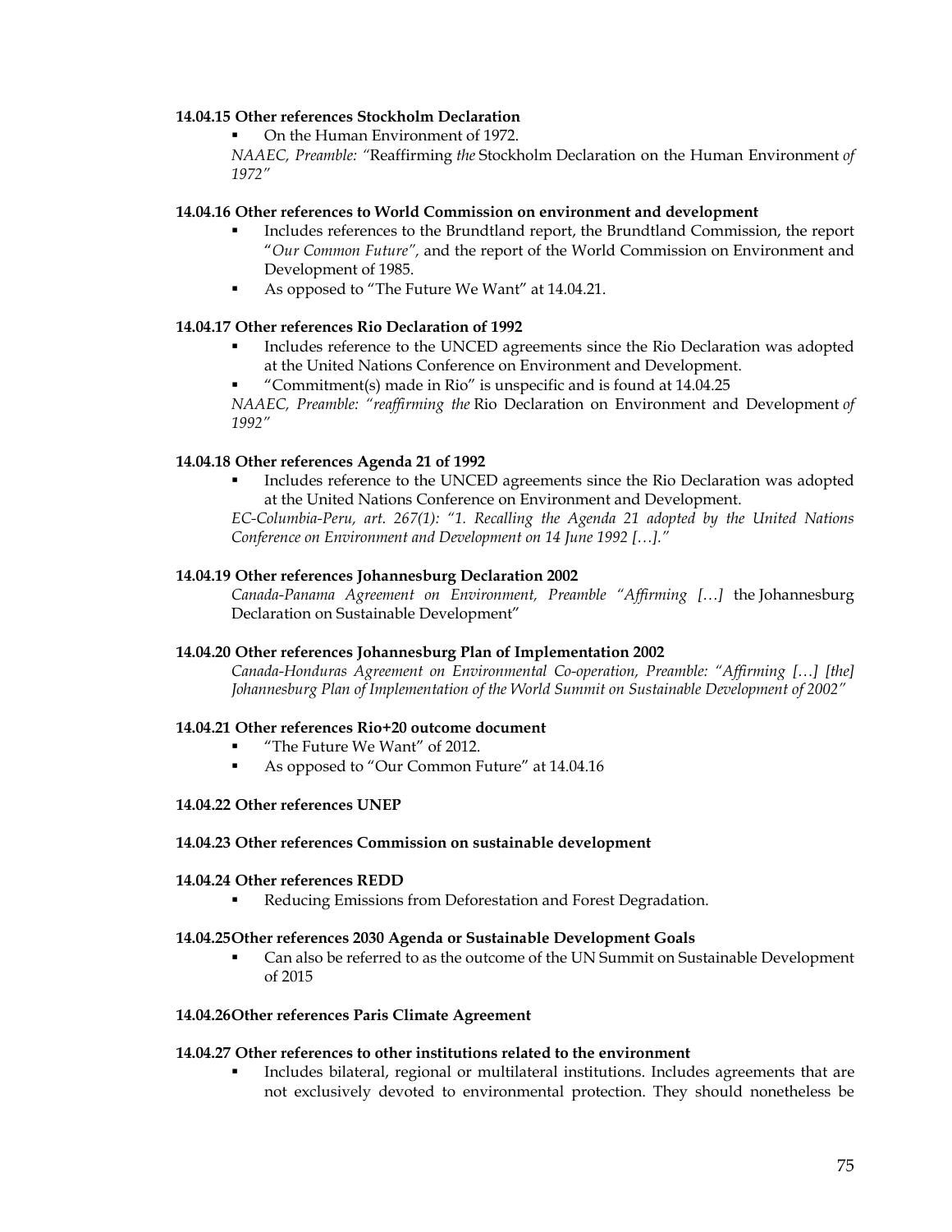**14.04.15 Other references Stockholm Declaration**

- On the Human Environment of 1972.

*NAAEC, Preamble: "*Reaffirming *the* Stockholm Declaration on the Human Environment *of 1972"*

**14.04.16 Other references to World Commission on environment and development**

- Includes references to the Brundtland report, the Brundtland Commission, the report "*Our Common Future",* and the report of the World Commission on Environment and Development of 1985.
- As opposed to "The Future We Want" at 14.04.21.

**14.04.17 Other references Rio Declaration of 1992**

- Includes reference to the UNCED agreements since the Rio Declaration was adopted at the United Nations Conference on Environment and Development.
- "Commitment(s) made in Rio" is unspecific and is found at 14.04.25

*NAAEC, Preamble: "reaffirming the* Rio Declaration on Environment and Development *of 1992"*

**14.04.18 Other references Agenda 21 of 1992**

- Includes reference to the UNCED agreements since the Rio Declaration was adopted at the United Nations Conference on Environment and Development.

*EC-Columbia-Peru, art. 267(1): "1. Recalling the Agenda 21 adopted by the United Nations Conference on Environment and Development on 14 June 1992 […]."*

**14.04.19 Other references Johannesburg Declaration 2002**

*Canada-Panama Agreement on Environment, Preamble "Affirming […]* the Johannesburg Declaration on Sustainable Development"

**14.04.20 Other references Johannesburg Plan of Implementation 2002**

*Canada-Honduras Agreement on Environmental Co-operation, Preamble: "Affirming […] [the] Johannesburg Plan of Implementation of the World Summit on Sustainable Development of 2002"*

**14.04.21 Other references Rio+20 outcome document**

- "The Future We Want" of 2012.
- As opposed to "Our Common Future" at 14.04.16

**14.04.22 Other references UNEP**

**14.04.23 Other references Commission on sustainable development**

**14.04.24 Other references REDD**

- Reducing Emissions from Deforestation and Forest Degradation.

**14.04.25 Other references 2030 Agenda or Sustainable Development Goals**

- Can also be referred to as the outcome of the UN Summit on Sustainable Development of 2015

**14.04.26 Other references Paris Climate Agreement**

**14.04.27 Other references to other institutions related to the environment**

- Includes bilateral, regional or multilateral institutions. Includes agreements that are not exclusively devoted to environmental protection. They should nonetheless be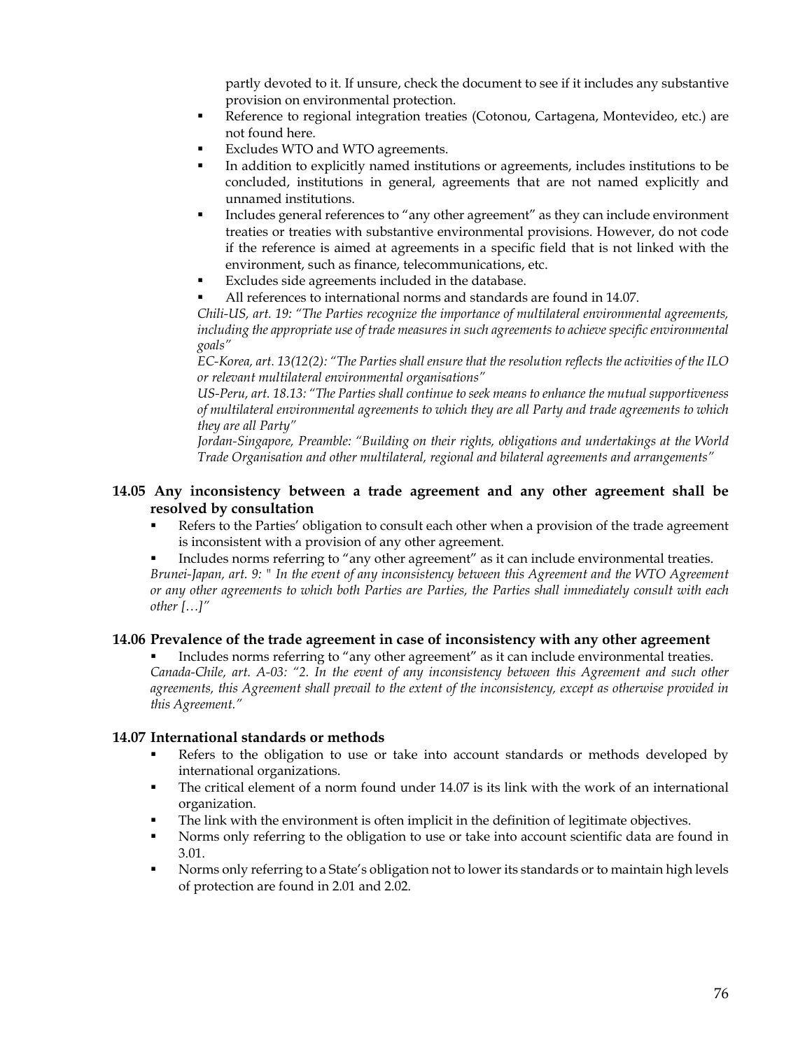partly devoted to it. If unsure, check the document to see if it includes any substantive provision on environmental protection.

- Reference to regional integration treaties (Cotonou, Cartagena, Montevideo, etc.) are not found here.
- Excludes WTO and WTO agreements.
- In addition to explicitly named institutions or agreements, includes institutions to be concluded, institutions in general, agreements that are not named explicitly and unnamed institutions.
- Includes general references to "any other agreement" as they can include environment treaties or treaties with substantive environmental provisions. However, do not code if the reference is aimed at agreements in a specific field that is not linked with the environment, such as finance, telecommunications, etc.
- Excludes side agreements included in the database.
- All references to international norms and standards are found in 14.07.

*Chili-US, art. 19: "The Parties recognize the importance of multilateral environmental agreements, including the appropriate use of trade measures in such agreements to achieve specific environmental goals"*

*EC-Korea, art. 13(12(2): "The Parties shall ensure that the resolution reflects the activities of the ILO or relevant multilateral environmental organisations"*

*US-Peru, art. 18.13: "The Parties shall continue to seek means to enhance the mutual supportiveness of multilateral environmental agreements to which they are all Party and trade agreements to which they are all Party"*

*Jordan-Singapore, Preamble: "Building on their rights, obligations and undertakings at the World Trade Organisation and other multilateral, regional and bilateral agreements and arrangements"*

### 14.05 Any inconsistency between a trade agreement and any other agreement shall be resolved by consultation

- Refers to the Parties' obligation to consult each other when a provision of the trade agreement is inconsistent with a provision of any other agreement.
- Includes norms referring to "any other agreement" as it can include environmental treaties.

*Brunei-Japan, art. 9: " In the event of any inconsistency between this Agreement and the WTO Agreement or any other agreements to which both Parties are Parties, the Parties shall immediately consult with each other […]"*

### 14.06 Prevalence of the trade agreement in case of inconsistency with any other agreement

- Includes norms referring to "any other agreement" as it can include environmental treaties.

*Canada-Chile, art. A-03: "2. In the event of any inconsistency between this Agreement and such other agreements, this Agreement shall prevail to the extent of the inconsistency, except as otherwise provided in this Agreement."*

### 14.07 International standards or methods

- Refers to the obligation to use or take into account standards or methods developed by international organizations.
- The critical element of a norm found under 14.07 is its link with the work of an international organization.
- The link with the environment is often implicit in the definition of legitimate objectives.
- Norms only referring to the obligation to use or take into account scientific data are found in 3.01.
- Norms only referring to a State's obligation not to lower its standards or to maintain high levels of protection are found in 2.01 and 2.02.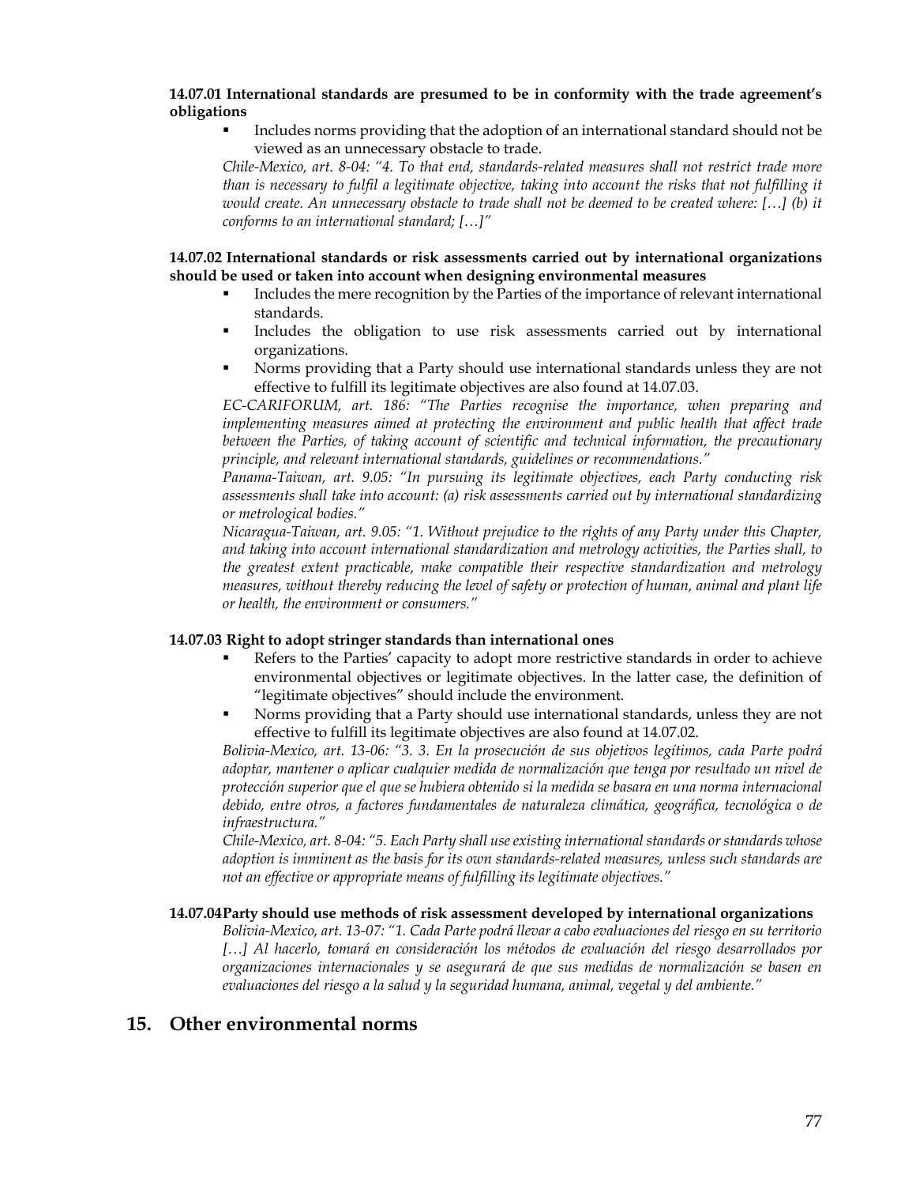**14.07.01 International standards are presumed to be in conformity with the trade agreement's obligations**

- Includes norms providing that the adoption of an international standard should not be viewed as an unnecessary obstacle to trade.

*Chile-Mexico, art. 8-04: "4. To that end, standards-related measures shall not restrict trade more than is necessary to fulfil a legitimate objective, taking into account the risks that not fulfilling it would create. An unnecessary obstacle to trade shall not be deemed to be created where: […] (b) it conforms to an international standard; […]"*

**14.07.02 International standards or risk assessments carried out by international organizations should be used or taken into account when designing environmental measures**

- Includes the mere recognition by the Parties of the importance of relevant international standards.
- Includes the obligation to use risk assessments carried out by international organizations.
- Norms providing that a Party should use international standards unless they are not effective to fulfill its legitimate objectives are also found at 14.07.03.

*EC-CARIFORUM, art. 186: "The Parties recognise the importance, when preparing and implementing measures aimed at protecting the environment and public health that affect trade between the Parties, of taking account of scientific and technical information, the precautionary principle, and relevant international standards, guidelines or recommendations."*

*Panama-Taiwan, art. 9.05: "In pursuing its legitimate objectives, each Party conducting risk assessments shall take into account: (a) risk assessments carried out by international standardizing or metrological bodies."*

*Nicaragua-Taiwan, art. 9.05: "1. Without prejudice to the rights of any Party under this Chapter, and taking into account international standardization and metrology activities, the Parties shall, to the greatest extent practicable, make compatible their respective standardization and metrology measures, without thereby reducing the level of safety or protection of human, animal and plant life or health, the environment or consumers."*

**14.07.03 Right to adopt stringer standards than international ones**

- Refers to the Parties' capacity to adopt more restrictive standards in order to achieve environmental objectives or legitimate objectives. In the latter case, the definition of "legitimate objectives" should include the environment.
- Norms providing that a Party should use international standards, unless they are not effective to fulfill its legitimate objectives are also found at 14.07.02.

*Bolivia-Mexico, art. 13-06: "3. 3. En la prosecución de sus objetivos legítimos, cada Parte podrá adoptar, mantener o aplicar cualquier medida de normalización que tenga por resultado un nivel de protección superior que el que se hubiera obtenido si la medida se basara en una norma internacional debido, entre otros, a factores fundamentales de naturaleza climática, geográfica, tecnológica o de infraestructura."*

*Chile-Mexico, art. 8-04: "5. Each Party shall use existing international standards or standards whose adoption is imminent as the basis for its own standards-related measures, unless such standards are not an effective or appropriate means of fulfilling its legitimate objectives."*

**14.07.04 Party should use methods of risk assessment developed by international organizations**

*Bolivia-Mexico, art. 13-07: "1. Cada Parte podrá llevar a cabo evaluaciones del riesgo en su territorio […] Al hacerlo, tomará en consideración los métodos de evaluación del riesgo desarrollados por organizaciones internacionales y se asegurará de que sus medidas de normalización se basen en evaluaciones del riesgo a la salud y la seguridad humana, animal, vegetal y del ambiente."*

## 15. Other environmental norms